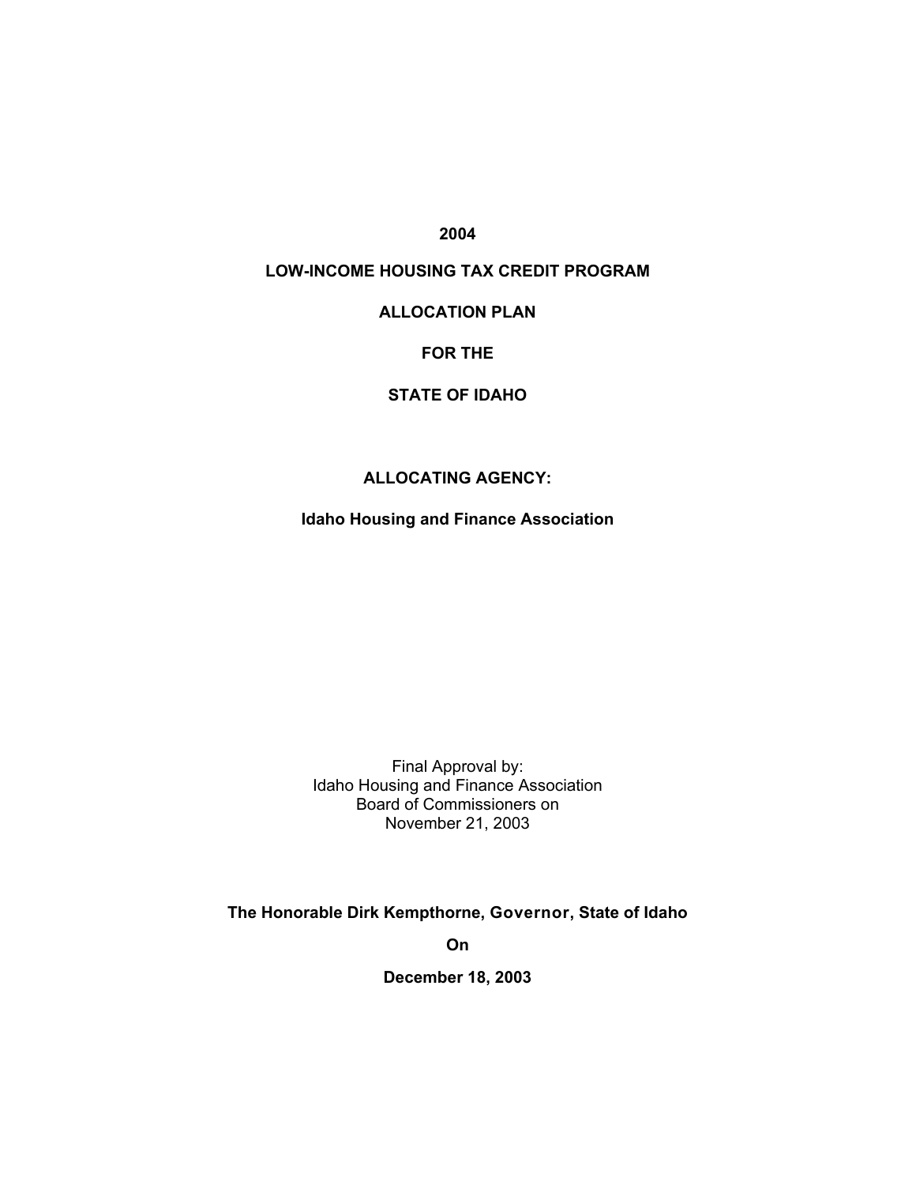**2004**

**LOW-INCOME HOUSING TAX CREDIT PROGRAM**

**ALLOCATION PLAN**

**FOR THE**

**STATE OF IDAHO**

**ALLOCATING AGENCY:**

**Idaho Housing and Finance Association**

Final Approval by:
Idaho Housing and Finance Association
Board of Commissioners on
November 21, 2003

**The Honorable Dirk Kempthorne, Governor, State of Idaho**

**On**

**December 18, 2003**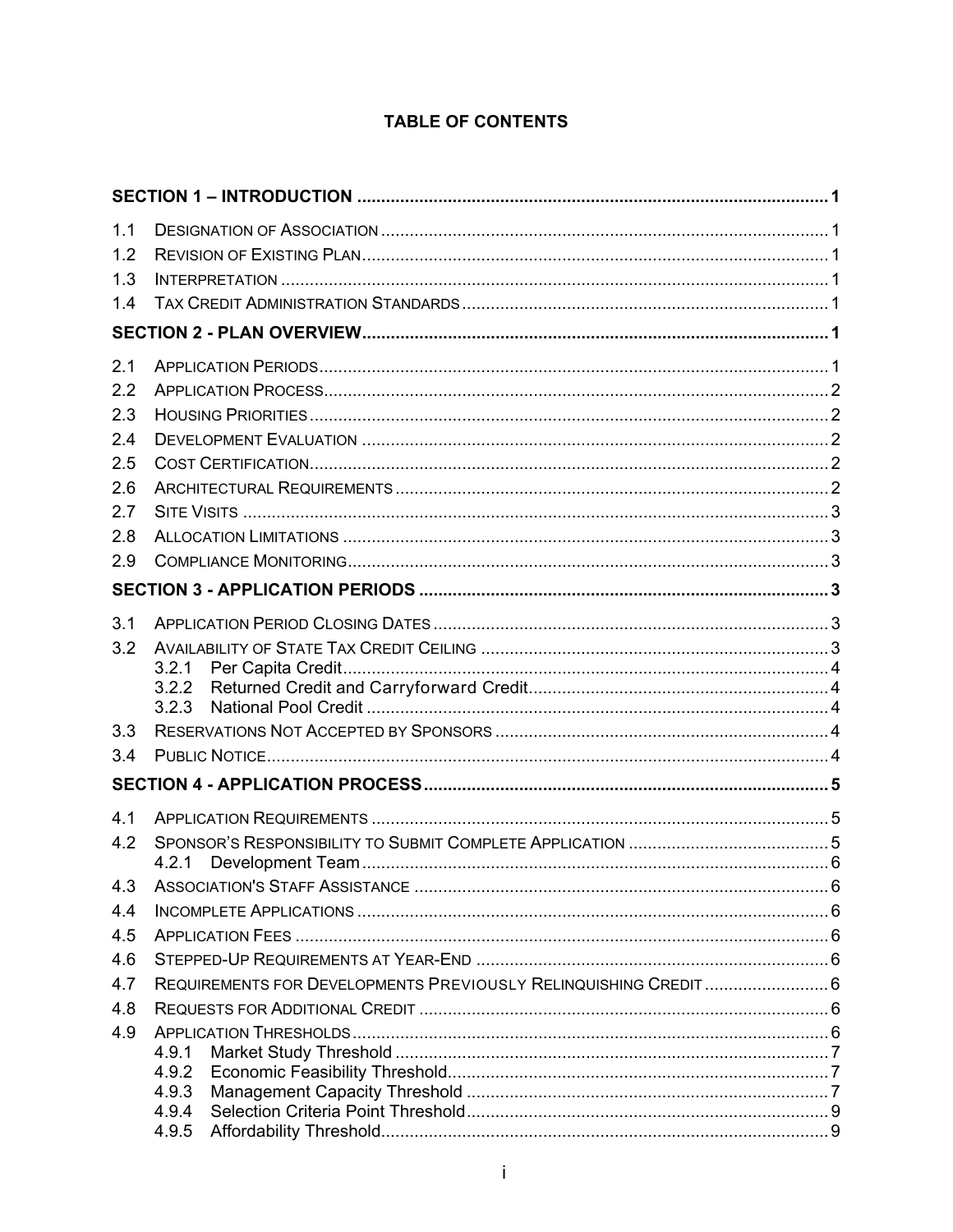# TABLE OF CONTENTS

**SECTION 1 – INTRODUCTION .......... 1**

1.1 DESIGNATION OF ASSOCIATION .......... 1
1.2 REVISION OF EXISTING PLAN .......... 1
1.3 INTERPRETATION .......... 1
1.4 TAX CREDIT ADMINISTRATION STANDARDS .......... 1

**SECTION 2 - PLAN OVERVIEW .......... 1**

2.1 APPLICATION PERIODS .......... 1
2.2 APPLICATION PROCESS .......... 2
2.3 HOUSING PRIORITIES .......... 2
2.4 DEVELOPMENT EVALUATION .......... 2
2.5 COST CERTIFICATION .......... 2
2.6 ARCHITECTURAL REQUIREMENTS .......... 2
2.7 SITE VISITS .......... 3
2.8 ALLOCATION LIMITATIONS .......... 3
2.9 COMPLIANCE MONITORING .......... 3

**SECTION 3 - APPLICATION PERIODS .......... 3**

3.1 APPLICATION PERIOD CLOSING DATES .......... 3
3.2 AVAILABILITY OF STATE TAX CREDIT CEILING .......... 3
- 3.2.1 Per Capita Credit .......... 4
- 3.2.2 Returned Credit and Carryforward Credit .......... 4
- 3.2.3 National Pool Credit .......... 4

3.3 RESERVATIONS NOT ACCEPTED BY SPONSORS .......... 4
3.4 PUBLIC NOTICE .......... 4

**SECTION 4 - APPLICATION PROCESS .......... 5**

4.1 APPLICATION REQUIREMENTS .......... 5
4.2 SPONSOR'S RESPONSIBILITY TO SUBMIT COMPLETE APPLICATION .......... 5
- 4.2.1 Development Team .......... 6

4.3 ASSOCIATION'S STAFF ASSISTANCE .......... 6
4.4 INCOMPLETE APPLICATIONS .......... 6
4.5 APPLICATION FEES .......... 6
4.6 STEPPED-UP REQUIREMENTS AT YEAR-END .......... 6
4.7 REQUIREMENTS FOR DEVELOPMENTS PREVIOUSLY RELINQUISHING CREDIT .......... 6
4.8 REQUESTS FOR ADDITIONAL CREDIT .......... 6
4.9 APPLICATION THRESHOLDS .......... 6
- 4.9.1 Market Study Threshold .......... 7
- 4.9.2 Economic Feasibility Threshold .......... 7
- 4.9.3 Management Capacity Threshold .......... 7
- 4.9.4 Selection Criteria Point Threshold .......... 9
- 4.9.5 Affordability Threshold .......... 9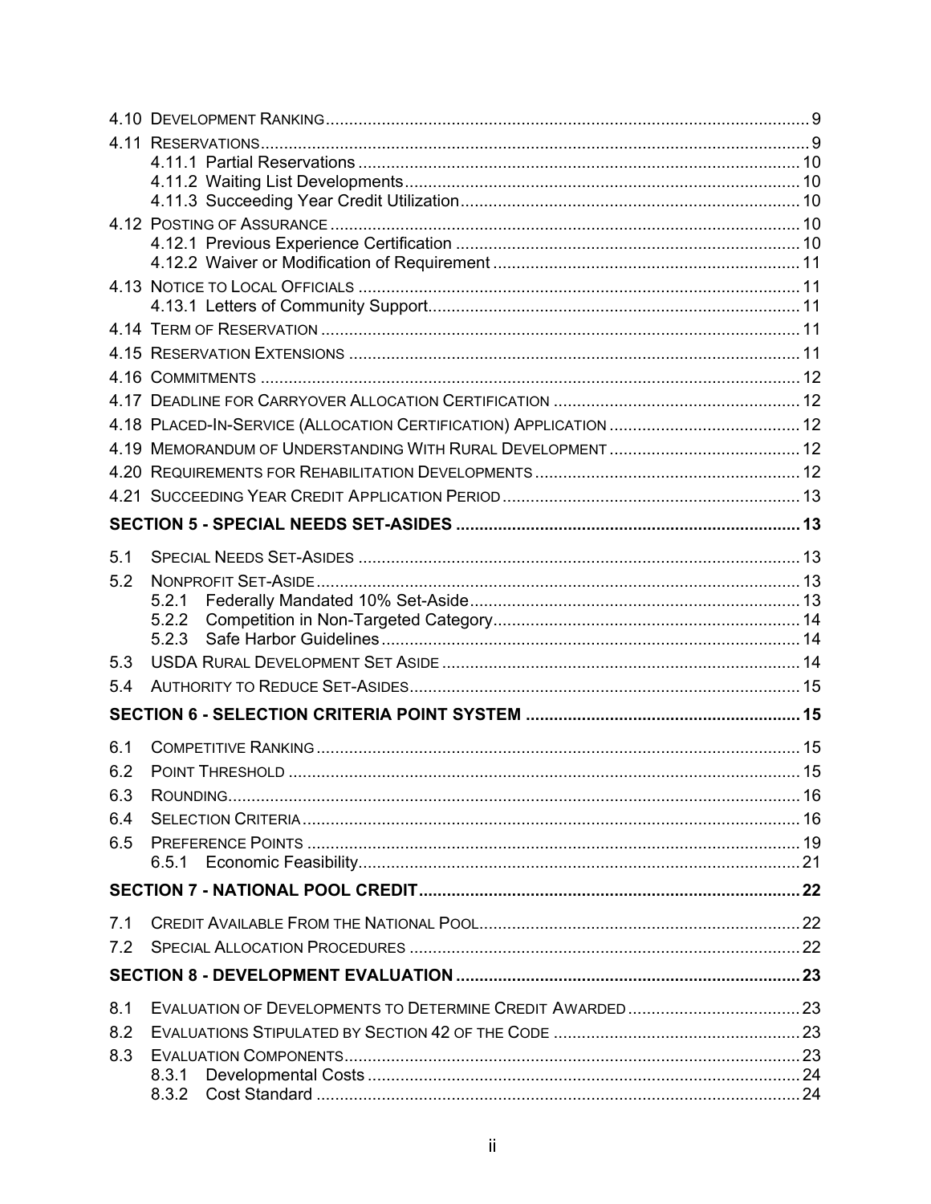4.10 DEVELOPMENT RANKING ........ 9
4.11 RESERVATIONS ........ 9
  4.11.1 Partial Reservations ........ 10
  4.11.2 Waiting List Developments ........ 10
  4.11.3 Succeeding Year Credit Utilization ........ 10
4.12 POSTING OF ASSURANCE ........ 10
  4.12.1 Previous Experience Certification ........ 10
  4.12.2 Waiver or Modification of Requirement ........ 11
4.13 NOTICE TO LOCAL OFFICIALS ........ 11
  4.13.1 Letters of Community Support ........ 11
4.14 TERM OF RESERVATION ........ 11
4.15 RESERVATION EXTENSIONS ........ 11
4.16 COMMITMENTS ........ 12
4.17 DEADLINE FOR CARRYOVER ALLOCATION CERTIFICATION ........ 12
4.18 PLACED-IN-SERVICE (ALLOCATION CERTIFICATION) APPLICATION ........ 12
4.19 MEMORANDUM OF UNDERSTANDING WITH RURAL DEVELOPMENT ........ 12
4.20 REQUIREMENTS FOR REHABILITATION DEVELOPMENTS ........ 12
4.21 SUCCEEDING YEAR CREDIT APPLICATION PERIOD ........ 13

**SECTION 5 - SPECIAL NEEDS SET-ASIDES ........ 13**

5.1 SPECIAL NEEDS SET-ASIDES ........ 13
5.2 NONPROFIT SET-ASIDE ........ 13
  5.2.1 Federally Mandated 10% Set-Aside ........ 13
  5.2.2 Competition in Non-Targeted Category ........ 14
  5.2.3 Safe Harbor Guidelines ........ 14
5.3 USDA RURAL DEVELOPMENT SET ASIDE ........ 14
5.4 AUTHORITY TO REDUCE SET-ASIDES ........ 15

**SECTION 6 - SELECTION CRITERIA POINT SYSTEM ........ 15**

6.1 COMPETITIVE RANKING ........ 15
6.2 POINT THRESHOLD ........ 15
6.3 ROUNDING ........ 16
6.4 SELECTION CRITERIA ........ 16
6.5 PREFERENCE POINTS ........ 19
  6.5.1 Economic Feasibility ........ 21

**SECTION 7 - NATIONAL POOL CREDIT ........ 22**

7.1 CREDIT AVAILABLE FROM THE NATIONAL POOL ........ 22
7.2 SPECIAL ALLOCATION PROCEDURES ........ 22

**SECTION 8 - DEVELOPMENT EVALUATION ........ 23**

8.1 EVALUATION OF DEVELOPMENTS TO DETERMINE CREDIT AWARDED ........ 23
8.2 EVALUATIONS STIPULATED BY SECTION 42 OF THE CODE ........ 23
8.3 EVALUATION COMPONENTS ........ 23
  8.3.1 Developmental Costs ........ 24
  8.3.2 Cost Standard ........ 24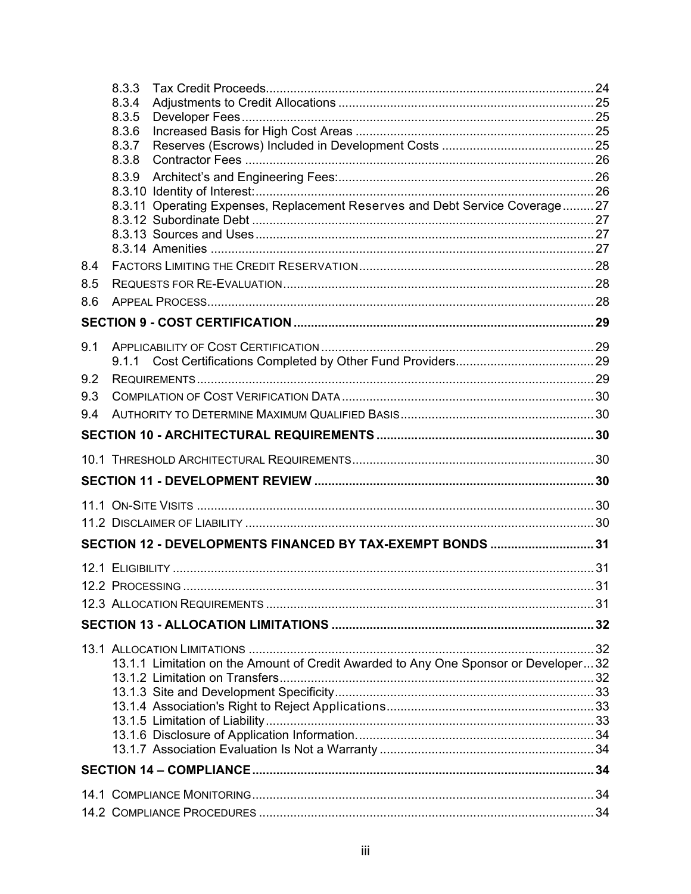- 8.3.3 Tax Credit Proceeds ... 24
- 8.3.4 Adjustments to Credit Allocations ... 25
- 8.3.5 Developer Fees ... 25
- 8.3.6 Increased Basis for High Cost Areas ... 25
- 8.3.7 Reserves (Escrows) Included in Development Costs ... 25
- 8.3.8 Contractor Fees ... 26
- 8.3.9 Architect's and Engineering Fees: ... 26
- 8.3.10 Identity of Interest: ... 26
- 8.3.11 Operating Expenses, Replacement Reserves and Debt Service Coverage ... 27
- 8.3.12 Subordinate Debt ... 27
- 8.3.13 Sources and Uses ... 27
- 8.3.14 Amenities ... 27

8.4 Factors Limiting the Credit Reservation ... 28

8.5 Requests for Re-Evaluation ... 28

8.6 Appeal Process ... 28

**SECTION 9 - COST CERTIFICATION ... 29**

9.1 Applicability of Cost Certification ... 29

- 9.1.1 Cost Certifications Completed by Other Fund Providers ... 29

9.2 Requirements ... 29

9.3 Compilation of Cost Verification Data ... 30

9.4 Authority to Determine Maximum Qualified Basis ... 30

**SECTION 10 - ARCHITECTURAL REQUIREMENTS ... 30**

10.1 Threshold Architectural Requirements ... 30

**SECTION 11 - DEVELOPMENT REVIEW ... 30**

11.1 On-Site Visits ... 30

11.2 Disclaimer of Liability ... 30

**SECTION 12 - DEVELOPMENTS FINANCED BY TAX-EXEMPT BONDS ... 31**

12.1 Eligibility ... 31

12.2 Processing ... 31

12.3 Allocation Requirements ... 31

**SECTION 13 - ALLOCATION LIMITATIONS ... 32**

13.1 Allocation Limitations ... 32

- 13.1.1 Limitation on the Amount of Credit Awarded to Any One Sponsor or Developer ... 32
- 13.1.2 Limitation on Transfers ... 32
- 13.1.3 Site and Development Specificity ... 33
- 13.1.4 Association's Right to Reject Applications ... 33
- 13.1.5 Limitation of Liability ... 33
- 13.1.6 Disclosure of Application Information. ... 34
- 13.1.7 Association Evaluation Is Not a Warranty ... 34

**SECTION 14 – COMPLIANCE ... 34**

14.1 Compliance Monitoring ... 34

14.2 Compliance Procedures ... 34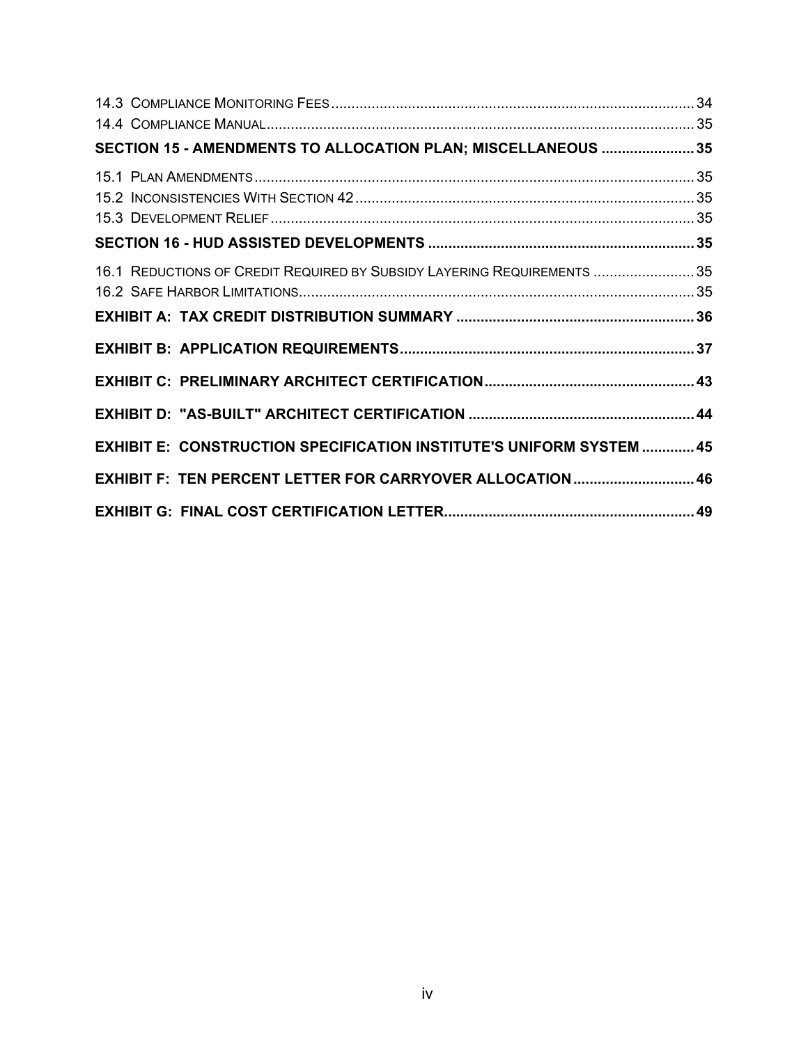14.3 Compliance Monitoring Fees ........................................................................................ 34
14.4 Compliance Manual ........................................................................................................ 35

**SECTION 15 - AMENDMENTS TO ALLOCATION PLAN; MISCELLANEOUS ....................... 35**

15.1 Plan Amendments ........................................................................................................... 35
15.2 Inconsistencies With Section 42 .................................................................................. 35
15.3 Development Relief ........................................................................................................ 35

**SECTION 16 - HUD ASSISTED DEVELOPMENTS ................................................................. 35**

16.1 Reductions of Credit Required by Subsidy Layering Requirements ......................... 35
16.2 Safe Harbor Limitations ................................................................................................. 35

**EXHIBIT A: TAX CREDIT DISTRIBUTION SUMMARY ........................................................... 36**

**EXHIBIT B: APPLICATION REQUIREMENTS ........................................................................ 37**

**EXHIBIT C: PRELIMINARY ARCHITECT CERTIFICATION ................................................... 43**

**EXHIBIT D: "AS-BUILT" ARCHITECT CERTIFICATION ........................................................ 44**

**EXHIBIT E: CONSTRUCTION SPECIFICATION INSTITUTE'S UNIFORM SYSTEM ............. 45**

**EXHIBIT F: TEN PERCENT LETTER FOR CARRYOVER ALLOCATION .............................. 46**

**EXHIBIT G: FINAL COST CERTIFICATION LETTER .............................................................. 49**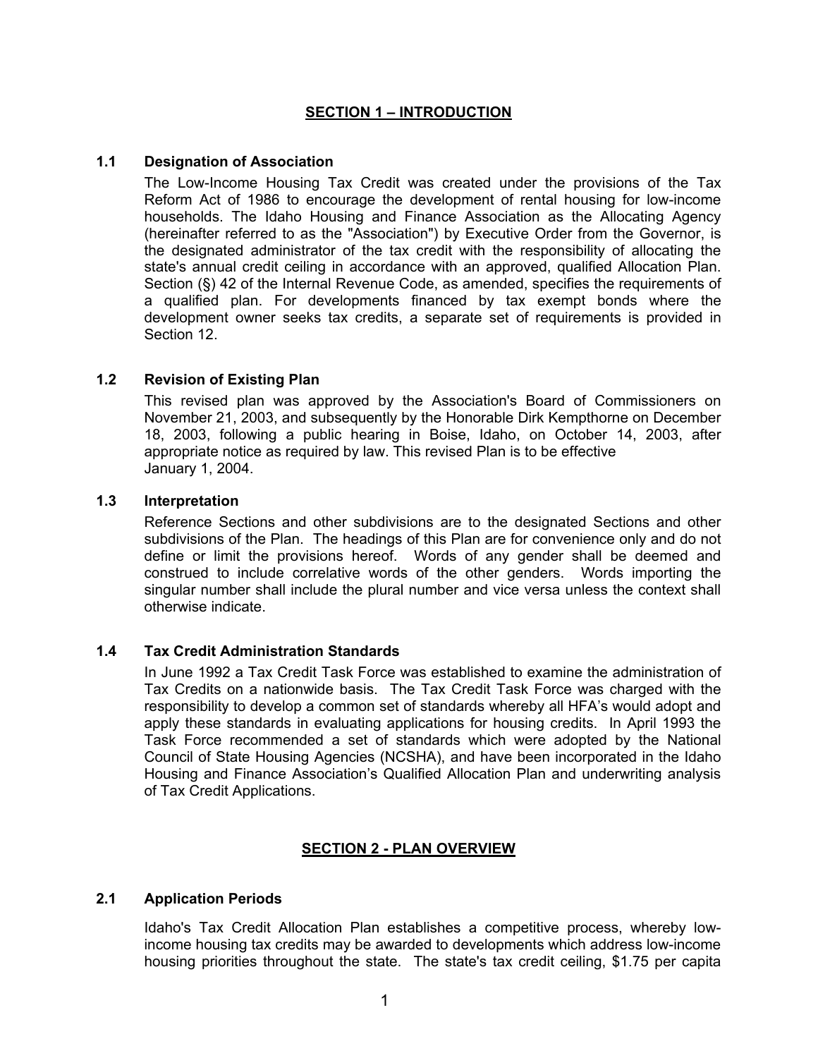## SECTION 1 – INTRODUCTION

### 1.1 Designation of Association

The Low-Income Housing Tax Credit was created under the provisions of the Tax Reform Act of 1986 to encourage the development of rental housing for low-income households. The Idaho Housing and Finance Association as the Allocating Agency (hereinafter referred to as the "Association") by Executive Order from the Governor, is the designated administrator of the tax credit with the responsibility of allocating the state's annual credit ceiling in accordance with an approved, qualified Allocation Plan. Section (§) 42 of the Internal Revenue Code, as amended, specifies the requirements of a qualified plan. For developments financed by tax exempt bonds where the development owner seeks tax credits, a separate set of requirements is provided in Section 12.

### 1.2 Revision of Existing Plan

This revised plan was approved by the Association's Board of Commissioners on November 21, 2003, and subsequently by the Honorable Dirk Kempthorne on December 18, 2003, following a public hearing in Boise, Idaho, on October 14, 2003, after appropriate notice as required by law. This revised Plan is to be effective January 1, 2004.

### 1.3 Interpretation

Reference Sections and other subdivisions are to the designated Sections and other subdivisions of the Plan. The headings of this Plan are for convenience only and do not define or limit the provisions hereof. Words of any gender shall be deemed and construed to include correlative words of the other genders. Words importing the singular number shall include the plural number and vice versa unless the context shall otherwise indicate.

### 1.4 Tax Credit Administration Standards

In June 1992 a Tax Credit Task Force was established to examine the administration of Tax Credits on a nationwide basis. The Tax Credit Task Force was charged with the responsibility to develop a common set of standards whereby all HFA's would adopt and apply these standards in evaluating applications for housing credits. In April 1993 the Task Force recommended a set of standards which were adopted by the National Council of State Housing Agencies (NCSHA), and have been incorporated in the Idaho Housing and Finance Association's Qualified Allocation Plan and underwriting analysis of Tax Credit Applications.

## SECTION 2 - PLAN OVERVIEW

### 2.1 Application Periods

Idaho's Tax Credit Allocation Plan establishes a competitive process, whereby low-income housing tax credits may be awarded to developments which address low-income housing priorities throughout the state. The state's tax credit ceiling, $1.75 per capita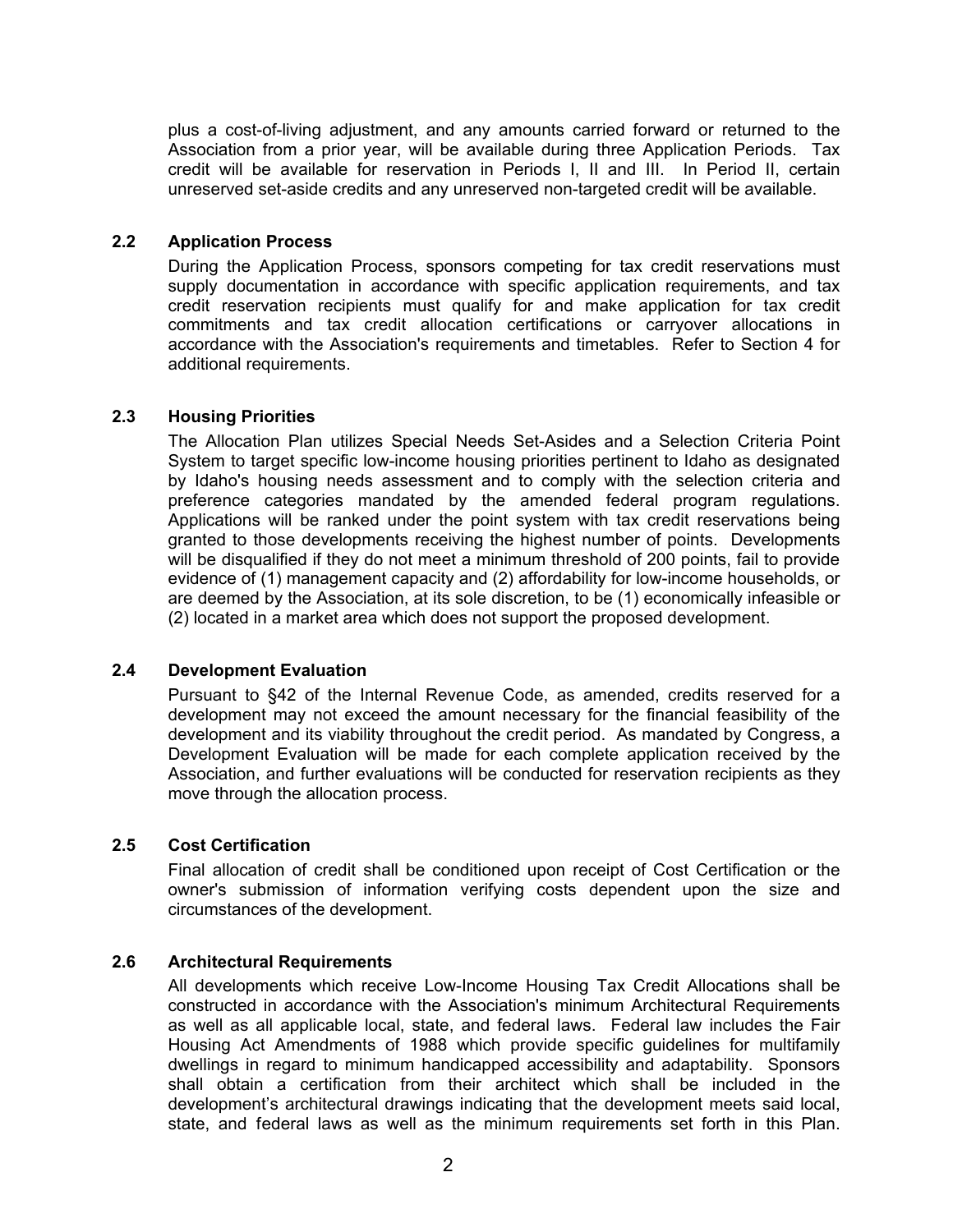plus a cost-of-living adjustment, and any amounts carried forward or returned to the Association from a prior year, will be available during three Application Periods. Tax credit will be available for reservation in Periods I, II and III. In Period II, certain unreserved set-aside credits and any unreserved non-targeted credit will be available.

### 2.2 Application Process

During the Application Process, sponsors competing for tax credit reservations must supply documentation in accordance with specific application requirements, and tax credit reservation recipients must qualify for and make application for tax credit commitments and tax credit allocation certifications or carryover allocations in accordance with the Association's requirements and timetables. Refer to Section 4 for additional requirements.

### 2.3 Housing Priorities

The Allocation Plan utilizes Special Needs Set-Asides and a Selection Criteria Point System to target specific low-income housing priorities pertinent to Idaho as designated by Idaho's housing needs assessment and to comply with the selection criteria and preference categories mandated by the amended federal program regulations. Applications will be ranked under the point system with tax credit reservations being granted to those developments receiving the highest number of points. Developments will be disqualified if they do not meet a minimum threshold of 200 points, fail to provide evidence of (1) management capacity and (2) affordability for low-income households, or are deemed by the Association, at its sole discretion, to be (1) economically infeasible or (2) located in a market area which does not support the proposed development.

### 2.4 Development Evaluation

Pursuant to §42 of the Internal Revenue Code, as amended, credits reserved for a development may not exceed the amount necessary for the financial feasibility of the development and its viability throughout the credit period. As mandated by Congress, a Development Evaluation will be made for each complete application received by the Association, and further evaluations will be conducted for reservation recipients as they move through the allocation process.

### 2.5 Cost Certification

Final allocation of credit shall be conditioned upon receipt of Cost Certification or the owner's submission of information verifying costs dependent upon the size and circumstances of the development.

### 2.6 Architectural Requirements

All developments which receive Low-Income Housing Tax Credit Allocations shall be constructed in accordance with the Association's minimum Architectural Requirements as well as all applicable local, state, and federal laws. Federal law includes the Fair Housing Act Amendments of 1988 which provide specific guidelines for multifamily dwellings in regard to minimum handicapped accessibility and adaptability. Sponsors shall obtain a certification from their architect which shall be included in the development's architectural drawings indicating that the development meets said local, state, and federal laws as well as the minimum requirements set forth in this Plan.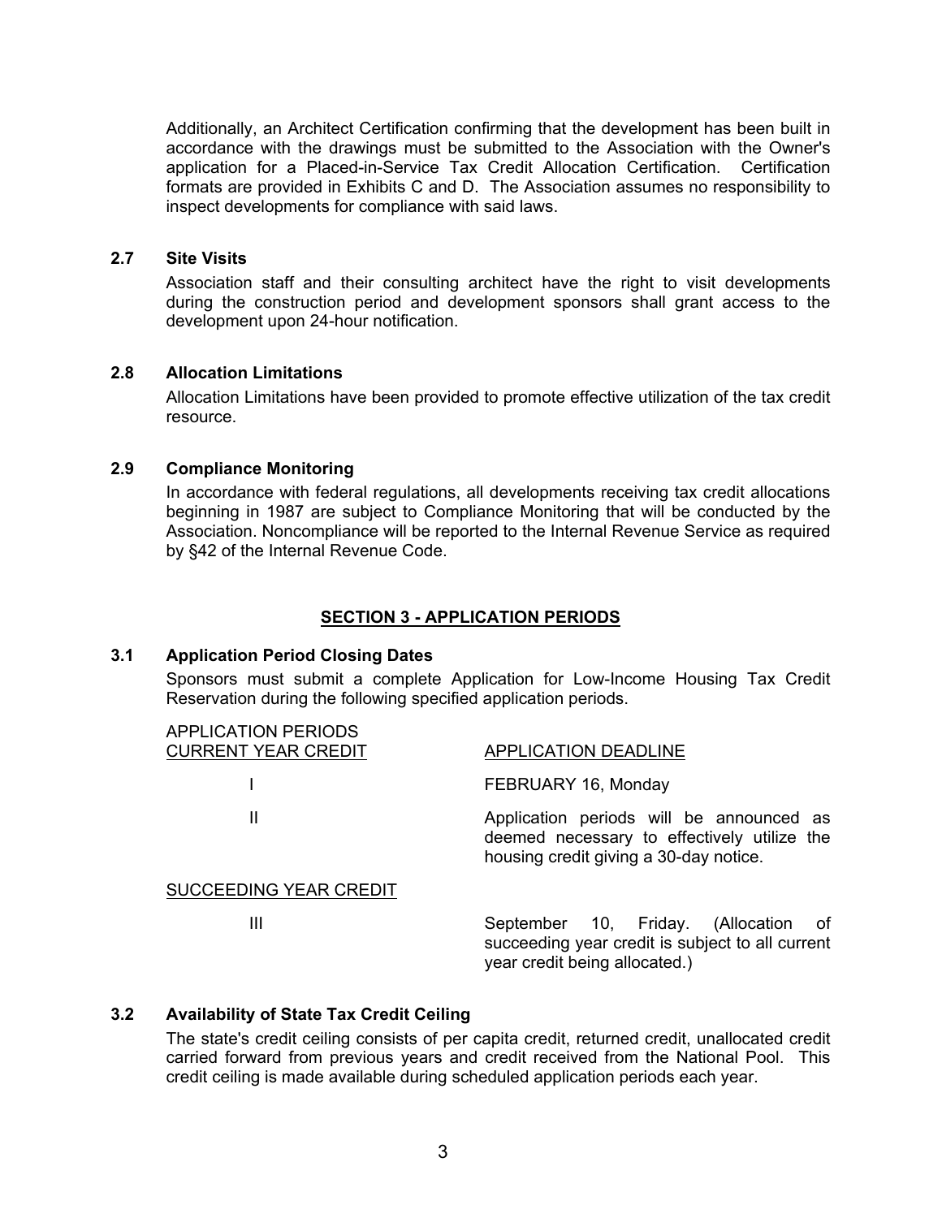Additionally, an Architect Certification confirming that the development has been built in accordance with the drawings must be submitted to the Association with the Owner's application for a Placed-in-Service Tax Credit Allocation Certification. Certification formats are provided in Exhibits C and D. The Association assumes no responsibility to inspect developments for compliance with said laws.

### 2.7 Site Visits

Association staff and their consulting architect have the right to visit developments during the construction period and development sponsors shall grant access to the development upon 24-hour notification.

### 2.8 Allocation Limitations

Allocation Limitations have been provided to promote effective utilization of the tax credit resource.

### 2.9 Compliance Monitoring

In accordance with federal regulations, all developments receiving tax credit allocations beginning in 1987 are subject to Compliance Monitoring that will be conducted by the Association. Noncompliance will be reported to the Internal Revenue Service as required by §42 of the Internal Revenue Code.

## SECTION 3 - APPLICATION PERIODS

### 3.1 Application Period Closing Dates

Sponsors must submit a complete Application for Low-Income Housing Tax Credit Reservation during the following specified application periods.

| APPLICATION PERIODS CURRENT YEAR CREDIT | APPLICATION DEADLINE |
|---|---|
| I | FEBRUARY 16, Monday |
| II | Application periods will be announced as deemed necessary to effectively utilize the housing credit giving a 30-day notice. |
| SUCCEEDING YEAR CREDIT | |
| III | September 10, Friday. (Allocation of succeeding year credit is subject to all current year credit being allocated.) |

### 3.2 Availability of State Tax Credit Ceiling

The state's credit ceiling consists of per capita credit, returned credit, unallocated credit carried forward from previous years and credit received from the National Pool. This credit ceiling is made available during scheduled application periods each year.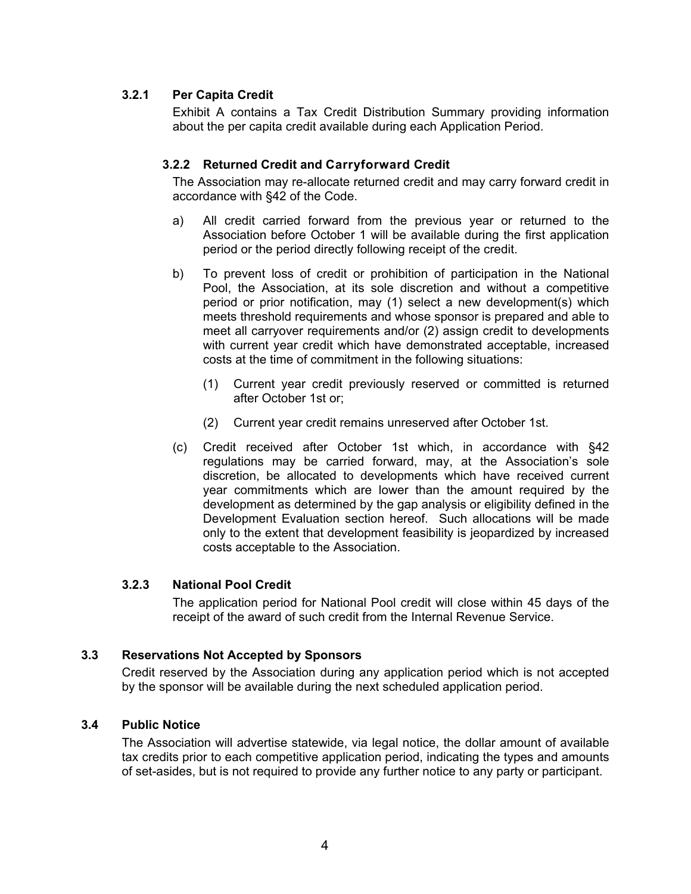### 3.2.1 Per Capita Credit

Exhibit A contains a Tax Credit Distribution Summary providing information about the per capita credit available during each Application Period.

### 3.2.2 Returned Credit and Carryforward Credit

The Association may re-allocate returned credit and may carry forward credit in accordance with §42 of the Code.

a) All credit carried forward from the previous year or returned to the Association before October 1 will be available during the first application period or the period directly following receipt of the credit.

b) To prevent loss of credit or prohibition of participation in the National Pool, the Association, at its sole discretion and without a competitive period or prior notification, may (1) select a new development(s) which meets threshold requirements and whose sponsor is prepared and able to meet all carryover requirements and/or (2) assign credit to developments with current year credit which have demonstrated acceptable, increased costs at the time of commitment in the following situations:

   (1) Current year credit previously reserved or committed is returned after October 1st or;

   (2) Current year credit remains unreserved after October 1st.

(c) Credit received after October 1st which, in accordance with §42 regulations may be carried forward, may, at the Association's sole discretion, be allocated to developments which have received current year commitments which are lower than the amount required by the development as determined by the gap analysis or eligibility defined in the Development Evaluation section hereof. Such allocations will be made only to the extent that development feasibility is jeopardized by increased costs acceptable to the Association.

### 3.2.3 National Pool Credit

The application period for National Pool credit will close within 45 days of the receipt of the award of such credit from the Internal Revenue Service.

## 3.3 Reservations Not Accepted by Sponsors

Credit reserved by the Association during any application period which is not accepted by the sponsor will be available during the next scheduled application period.

## 3.4 Public Notice

The Association will advertise statewide, via legal notice, the dollar amount of available tax credits prior to each competitive application period, indicating the types and amounts of set-asides, but is not required to provide any further notice to any party or participant.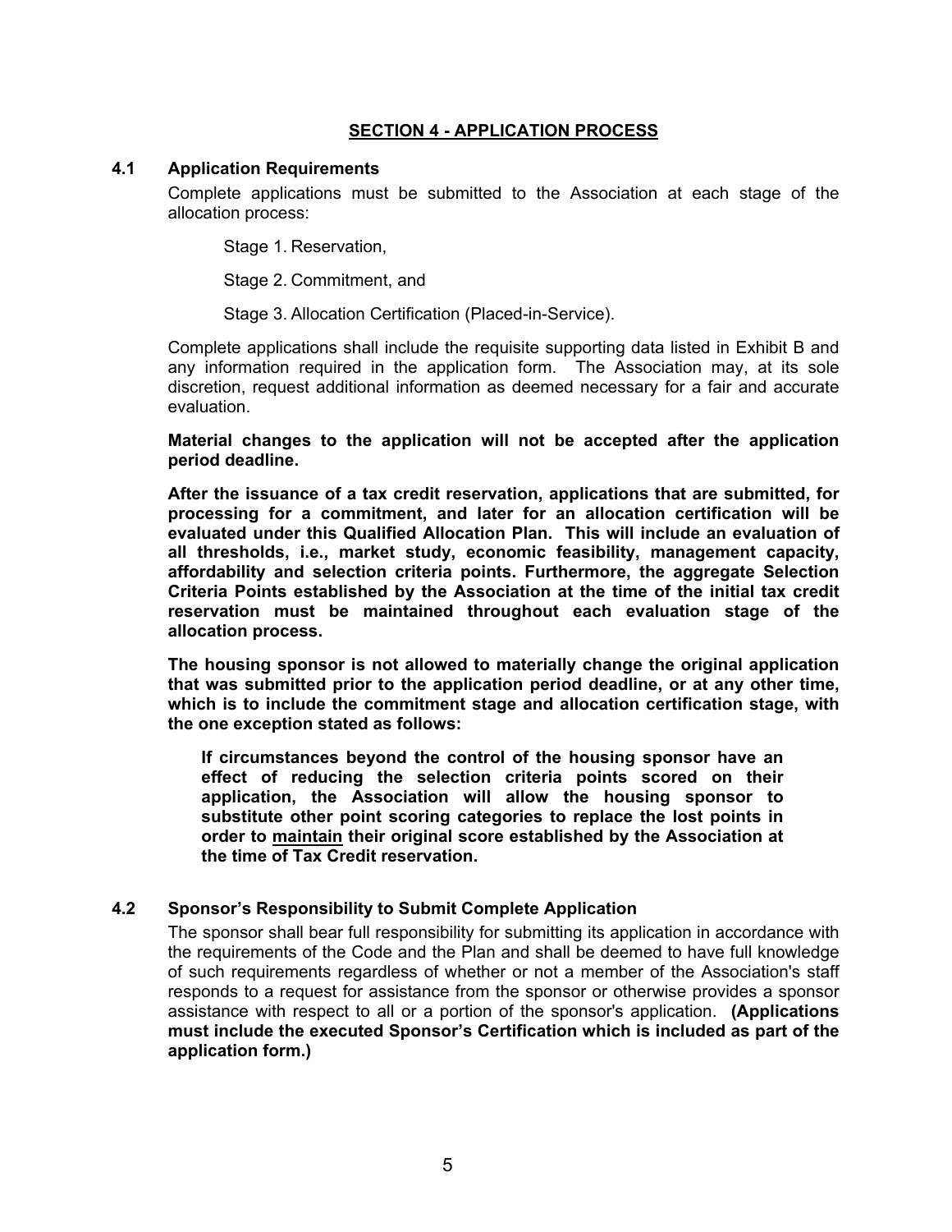## SECTION 4 - APPLICATION PROCESS

### 4.1 Application Requirements

Complete applications must be submitted to the Association at each stage of the allocation process:

Stage 1. Reservation,

Stage 2. Commitment, and

Stage 3. Allocation Certification (Placed-in-Service).

Complete applications shall include the requisite supporting data listed in Exhibit B and any information required in the application form. The Association may, at its sole discretion, request additional information as deemed necessary for a fair and accurate evaluation.

**Material changes to the application will not be accepted after the application period deadline.**

**After the issuance of a tax credit reservation, applications that are submitted, for processing for a commitment, and later for an allocation certification will be evaluated under this Qualified Allocation Plan. This will include an evaluation of all thresholds, i.e., market study, economic feasibility, management capacity, affordability and selection criteria points. Furthermore, the aggregate Selection Criteria Points established by the Association at the time of the initial tax credit reservation must be maintained throughout each evaluation stage of the allocation process.**

**The housing sponsor is not allowed to materially change the original application that was submitted prior to the application period deadline, or at any other time, which is to include the commitment stage and allocation certification stage, with the one exception stated as follows:**

> **If circumstances beyond the control of the housing sponsor have an effect of reducing the selection criteria points scored on their application, the Association will allow the housing sponsor to substitute other point scoring categories to replace the lost points in order to <u>maintain</u> their original score established by the Association at the time of Tax Credit reservation.**

### 4.2 Sponsor's Responsibility to Submit Complete Application

The sponsor shall bear full responsibility for submitting its application in accordance with the requirements of the Code and the Plan and shall be deemed to have full knowledge of such requirements regardless of whether or not a member of the Association's staff responds to a request for assistance from the sponsor or otherwise provides a sponsor assistance with respect to all or a portion of the sponsor's application. **(Applications must include the executed Sponsor's Certification which is included as part of the application form.)**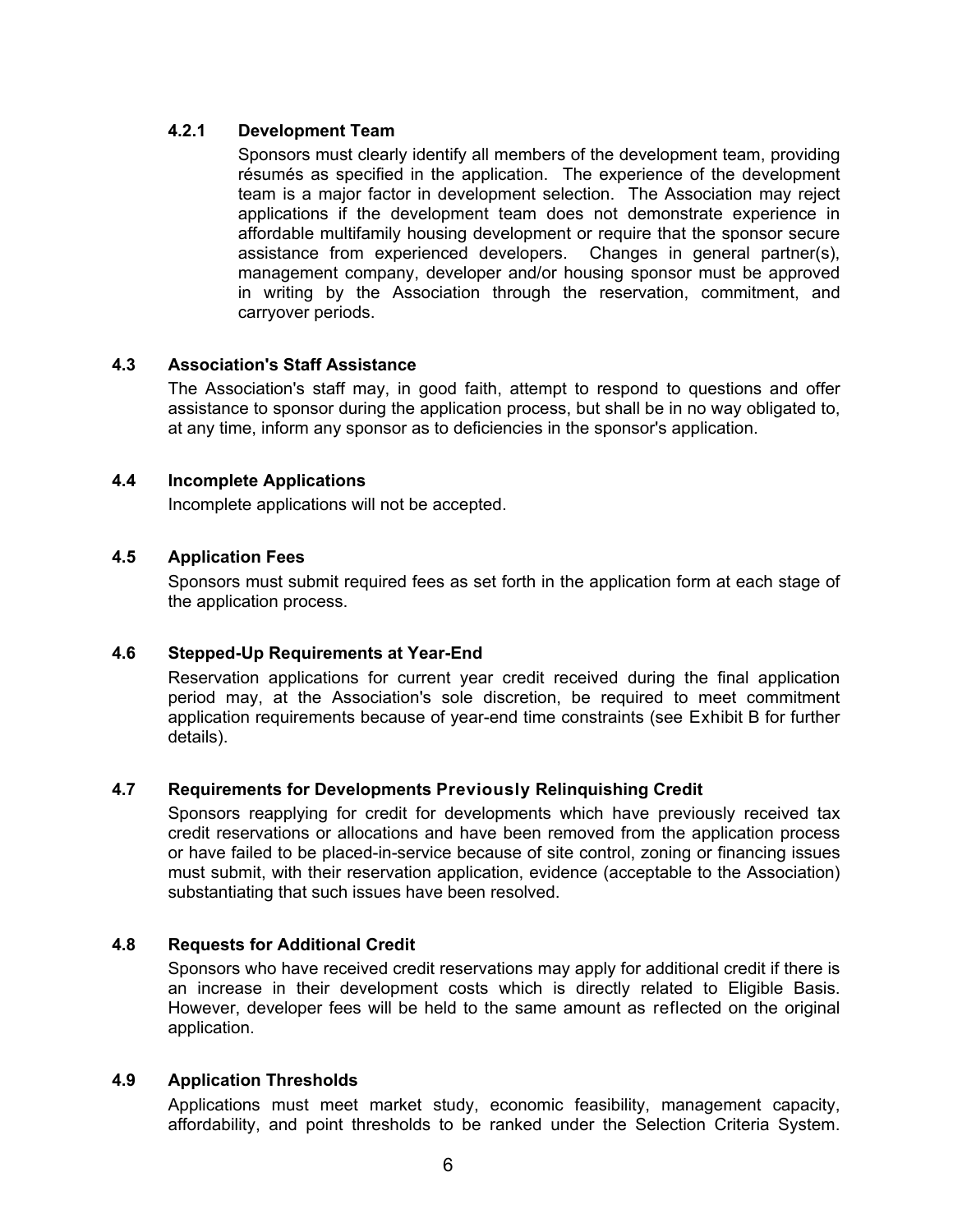#### 4.2.1 Development Team

Sponsors must clearly identify all members of the development team, providing résumés as specified in the application. The experience of the development team is a major factor in development selection. The Association may reject applications if the development team does not demonstrate experience in affordable multifamily housing development or require that the sponsor secure assistance from experienced developers. Changes in general partner(s), management company, developer and/or housing sponsor must be approved in writing by the Association through the reservation, commitment, and carryover periods.

### 4.3 Association's Staff Assistance

The Association's staff may, in good faith, attempt to respond to questions and offer assistance to sponsor during the application process, but shall be in no way obligated to, at any time, inform any sponsor as to deficiencies in the sponsor's application.

### 4.4 Incomplete Applications

Incomplete applications will not be accepted.

### 4.5 Application Fees

Sponsors must submit required fees as set forth in the application form at each stage of the application process.

### 4.6 Stepped-Up Requirements at Year-End

Reservation applications for current year credit received during the final application period may, at the Association's sole discretion, be required to meet commitment application requirements because of year-end time constraints (see Exhibit B for further details).

### 4.7 Requirements for Developments Previously Relinquishing Credit

Sponsors reapplying for credit for developments which have previously received tax credit reservations or allocations and have been removed from the application process or have failed to be placed-in-service because of site control, zoning or financing issues must submit, with their reservation application, evidence (acceptable to the Association) substantiating that such issues have been resolved.

### 4.8 Requests for Additional Credit

Sponsors who have received credit reservations may apply for additional credit if there is an increase in their development costs which is directly related to Eligible Basis. However, developer fees will be held to the same amount as reflected on the original application.

### 4.9 Application Thresholds

Applications must meet market study, economic feasibility, management capacity, affordability, and point thresholds to be ranked under the Selection Criteria System.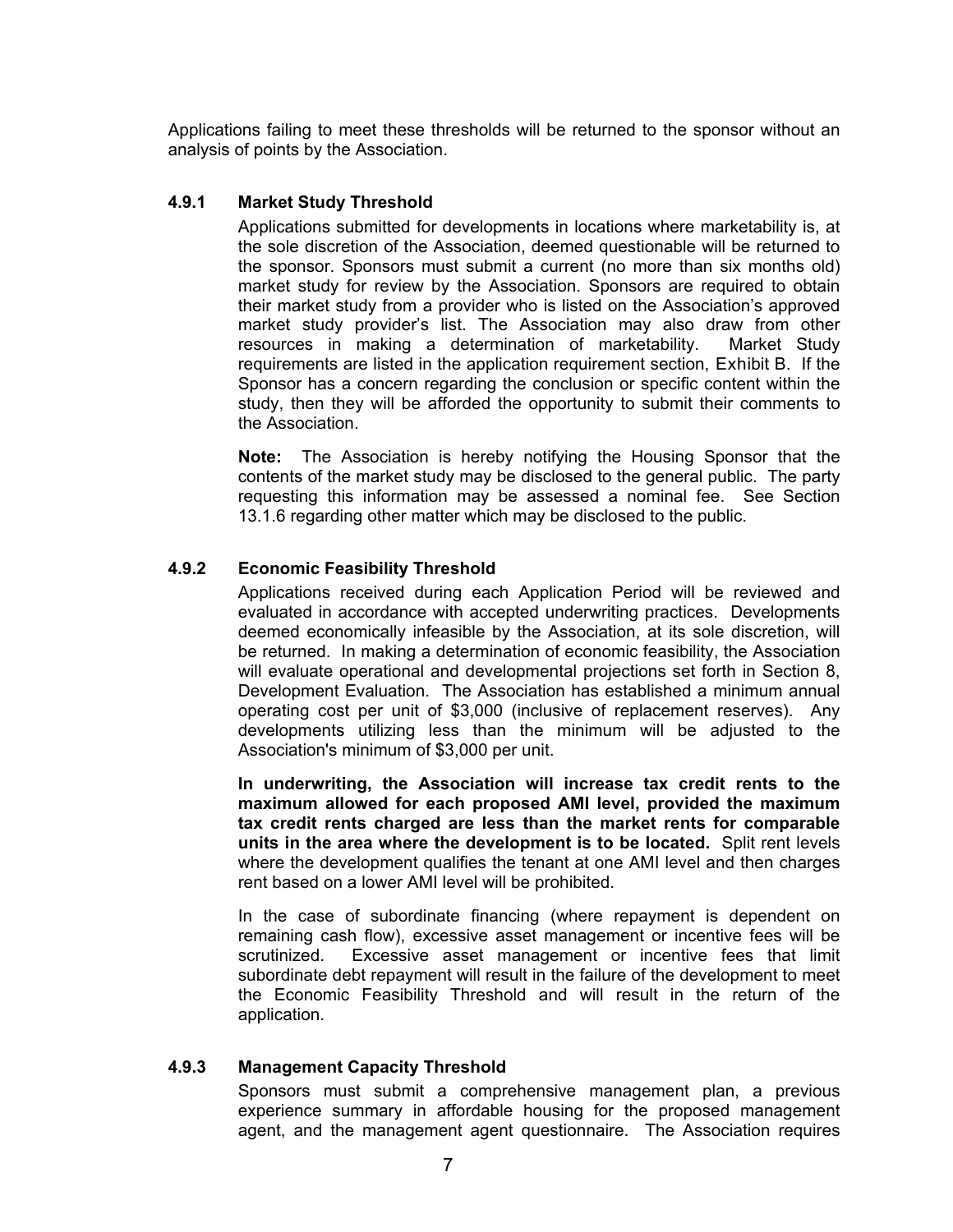Applications failing to meet these thresholds will be returned to the sponsor without an analysis of points by the Association.

### 4.9.1 Market Study Threshold

Applications submitted for developments in locations where marketability is, at the sole discretion of the Association, deemed questionable will be returned to the sponsor. Sponsors must submit a current (no more than six months old) market study for review by the Association. Sponsors are required to obtain their market study from a provider who is listed on the Association's approved market study provider's list. The Association may also draw from other resources in making a determination of marketability. Market Study requirements are listed in the application requirement section, Exhibit B. If the Sponsor has a concern regarding the conclusion or specific content within the study, then they will be afforded the opportunity to submit their comments to the Association.

**Note:** The Association is hereby notifying the Housing Sponsor that the contents of the market study may be disclosed to the general public. The party requesting this information may be assessed a nominal fee. See Section 13.1.6 regarding other matter which may be disclosed to the public.

### 4.9.2 Economic Feasibility Threshold

Applications received during each Application Period will be reviewed and evaluated in accordance with accepted underwriting practices. Developments deemed economically infeasible by the Association, at its sole discretion, will be returned. In making a determination of economic feasibility, the Association will evaluate operational and developmental projections set forth in Section 8, Development Evaluation. The Association has established a minimum annual operating cost per unit of $3,000 (inclusive of replacement reserves). Any developments utilizing less than the minimum will be adjusted to the Association's minimum of $3,000 per unit.

**In underwriting, the Association will increase tax credit rents to the maximum allowed for each proposed AMI level, provided the maximum tax credit rents charged are less than the market rents for comparable units in the area where the development is to be located.** Split rent levels where the development qualifies the tenant at one AMI level and then charges rent based on a lower AMI level will be prohibited.

In the case of subordinate financing (where repayment is dependent on remaining cash flow), excessive asset management or incentive fees will be scrutinized. Excessive asset management or incentive fees that limit subordinate debt repayment will result in the failure of the development to meet the Economic Feasibility Threshold and will result in the return of the application.

### 4.9.3 Management Capacity Threshold

Sponsors must submit a comprehensive management plan, a previous experience summary in affordable housing for the proposed management agent, and the management agent questionnaire. The Association requires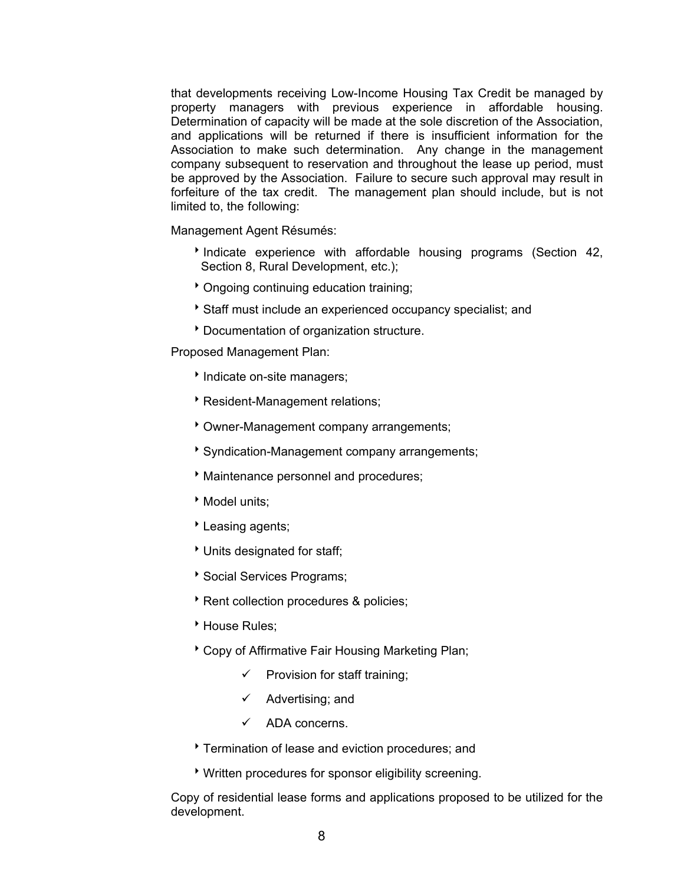that developments receiving Low-Income Housing Tax Credit be managed by property managers with previous experience in affordable housing. Determination of capacity will be made at the sole discretion of the Association, and applications will be returned if there is insufficient information for the Association to make such determination. Any change in the management company subsequent to reservation and throughout the lease up period, must be approved by the Association. Failure to secure such approval may result in forfeiture of the tax credit. The management plan should include, but is not limited to, the following:

Management Agent Résumés:

- Indicate experience with affordable housing programs (Section 42, Section 8, Rural Development, etc.);
- Ongoing continuing education training;
- Staff must include an experienced occupancy specialist; and
- Documentation of organization structure.

Proposed Management Plan:

- Indicate on-site managers;
- Resident-Management relations;
- Owner-Management company arrangements;
- Syndication-Management company arrangements;
- Maintenance personnel and procedures;
- Model units;
- Leasing agents;
- Units designated for staff;
- Social Services Programs;
- Rent collection procedures & policies;
- House Rules;
- Copy of Affirmative Fair Housing Marketing Plan;
  - ✓ Provision for staff training;
  - ✓ Advertising; and
  - ✓ ADA concerns.
- Termination of lease and eviction procedures; and
- Written procedures for sponsor eligibility screening.

Copy of residential lease forms and applications proposed to be utilized for the development.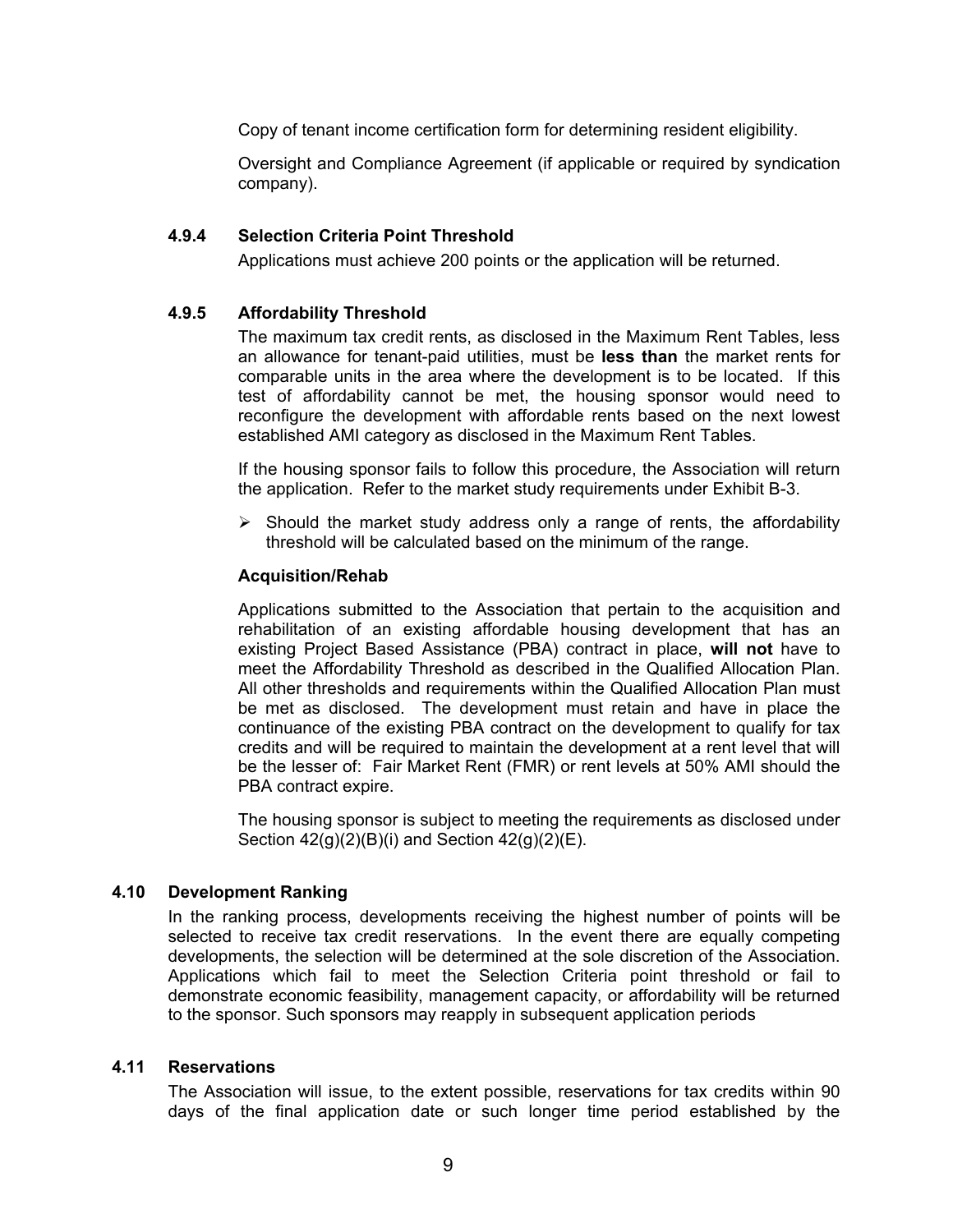Copy of tenant income certification form for determining resident eligibility.

Oversight and Compliance Agreement (if applicable or required by syndication company).

#### 4.9.4 Selection Criteria Point Threshold

Applications must achieve 200 points or the application will be returned.

#### 4.9.5 Affordability Threshold

The maximum tax credit rents, as disclosed in the Maximum Rent Tables, less an allowance for tenant-paid utilities, must be **less than** the market rents for comparable units in the area where the development is to be located. If this test of affordability cannot be met, the housing sponsor would need to reconfigure the development with affordable rents based on the next lowest established AMI category as disclosed in the Maximum Rent Tables.

If the housing sponsor fails to follow this procedure, the Association will return the application. Refer to the market study requirements under Exhibit B-3.

- Should the market study address only a range of rents, the affordability threshold will be calculated based on the minimum of the range.

**Acquisition/Rehab**

Applications submitted to the Association that pertain to the acquisition and rehabilitation of an existing affordable housing development that has an existing Project Based Assistance (PBA) contract in place, **will not** have to meet the Affordability Threshold as described in the Qualified Allocation Plan. All other thresholds and requirements within the Qualified Allocation Plan must be met as disclosed. The development must retain and have in place the continuance of the existing PBA contract on the development to qualify for tax credits and will be required to maintain the development at a rent level that will be the lesser of: Fair Market Rent (FMR) or rent levels at 50% AMI should the PBA contract expire.

The housing sponsor is subject to meeting the requirements as disclosed under Section 42(g)(2)(B)(i) and Section 42(g)(2)(E).

### 4.10 Development Ranking

In the ranking process, developments receiving the highest number of points will be selected to receive tax credit reservations. In the event there are equally competing developments, the selection will be determined at the sole discretion of the Association. Applications which fail to meet the Selection Criteria point threshold or fail to demonstrate economic feasibility, management capacity, or affordability will be returned to the sponsor. Such sponsors may reapply in subsequent application periods

### 4.11 Reservations

The Association will issue, to the extent possible, reservations for tax credits within 90 days of the final application date or such longer time period established by the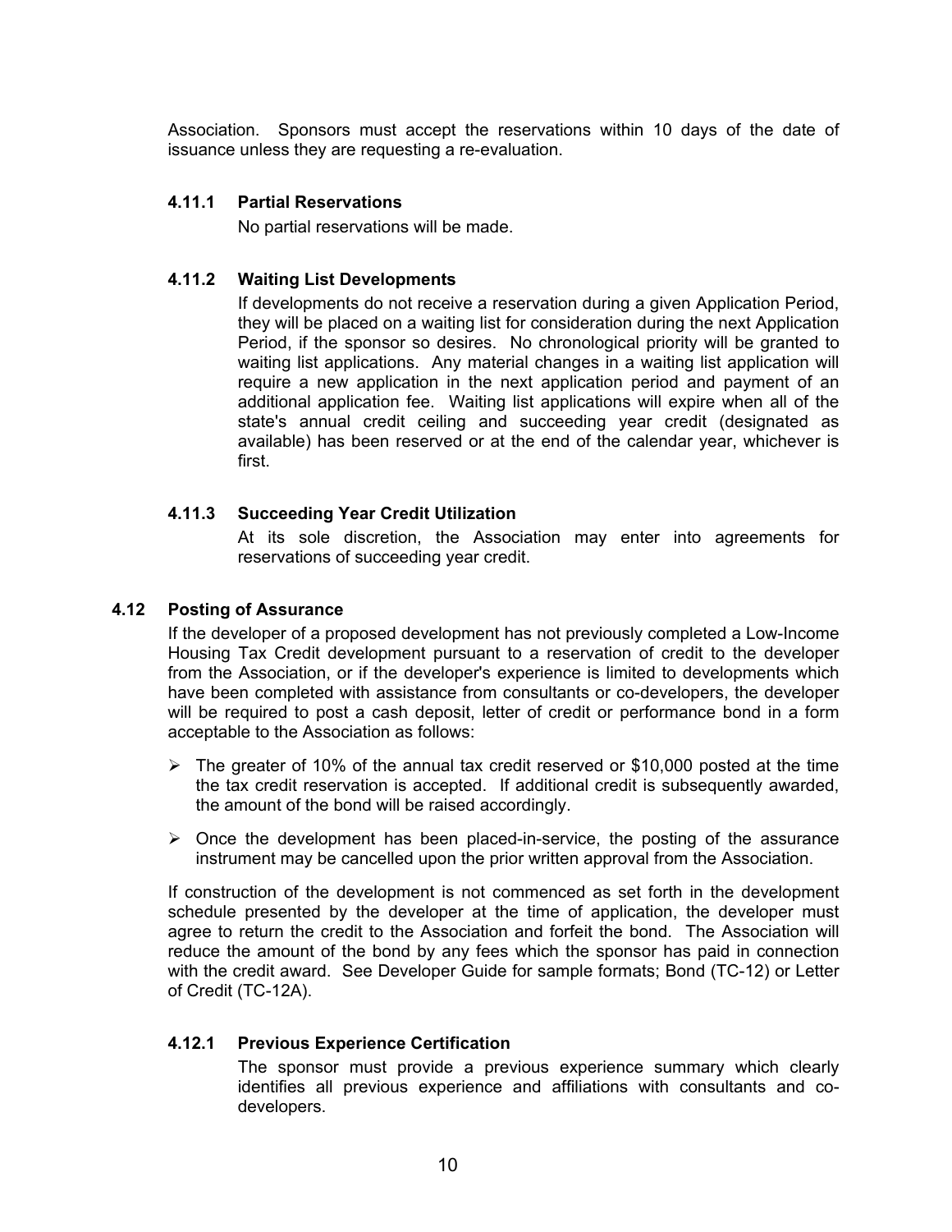Association. Sponsors must accept the reservations within 10 days of the date of issuance unless they are requesting a re-evaluation.

#### 4.11.1 Partial Reservations

No partial reservations will be made.

#### 4.11.2 Waiting List Developments

If developments do not receive a reservation during a given Application Period, they will be placed on a waiting list for consideration during the next Application Period, if the sponsor so desires. No chronological priority will be granted to waiting list applications. Any material changes in a waiting list application will require a new application in the next application period and payment of an additional application fee. Waiting list applications will expire when all of the state's annual credit ceiling and succeeding year credit (designated as available) has been reserved or at the end of the calendar year, whichever is first.

#### 4.11.3 Succeeding Year Credit Utilization

At its sole discretion, the Association may enter into agreements for reservations of succeeding year credit.

### 4.12 Posting of Assurance

If the developer of a proposed development has not previously completed a Low-Income Housing Tax Credit development pursuant to a reservation of credit to the developer from the Association, or if the developer's experience is limited to developments which have been completed with assistance from consultants or co-developers, the developer will be required to post a cash deposit, letter of credit or performance bond in a form acceptable to the Association as follows:

- The greater of 10% of the annual tax credit reserved or $10,000 posted at the time the tax credit reservation is accepted. If additional credit is subsequently awarded, the amount of the bond will be raised accordingly.
- Once the development has been placed-in-service, the posting of the assurance instrument may be cancelled upon the prior written approval from the Association.

If construction of the development is not commenced as set forth in the development schedule presented by the developer at the time of application, the developer must agree to return the credit to the Association and forfeit the bond. The Association will reduce the amount of the bond by any fees which the sponsor has paid in connection with the credit award. See Developer Guide for sample formats; Bond (TC-12) or Letter of Credit (TC-12A).

#### 4.12.1 Previous Experience Certification

The sponsor must provide a previous experience summary which clearly identifies all previous experience and affiliations with consultants and co-developers.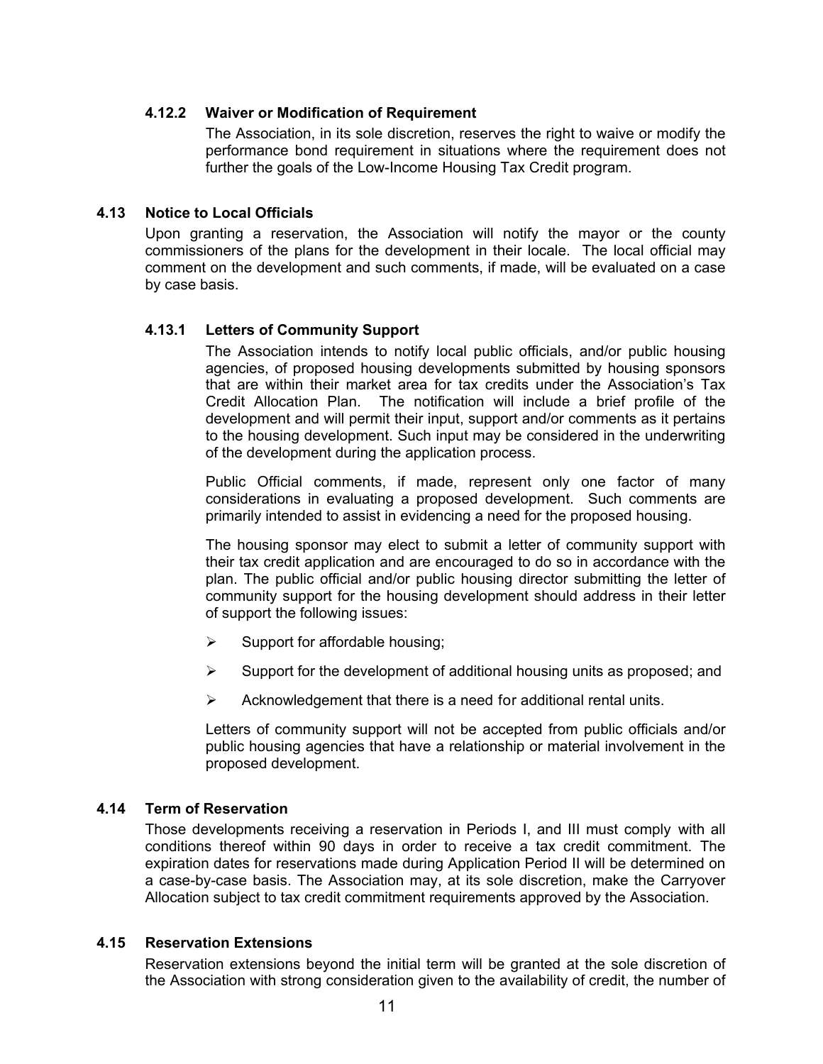#### 4.12.2 Waiver or Modification of Requirement

The Association, in its sole discretion, reserves the right to waive or modify the performance bond requirement in situations where the requirement does not further the goals of the Low-Income Housing Tax Credit program.

### 4.13 Notice to Local Officials

Upon granting a reservation, the Association will notify the mayor or the county commissioners of the plans for the development in their locale. The local official may comment on the development and such comments, if made, will be evaluated on a case by case basis.

#### 4.13.1 Letters of Community Support

The Association intends to notify local public officials, and/or public housing agencies, of proposed housing developments submitted by housing sponsors that are within their market area for tax credits under the Association's Tax Credit Allocation Plan. The notification will include a brief profile of the development and will permit their input, support and/or comments as it pertains to the housing development. Such input may be considered in the underwriting of the development during the application process.

Public Official comments, if made, represent only one factor of many considerations in evaluating a proposed development. Such comments are primarily intended to assist in evidencing a need for the proposed housing.

The housing sponsor may elect to submit a letter of community support with their tax credit application and are encouraged to do so in accordance with the plan. The public official and/or public housing director submitting the letter of community support for the housing development should address in their letter of support the following issues:

- Support for affordable housing;
- Support for the development of additional housing units as proposed; and
- Acknowledgement that there is a need for additional rental units.

Letters of community support will not be accepted from public officials and/or public housing agencies that have a relationship or material involvement in the proposed development.

### 4.14 Term of Reservation

Those developments receiving a reservation in Periods I, and III must comply with all conditions thereof within 90 days in order to receive a tax credit commitment. The expiration dates for reservations made during Application Period II will be determined on a case-by-case basis. The Association may, at its sole discretion, make the Carryover Allocation subject to tax credit commitment requirements approved by the Association.

### 4.15 Reservation Extensions

Reservation extensions beyond the initial term will be granted at the sole discretion of the Association with strong consideration given to the availability of credit, the number of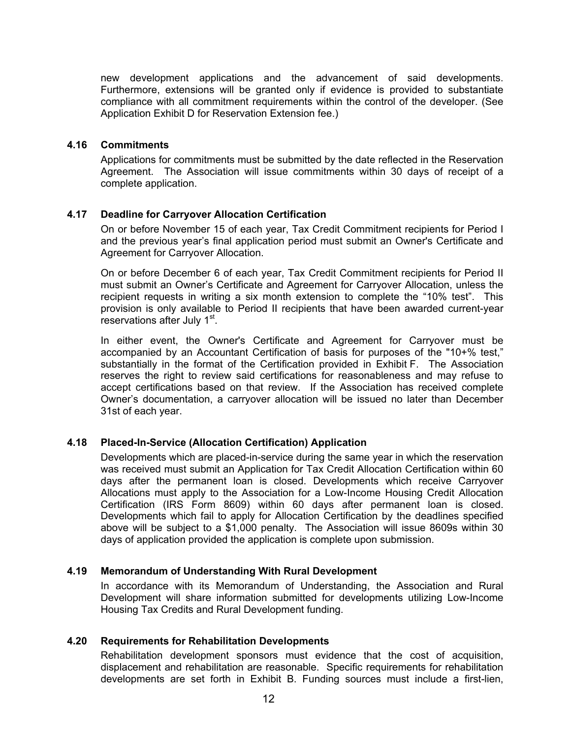new development applications and the advancement of said developments. Furthermore, extensions will be granted only if evidence is provided to substantiate compliance with all commitment requirements within the control of the developer. (See Application Exhibit D for Reservation Extension fee.)

### 4.16 Commitments

Applications for commitments must be submitted by the date reflected in the Reservation Agreement. The Association will issue commitments within 30 days of receipt of a complete application.

### 4.17 Deadline for Carryover Allocation Certification

On or before November 15 of each year, Tax Credit Commitment recipients for Period I and the previous year's final application period must submit an Owner's Certificate and Agreement for Carryover Allocation.

On or before December 6 of each year, Tax Credit Commitment recipients for Period II must submit an Owner's Certificate and Agreement for Carryover Allocation, unless the recipient requests in writing a six month extension to complete the "10% test". This provision is only available to Period II recipients that have been awarded current-year reservations after July 1st.

In either event, the Owner's Certificate and Agreement for Carryover must be accompanied by an Accountant Certification of basis for purposes of the "10+% test," substantially in the format of the Certification provided in Exhibit F. The Association reserves the right to review said certifications for reasonableness and may refuse to accept certifications based on that review. If the Association has received complete Owner's documentation, a carryover allocation will be issued no later than December 31st of each year.

### 4.18 Placed-In-Service (Allocation Certification) Application

Developments which are placed-in-service during the same year in which the reservation was received must submit an Application for Tax Credit Allocation Certification within 60 days after the permanent loan is closed. Developments which receive Carryover Allocations must apply to the Association for a Low-Income Housing Credit Allocation Certification (IRS Form 8609) within 60 days after permanent loan is closed. Developments which fail to apply for Allocation Certification by the deadlines specified above will be subject to a $1,000 penalty. The Association will issue 8609s within 30 days of application provided the application is complete upon submission.

### 4.19 Memorandum of Understanding With Rural Development

In accordance with its Memorandum of Understanding, the Association and Rural Development will share information submitted for developments utilizing Low-Income Housing Tax Credits and Rural Development funding.

### 4.20 Requirements for Rehabilitation Developments

Rehabilitation development sponsors must evidence that the cost of acquisition, displacement and rehabilitation are reasonable. Specific requirements for rehabilitation developments are set forth in Exhibit B. Funding sources must include a first-lien,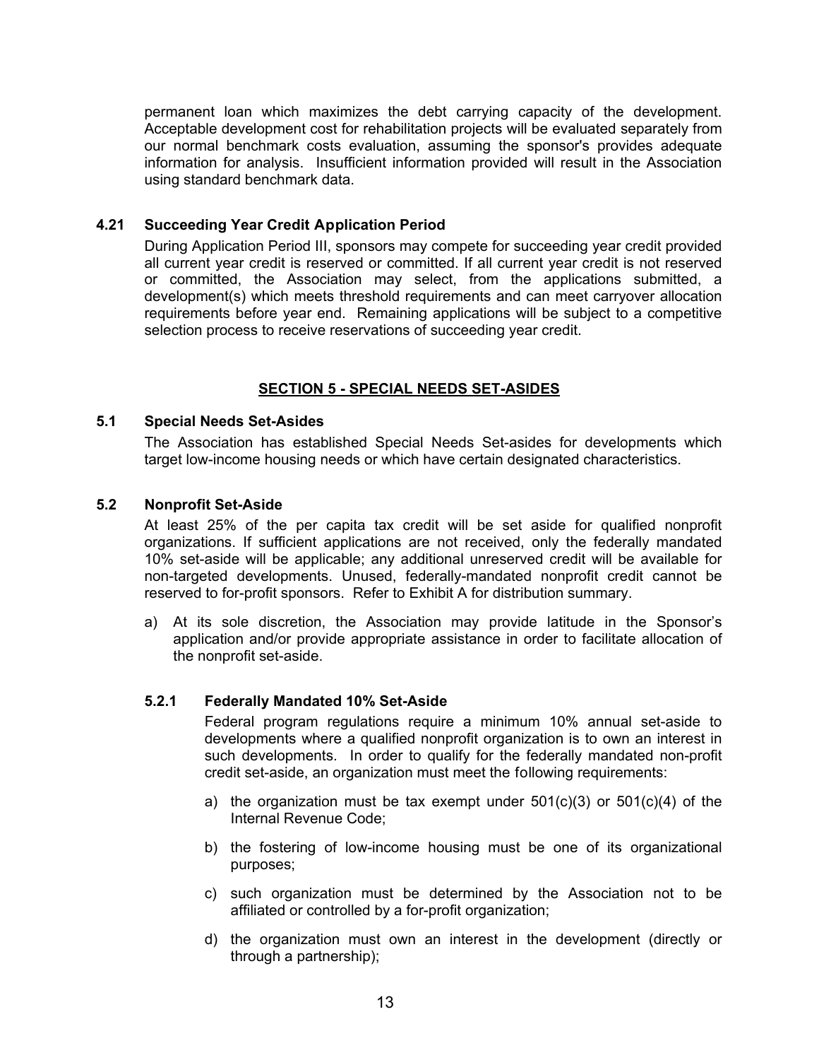permanent loan which maximizes the debt carrying capacity of the development. Acceptable development cost for rehabilitation projects will be evaluated separately from our normal benchmark costs evaluation, assuming the sponsor's provides adequate information for analysis. Insufficient information provided will result in the Association using standard benchmark data.

### 4.21 Succeeding Year Credit Application Period

During Application Period III, sponsors may compete for succeeding year credit provided all current year credit is reserved or committed. If all current year credit is not reserved or committed, the Association may select, from the applications submitted, a development(s) which meets threshold requirements and can meet carryover allocation requirements before year end. Remaining applications will be subject to a competitive selection process to receive reservations of succeeding year credit.

## SECTION 5 - SPECIAL NEEDS SET-ASIDES

### 5.1 Special Needs Set-Asides

The Association has established Special Needs Set-asides for developments which target low-income housing needs or which have certain designated characteristics.

### 5.2 Nonprofit Set-Aside

At least 25% of the per capita tax credit will be set aside for qualified nonprofit organizations. If sufficient applications are not received, only the federally mandated 10% set-aside will be applicable; any additional unreserved credit will be available for non-targeted developments. Unused, federally-mandated nonprofit credit cannot be reserved to for-profit sponsors. Refer to Exhibit A for distribution summary.

a) At its sole discretion, the Association may provide latitude in the Sponsor's application and/or provide appropriate assistance in order to facilitate allocation of the nonprofit set-aside.

#### 5.2.1 Federally Mandated 10% Set-Aside

Federal program regulations require a minimum 10% annual set-aside to developments where a qualified nonprofit organization is to own an interest in such developments. In order to qualify for the federally mandated non-profit credit set-aside, an organization must meet the following requirements:

a) the organization must be tax exempt under 501(c)(3) or 501(c)(4) of the Internal Revenue Code;

b) the fostering of low-income housing must be one of its organizational purposes;

c) such organization must be determined by the Association not to be affiliated or controlled by a for-profit organization;

d) the organization must own an interest in the development (directly or through a partnership);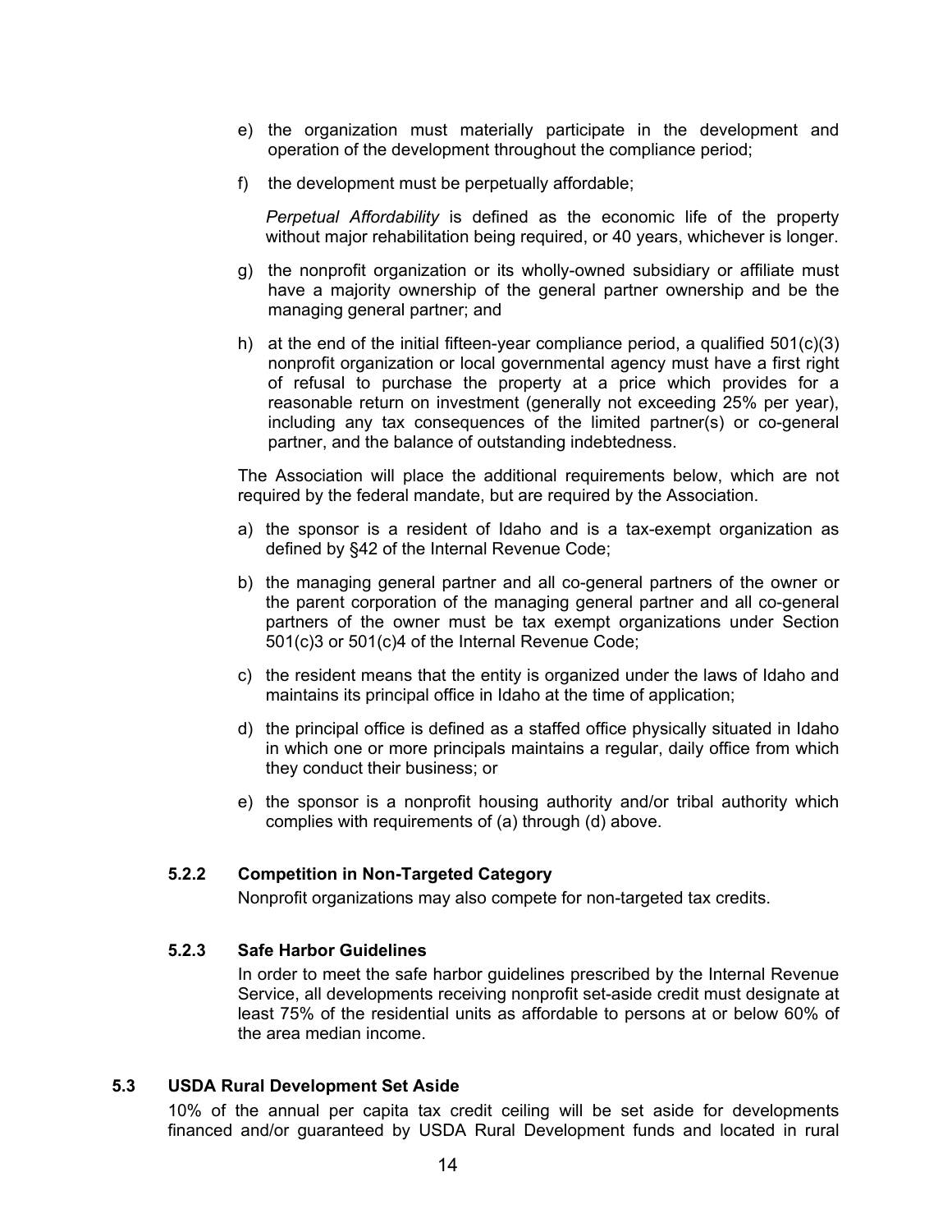e) the organization must materially participate in the development and operation of the development throughout the compliance period;

f) the development must be perpetually affordable;

   *Perpetual Affordability* is defined as the economic life of the property without major rehabilitation being required, or 40 years, whichever is longer.

g) the nonprofit organization or its wholly-owned subsidiary or affiliate must have a majority ownership of the general partner ownership and be the managing general partner; and

h) at the end of the initial fifteen-year compliance period, a qualified 501(c)(3) nonprofit organization or local governmental agency must have a first right of refusal to purchase the property at a price which provides for a reasonable return on investment (generally not exceeding 25% per year), including any tax consequences of the limited partner(s) or co-general partner, and the balance of outstanding indebtedness.

The Association will place the additional requirements below, which are not required by the federal mandate, but are required by the Association.

a) the sponsor is a resident of Idaho and is a tax-exempt organization as defined by §42 of the Internal Revenue Code;

b) the managing general partner and all co-general partners of the owner or the parent corporation of the managing general partner and all co-general partners of the owner must be tax exempt organizations under Section 501(c)3 or 501(c)4 of the Internal Revenue Code;

c) the resident means that the entity is organized under the laws of Idaho and maintains its principal office in Idaho at the time of application;

d) the principal office is defined as a staffed office physically situated in Idaho in which one or more principals maintains a regular, daily office from which they conduct their business; or

e) the sponsor is a nonprofit housing authority and/or tribal authority which complies with requirements of (a) through (d) above.

#### 5.2.2 Competition in Non-Targeted Category

Nonprofit organizations may also compete for non-targeted tax credits.

#### 5.2.3 Safe Harbor Guidelines

In order to meet the safe harbor guidelines prescribed by the Internal Revenue Service, all developments receiving nonprofit set-aside credit must designate at least 75% of the residential units as affordable to persons at or below 60% of the area median income.

### 5.3 USDA Rural Development Set Aside

10% of the annual per capita tax credit ceiling will be set aside for developments financed and/or guaranteed by USDA Rural Development funds and located in rural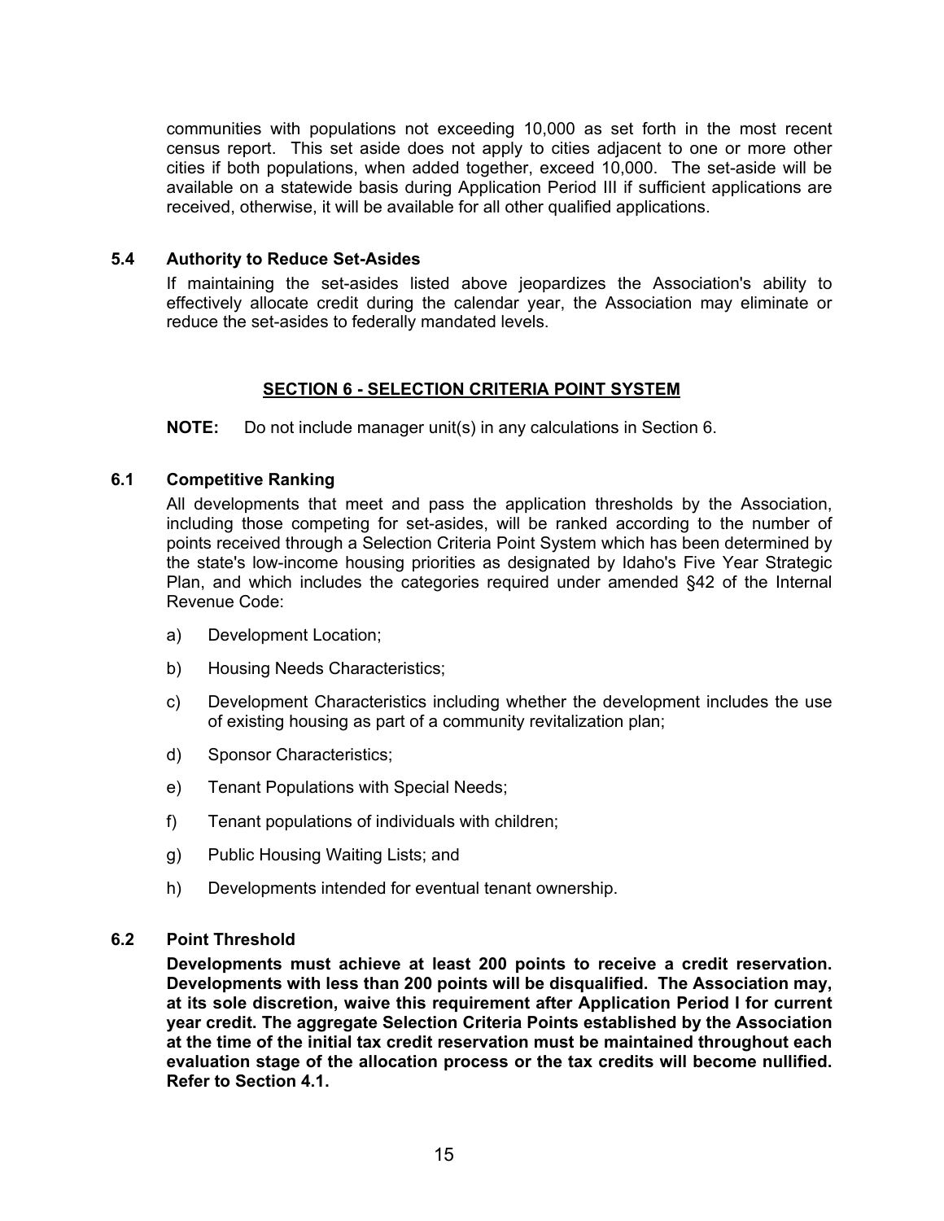communities with populations not exceeding 10,000 as set forth in the most recent census report. This set aside does not apply to cities adjacent to one or more other cities if both populations, when added together, exceed 10,000. The set-aside will be available on a statewide basis during Application Period III if sufficient applications are received, otherwise, it will be available for all other qualified applications.

### 5.4 Authority to Reduce Set-Asides

If maintaining the set-asides listed above jeopardizes the Association's ability to effectively allocate credit during the calendar year, the Association may eliminate or reduce the set-asides to federally mandated levels.

## SECTION 6 - SELECTION CRITERIA POINT SYSTEM

**NOTE:** Do not include manager unit(s) in any calculations in Section 6.

### 6.1 Competitive Ranking

All developments that meet and pass the application thresholds by the Association, including those competing for set-asides, will be ranked according to the number of points received through a Selection Criteria Point System which has been determined by the state's low-income housing priorities as designated by Idaho's Five Year Strategic Plan, and which includes the categories required under amended §42 of the Internal Revenue Code:

a) Development Location;

b) Housing Needs Characteristics;

c) Development Characteristics including whether the development includes the use of existing housing as part of a community revitalization plan;

d) Sponsor Characteristics;

e) Tenant Populations with Special Needs;

f) Tenant populations of individuals with children;

g) Public Housing Waiting Lists; and

h) Developments intended for eventual tenant ownership.

### 6.2 Point Threshold

**Developments must achieve at least 200 points to receive a credit reservation. Developments with less than 200 points will be disqualified. The Association may, at its sole discretion, waive this requirement after Application Period I for current year credit. The aggregate Selection Criteria Points established by the Association at the time of the initial tax credit reservation must be maintained throughout each evaluation stage of the allocation process or the tax credits will become nullified. Refer to Section 4.1.**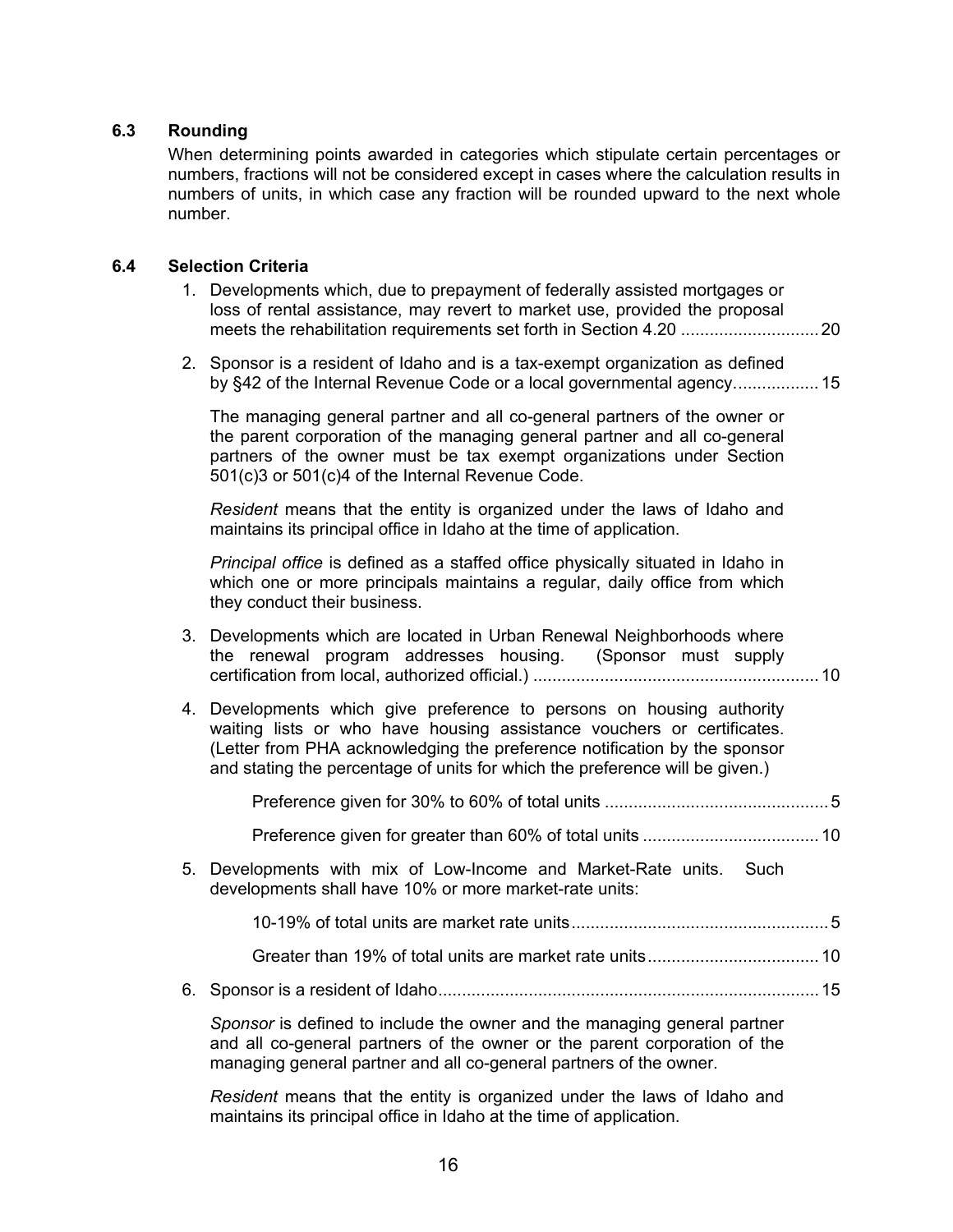### 6.3 Rounding

When determining points awarded in categories which stipulate certain percentages or numbers, fractions will not be considered except in cases where the calculation results in numbers of units, in which case any fraction will be rounded upward to the next whole number.

### 6.4 Selection Criteria

1. Developments which, due to prepayment of federally assisted mortgages or loss of rental assistance, may revert to market use, provided the proposal meets the rehabilitation requirements set forth in Section 4.20 ............................. 20

2. Sponsor is a resident of Idaho and is a tax-exempt organization as defined by §42 of the Internal Revenue Code or a local governmental agency.................. 15

   The managing general partner and all co-general partners of the owner or the parent corporation of the managing general partner and all co-general partners of the owner must be tax exempt organizations under Section 501(c)3 or 501(c)4 of the Internal Revenue Code.

   *Resident* means that the entity is organized under the laws of Idaho and maintains its principal office in Idaho at the time of application.

   *Principal office* is defined as a staffed office physically situated in Idaho in which one or more principals maintains a regular, daily office from which they conduct their business.

3. Developments which are located in Urban Renewal Neighborhoods where the renewal program addresses housing. (Sponsor must supply certification from local, authorized official.) ........................................................... 10

4. Developments which give preference to persons on housing authority waiting lists or who have housing assistance vouchers or certificates. (Letter from PHA acknowledging the preference notification by the sponsor and stating the percentage of units for which the preference will be given.)

   Preference given for 30% to 60% of total units ............................................... 5

   Preference given for greater than 60% of total units ..................................... 10

5. Developments with mix of Low-Income and Market-Rate units. Such developments shall have 10% or more market-rate units:

   10-19% of total units are market rate units...................................................... 5

   Greater than 19% of total units are market rate units.................................... 10

6. Sponsor is a resident of Idaho................................................................................ 15

   *Sponsor* is defined to include the owner and the managing general partner and all co-general partners of the owner or the parent corporation of the managing general partner and all co-general partners of the owner.

   *Resident* means that the entity is organized under the laws of Idaho and maintains its principal office in Idaho at the time of application.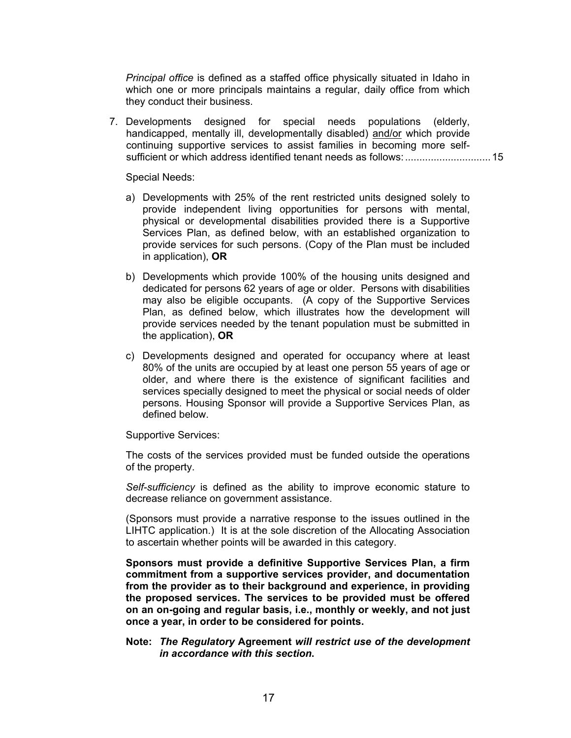*Principal office* is defined as a staffed office physically situated in Idaho in which one or more principals maintains a regular, daily office from which they conduct their business.

7. Developments designed for special needs populations (elderly, handicapped, mentally ill, developmentally disabled) <u>and/or</u> which provide continuing supportive services to assist families in becoming more self-sufficient or which address identified tenant needs as follows: ............................. 15

   Special Needs:

   a) Developments with 25% of the rent restricted units designed solely to provide independent living opportunities for persons with mental, physical or developmental disabilities provided there is a Supportive Services Plan, as defined below, with an established organization to provide services for such persons. (Copy of the Plan must be included in application), **OR**

   b) Developments which provide 100% of the housing units designed and dedicated for persons 62 years of age or older. Persons with disabilities may also be eligible occupants. (A copy of the Supportive Services Plan, as defined below, which illustrates how the development will provide services needed by the tenant population must be submitted in the application), **OR**

   c) Developments designed and operated for occupancy where at least 80% of the units are occupied by at least one person 55 years of age or older, and where there is the existence of significant facilities and services specially designed to meet the physical or social needs of older persons. Housing Sponsor will provide a Supportive Services Plan, as defined below.

   Supportive Services:

   The costs of the services provided must be funded outside the operations of the property.

   *Self-sufficiency* is defined as the ability to improve economic stature to decrease reliance on government assistance.

   (Sponsors must provide a narrative response to the issues outlined in the LIHTC application.) It is at the sole discretion of the Allocating Association to ascertain whether points will be awarded in this category.

   **Sponsors must provide a definitive Supportive Services Plan, a firm commitment from a supportive services provider, and documentation from the provider as to their background and experience, in providing the proposed services. The services to be provided must be offered on an on-going and regular basis, i.e., monthly or weekly, and not just once a year, in order to be considered for points.**

   **Note:** ***The Regulatory* Agreement *will restrict use of the development in accordance with this section.***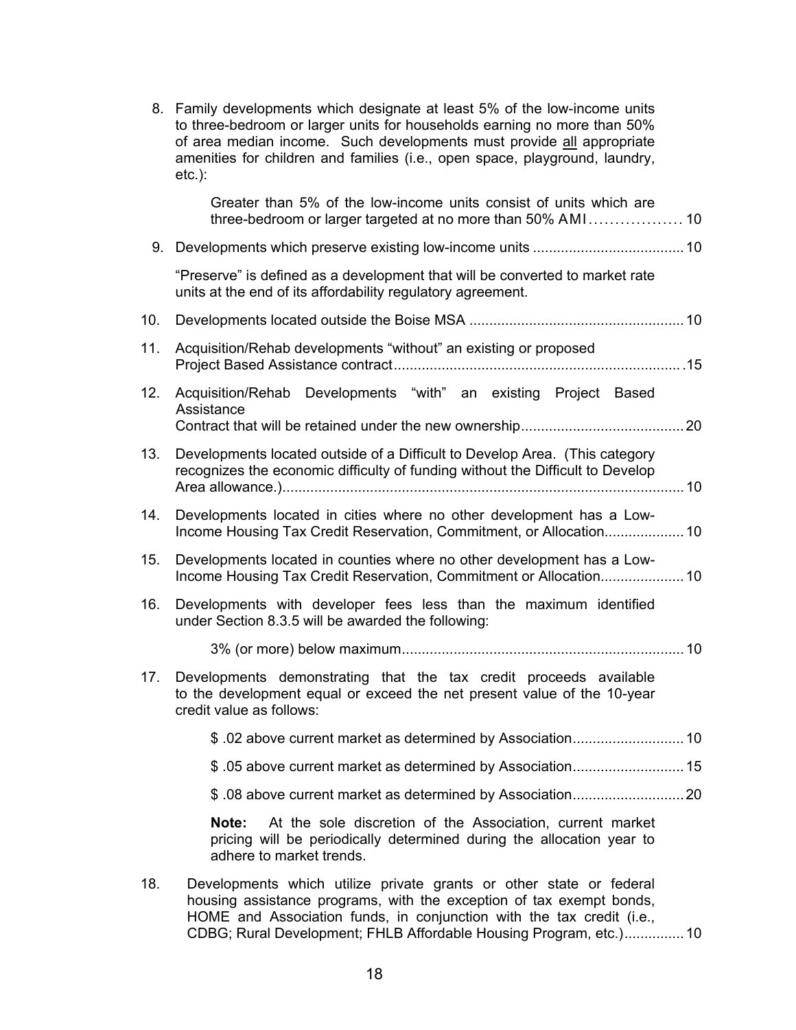8. Family developments which designate at least 5% of the low-income units to three-bedroom or larger units for households earning no more than 50% of area median income. Such developments must provide <u>all</u> appropriate amenities for children and families (i.e., open space, playground, laundry, etc.):

   Greater than 5% of the low-income units consist of units which are three-bedroom or larger targeted at no more than 50% AMI .................. 10

9. Developments which preserve existing low-income units ...................................... 10

   "Preserve" is defined as a development that will be converted to market rate units at the end of its affordability regulatory agreement.

10. Developments located outside the Boise MSA ...................................................... 10

11. Acquisition/Rehab developments "without" an existing or proposed Project Based Assistance contract ......................................................................... .15

12. Acquisition/Rehab Developments "with" an existing Project Based Assistance Contract that will be retained under the new ownership......................................... 20

13. Developments located outside of a Difficult to Develop Area. (This category recognizes the economic difficulty of funding without the Difficult to Develop Area allowance.) ..................................................................................................... 10

14. Developments located in cities where no other development has a Low-Income Housing Tax Credit Reservation, Commitment, or Allocation.................... 10

15. Developments located in counties where no other development has a Low-Income Housing Tax Credit Reservation, Commitment or Allocation..................... 10

16. Developments with developer fees less than the maximum identified under Section 8.3.5 will be awarded the following:

    3% (or more) below maximum....................................................................... 10

17. Developments demonstrating that the tax credit proceeds available to the development equal or exceed the net present value of the 10-year credit value as follows:

    $ .02 above current market as determined by Association............................ 10

    $ .05 above current market as determined by Association............................ 15

    $ .08 above current market as determined by Association............................ 20

    **Note:** At the sole discretion of the Association, current market pricing will be periodically determined during the allocation year to adhere to market trends.

18. Developments which utilize private grants or other state or federal housing assistance programs, with the exception of tax exempt bonds, HOME and Association funds, in conjunction with the tax credit (i.e., CDBG; Rural Development; FHLB Affordable Housing Program, etc.) ............... 10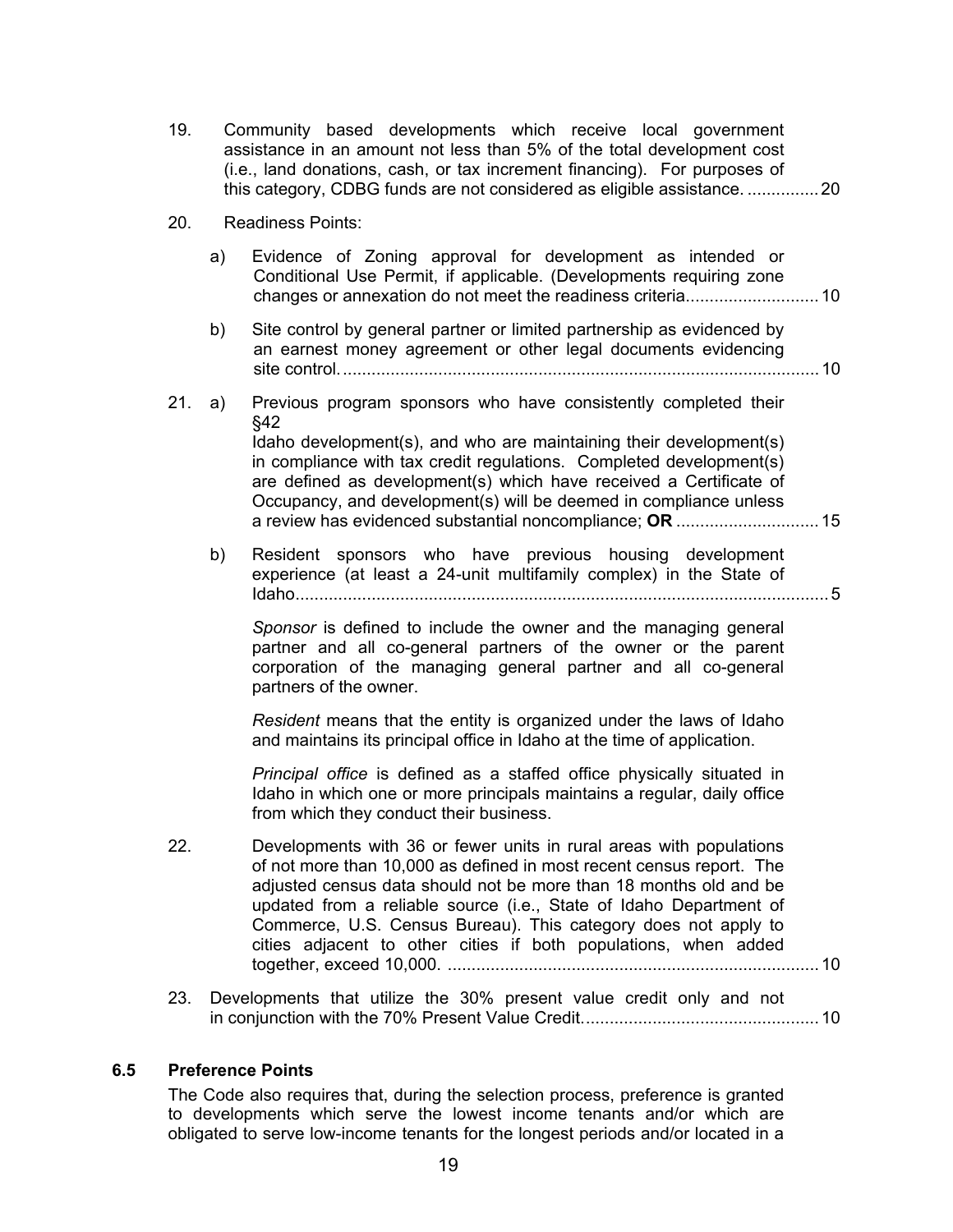19. Community based developments which receive local government assistance in an amount not less than 5% of the total development cost (i.e., land donations, cash, or tax increment financing). For purposes of this category, CDBG funds are not considered as eligible assistance. ............... 20

20. Readiness Points:

    a) Evidence of Zoning approval for development as intended or Conditional Use Permit, if applicable. (Developments requiring zone changes or annexation do not meet the readiness criteria............................ 10

    b) Site control by general partner or limited partnership as evidenced by an earnest money agreement or other legal documents evidencing site control. ..................................................................................................... 10

21. a) Previous program sponsors who have consistently completed their §42 Idaho development(s), and who are maintaining their development(s) in compliance with tax credit regulations. Completed development(s) are defined as development(s) which have received a Certificate of Occupancy, and development(s) will be deemed in compliance unless a review has evidenced substantial noncompliance; **OR** .............................. 15

    b) Resident sponsors who have previous housing development experience (at least a 24-unit multifamily complex) in the State of Idaho.................................................................................................................. 5

    *Sponsor* is defined to include the owner and the managing general partner and all co-general partners of the owner or the parent corporation of the managing general partner and all co-general partners of the owner.

    *Resident* means that the entity is organized under the laws of Idaho and maintains its principal office in Idaho at the time of application.

    *Principal office* is defined as a staffed office physically situated in Idaho in which one or more principals maintains a regular, daily office from which they conduct their business.

22. Developments with 36 or fewer units in rural areas with populations of not more than 10,000 as defined in most recent census report. The adjusted census data should not be more than 18 months old and be updated from a reliable source (i.e., State of Idaho Department of Commerce, U.S. Census Bureau). This category does not apply to cities adjacent to other cities if both populations, when added together, exceed 10,000. .............................................................................. 10

23. Developments that utilize the 30% present value credit only and not in conjunction with the 70% Present Value Credit.................................................. 10

### 6.5 Preference Points

The Code also requires that, during the selection process, preference is granted to developments which serve the lowest income tenants and/or which are obligated to serve low-income tenants for the longest periods and/or located in a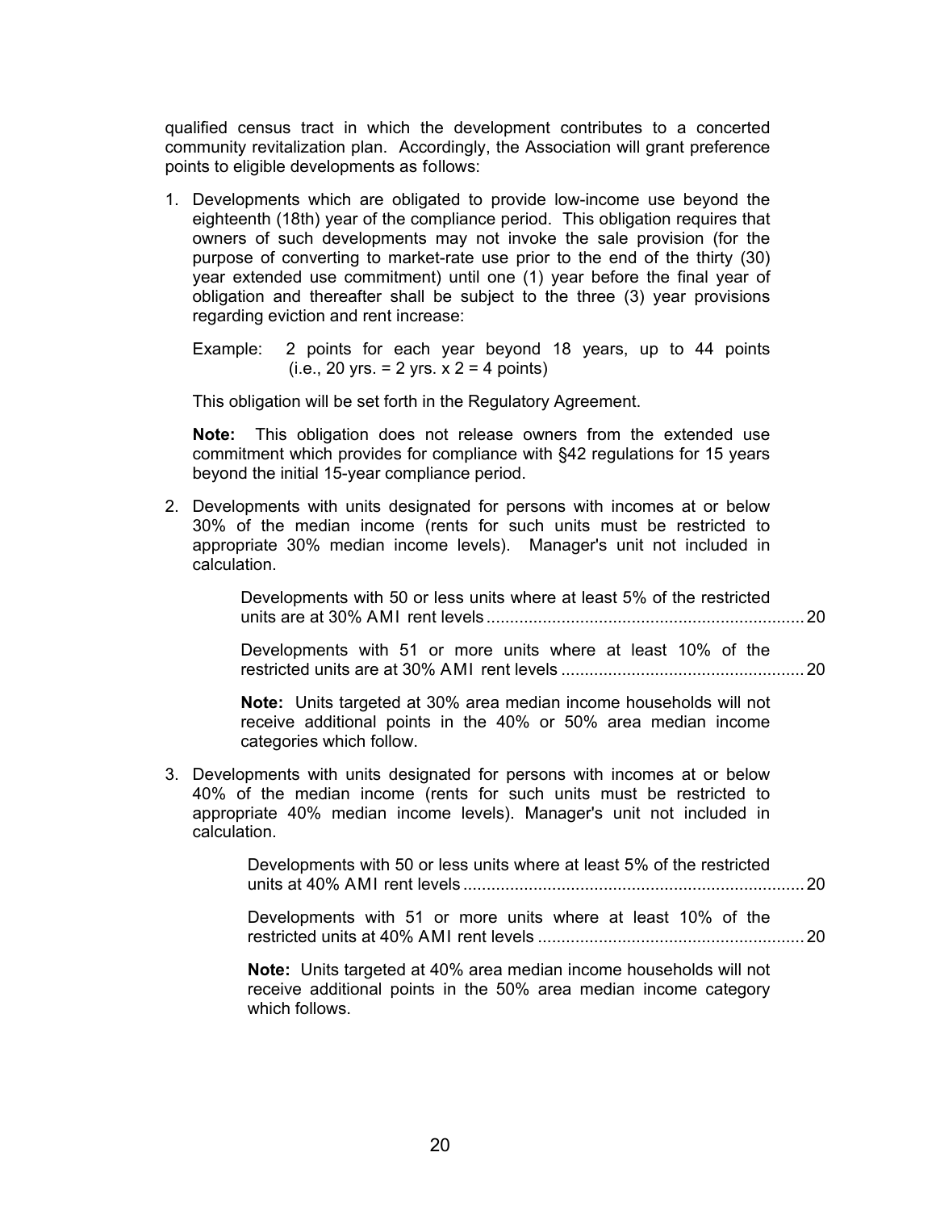qualified census tract in which the development contributes to a concerted community revitalization plan. Accordingly, the Association will grant preference points to eligible developments as follows:

1. Developments which are obligated to provide low-income use beyond the eighteenth (18th) year of the compliance period. This obligation requires that owners of such developments may not invoke the sale provision (for the purpose of converting to market-rate use prior to the end of the thirty (30) year extended use commitment) until one (1) year before the final year of obligation and thereafter shall be subject to the three (3) year provisions regarding eviction and rent increase:

   Example: 2 points for each year beyond 18 years, up to 44 points (i.e., 20 yrs. = 2 yrs. x 2 = 4 points)

   This obligation will be set forth in the Regulatory Agreement.

   **Note:** This obligation does not release owners from the extended use commitment which provides for compliance with §42 regulations for 15 years beyond the initial 15-year compliance period.

2. Developments with units designated for persons with incomes at or below 30% of the median income (rents for such units must be restricted to appropriate 30% median income levels). Manager's unit not included in calculation.

   Developments with 50 or less units where at least 5% of the restricted units are at 30% AMI rent levels .................... 20

   Developments with 51 or more units where at least 10% of the restricted units are at 30% AMI rent levels .................... 20

   **Note:** Units targeted at 30% area median income households will not receive additional points in the 40% or 50% area median income categories which follow.

3. Developments with units designated for persons with incomes at or below 40% of the median income (rents for such units must be restricted to appropriate 40% median income levels). Manager's unit not included in calculation.

   Developments with 50 or less units where at least 5% of the restricted units at 40% AMI rent levels .................... 20

   Developments with 51 or more units where at least 10% of the restricted units at 40% AMI rent levels .................... 20

   **Note:** Units targeted at 40% area median income households will not receive additional points in the 50% area median income category which follows.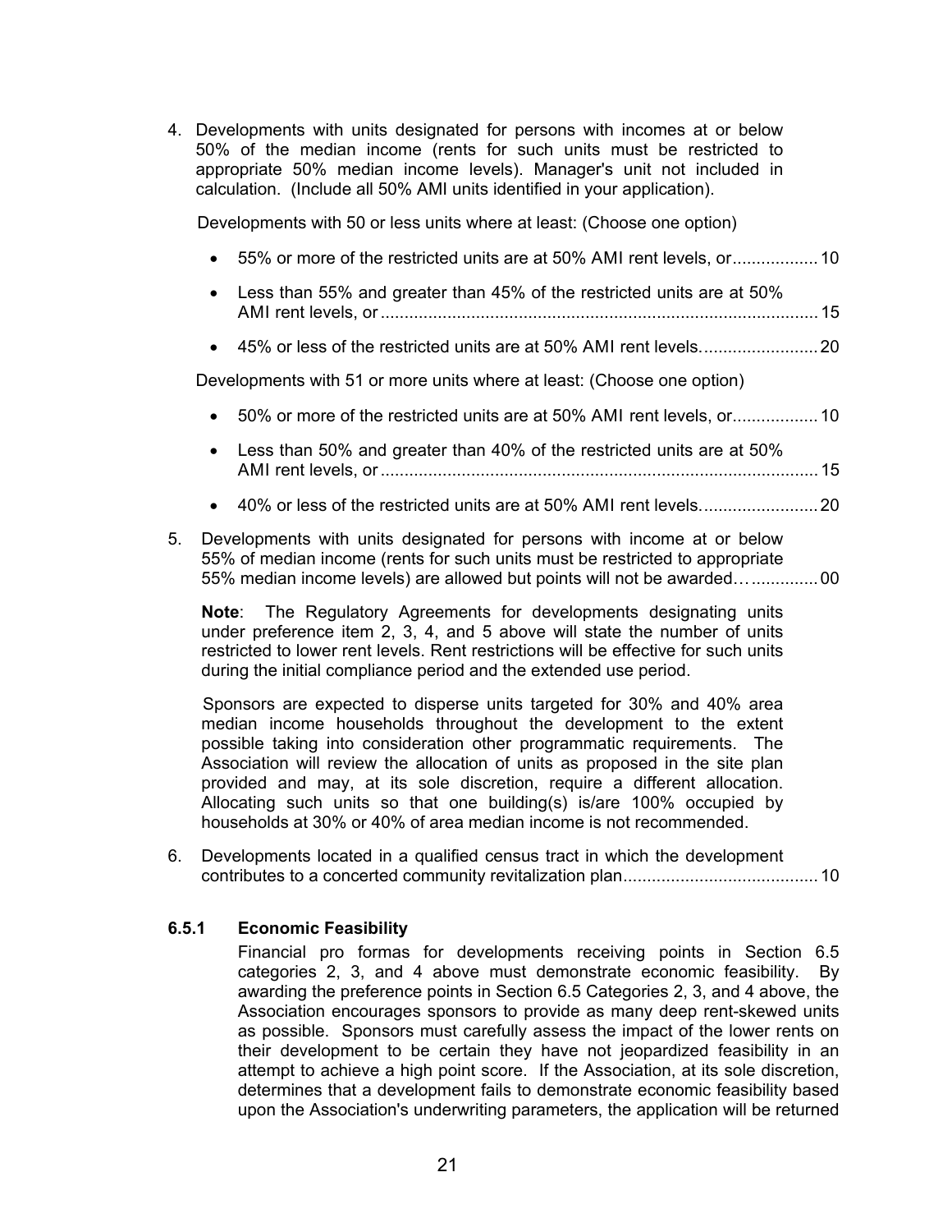4. Developments with units designated for persons with incomes at or below 50% of the median income (rents for such units must be restricted to appropriate 50% median income levels). Manager's unit not included in calculation. (Include all 50% AMI units identified in your application).

   Developments with 50 or less units where at least: (Choose one option)

   - 55% or more of the restricted units are at 50% AMI rent levels, or.................. 10
   - Less than 55% and greater than 45% of the restricted units are at 50% AMI rent levels, or ............................................................................................ 15
   - 45% or less of the restricted units are at 50% AMI rent levels......................... 20

   Developments with 51 or more units where at least: (Choose one option)

   - 50% or more of the restricted units are at 50% AMI rent levels, or.................. 10
   - Less than 50% and greater than 40% of the restricted units are at 50% AMI rent levels, or ............................................................................................ 15
   - 40% or less of the restricted units are at 50% AMI rent levels......................... 20

5. Developments with units designated for persons with income at or below 55% of median income (rents for such units must be restricted to appropriate 55% median income levels) are allowed but points will not be awarded…............. 00

   **Note**: The Regulatory Agreements for developments designating units under preference item 2, 3, 4, and 5 above will state the number of units restricted to lower rent levels. Rent restrictions will be effective for such units during the initial compliance period and the extended use period.

   Sponsors are expected to disperse units targeted for 30% and 40% area median income households throughout the development to the extent possible taking into consideration other programmatic requirements. The Association will review the allocation of units as proposed in the site plan provided and may, at its sole discretion, require a different allocation. Allocating such units so that one building(s) is/are 100% occupied by households at 30% or 40% of area median income is not recommended.

6. Developments located in a qualified census tract in which the development contributes to a concerted community revitalization plan......................................... 10

### 6.5.1 Economic Feasibility

Financial pro formas for developments receiving points in Section 6.5 categories 2, 3, and 4 above must demonstrate economic feasibility. By awarding the preference points in Section 6.5 Categories 2, 3, and 4 above, the Association encourages sponsors to provide as many deep rent-skewed units as possible. Sponsors must carefully assess the impact of the lower rents on their development to be certain they have not jeopardized feasibility in an attempt to achieve a high point score. If the Association, at its sole discretion, determines that a development fails to demonstrate economic feasibility based upon the Association's underwriting parameters, the application will be returned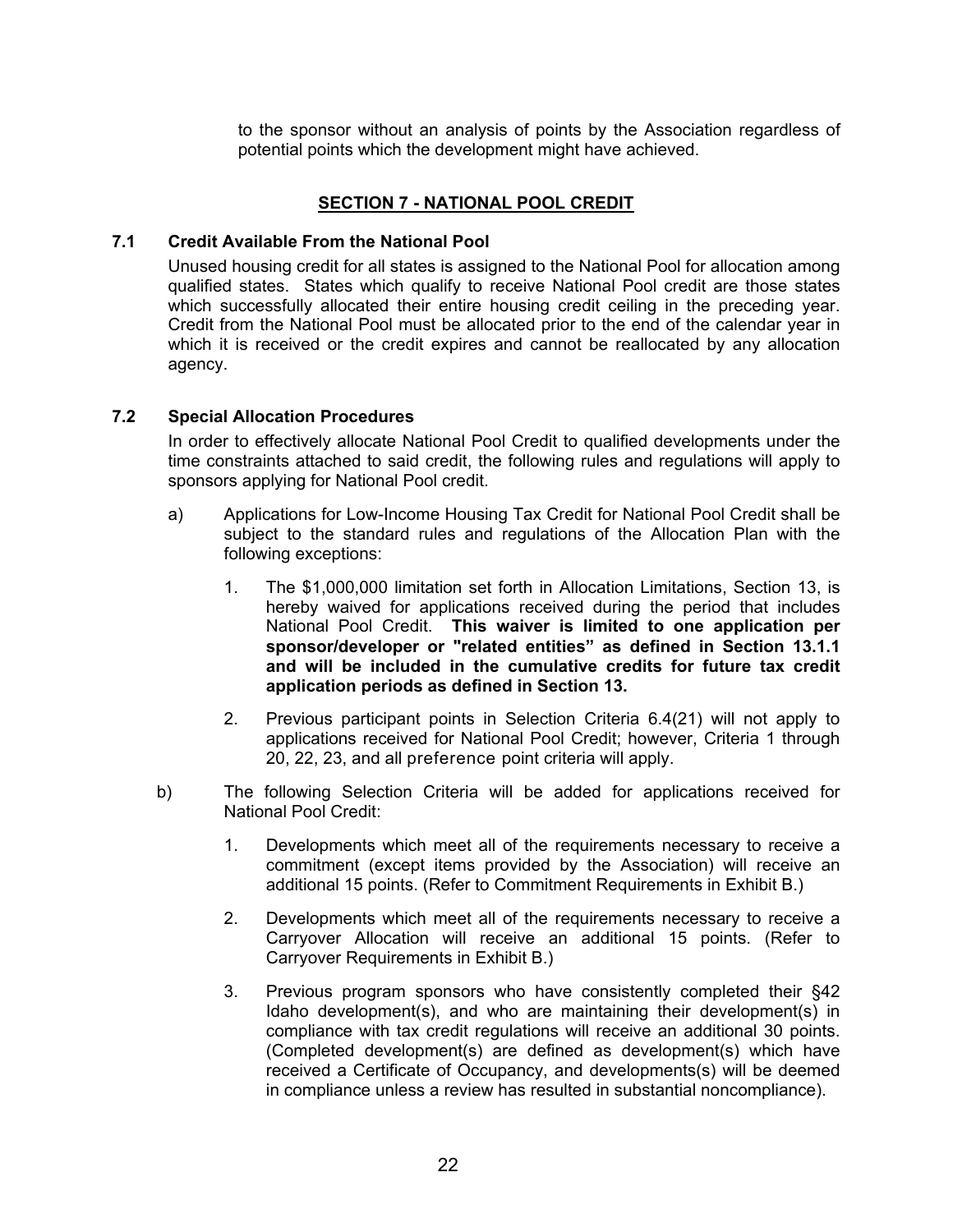to the sponsor without an analysis of points by the Association regardless of potential points which the development might have achieved.

## SECTION 7 - NATIONAL POOL CREDIT

### 7.1 Credit Available From the National Pool

Unused housing credit for all states is assigned to the National Pool for allocation among qualified states. States which qualify to receive National Pool credit are those states which successfully allocated their entire housing credit ceiling in the preceding year. Credit from the National Pool must be allocated prior to the end of the calendar year in which it is received or the credit expires and cannot be reallocated by any allocation agency.

### 7.2 Special Allocation Procedures

In order to effectively allocate National Pool Credit to qualified developments under the time constraints attached to said credit, the following rules and regulations will apply to sponsors applying for National Pool credit.

a) Applications for Low-Income Housing Tax Credit for National Pool Credit shall be subject to the standard rules and regulations of the Allocation Plan with the following exceptions:

   1. The $1,000,000 limitation set forth in Allocation Limitations, Section 13, is hereby waived for applications received during the period that includes National Pool Credit. **This waiver is limited to one application per sponsor/developer or "related entities" as defined in Section 13.1.1 and will be included in the cumulative credits for future tax credit application periods as defined in Section 13.**

   2. Previous participant points in Selection Criteria 6.4(21) will not apply to applications received for National Pool Credit; however, Criteria 1 through 20, 22, 23, and all preference point criteria will apply.

b) The following Selection Criteria will be added for applications received for National Pool Credit:

   1. Developments which meet all of the requirements necessary to receive a commitment (except items provided by the Association) will receive an additional 15 points. (Refer to Commitment Requirements in Exhibit B.)

   2. Developments which meet all of the requirements necessary to receive a Carryover Allocation will receive an additional 15 points. (Refer to Carryover Requirements in Exhibit B.)

   3. Previous program sponsors who have consistently completed their §42 Idaho development(s), and who are maintaining their development(s) in compliance with tax credit regulations will receive an additional 30 points. (Completed development(s) are defined as development(s) which have received a Certificate of Occupancy, and developments(s) will be deemed in compliance unless a review has resulted in substantial noncompliance).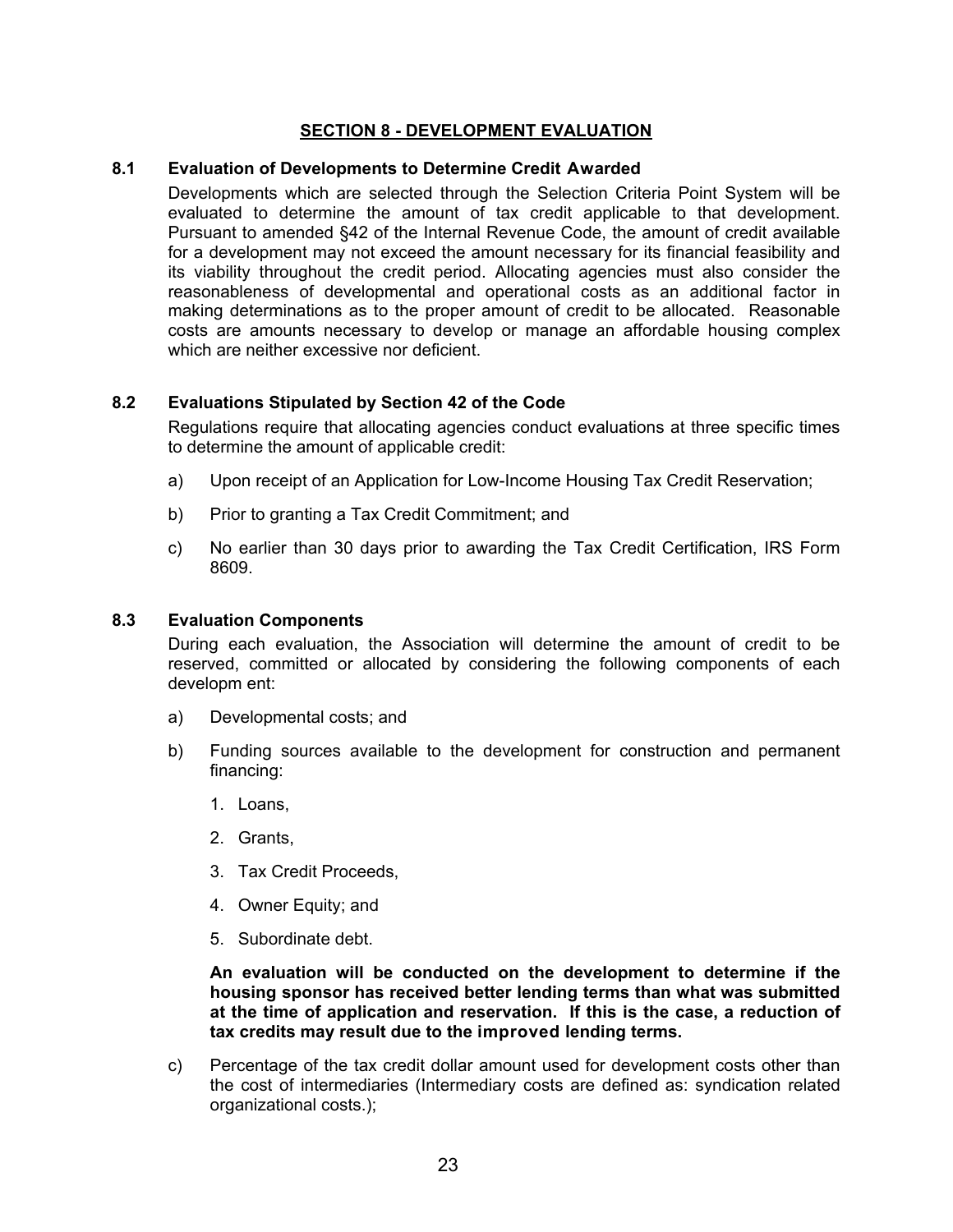## SECTION 8 - DEVELOPMENT EVALUATION

### 8.1 Evaluation of Developments to Determine Credit Awarded

Developments which are selected through the Selection Criteria Point System will be evaluated to determine the amount of tax credit applicable to that development. Pursuant to amended §42 of the Internal Revenue Code, the amount of credit available for a development may not exceed the amount necessary for its financial feasibility and its viability throughout the credit period. Allocating agencies must also consider the reasonableness of developmental and operational costs as an additional factor in making determinations as to the proper amount of credit to be allocated. Reasonable costs are amounts necessary to develop or manage an affordable housing complex which are neither excessive nor deficient.

### 8.2 Evaluations Stipulated by Section 42 of the Code

Regulations require that allocating agencies conduct evaluations at three specific times to determine the amount of applicable credit:

a) Upon receipt of an Application for Low-Income Housing Tax Credit Reservation;

b) Prior to granting a Tax Credit Commitment; and

c) No earlier than 30 days prior to awarding the Tax Credit Certification, IRS Form 8609.

### 8.3 Evaluation Components

During each evaluation, the Association will determine the amount of credit to be reserved, committed or allocated by considering the following components of each developm ent:

a) Developmental costs; and

b) Funding sources available to the development for construction and permanent financing:

1. Loans,
2. Grants,
3. Tax Credit Proceeds,
4. Owner Equity; and
5. Subordinate debt.

**An evaluation will be conducted on the development to determine if the housing sponsor has received better lending terms than what was submitted at the time of application and reservation. If this is the case, a reduction of tax credits may result due to the improved lending terms.**

c) Percentage of the tax credit dollar amount used for development costs other than the cost of intermediaries (Intermediary costs are defined as: syndication related organizational costs.);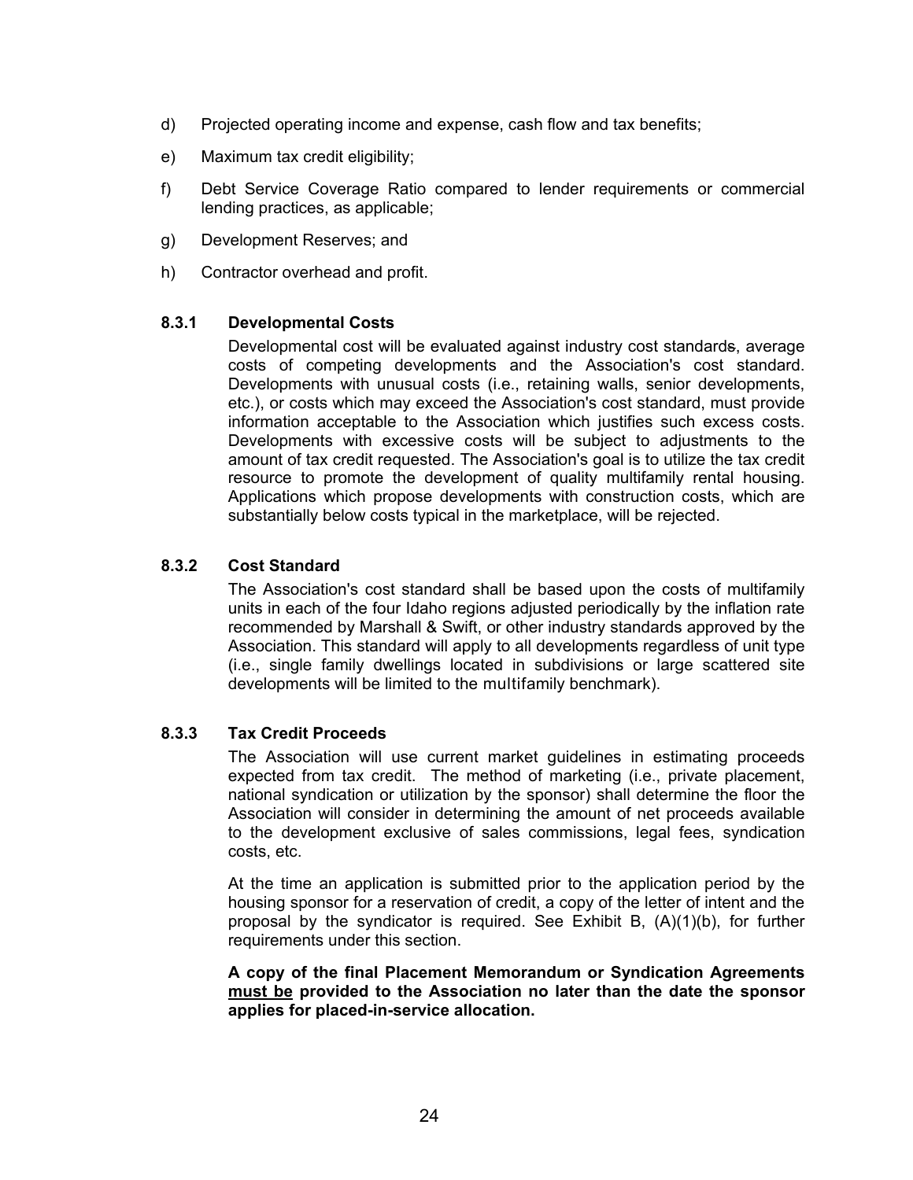d) Projected operating income and expense, cash flow and tax benefits;

e) Maximum tax credit eligibility;

f) Debt Service Coverage Ratio compared to lender requirements or commercial lending practices, as applicable;

g) Development Reserves; and

h) Contractor overhead and profit.

#### 8.3.1 Developmental Costs

Developmental cost will be evaluated against industry cost standards, average costs of competing developments and the Association's cost standard. Developments with unusual costs (i.e., retaining walls, senior developments, etc.), or costs which may exceed the Association's cost standard, must provide information acceptable to the Association which justifies such excess costs. Developments with excessive costs will be subject to adjustments to the amount of tax credit requested. The Association's goal is to utilize the tax credit resource to promote the development of quality multifamily rental housing. Applications which propose developments with construction costs, which are substantially below costs typical in the marketplace, will be rejected.

#### 8.3.2 Cost Standard

The Association's cost standard shall be based upon the costs of multifamily units in each of the four Idaho regions adjusted periodically by the inflation rate recommended by Marshall & Swift, or other industry standards approved by the Association. This standard will apply to all developments regardless of unit type (i.e., single family dwellings located in subdivisions or large scattered site developments will be limited to the multifamily benchmark).

#### 8.3.3 Tax Credit Proceeds

The Association will use current market guidelines in estimating proceeds expected from tax credit. The method of marketing (i.e., private placement, national syndication or utilization by the sponsor) shall determine the floor the Association will consider in determining the amount of net proceeds available to the development exclusive of sales commissions, legal fees, syndication costs, etc.

At the time an application is submitted prior to the application period by the housing sponsor for a reservation of credit, a copy of the letter of intent and the proposal by the syndicator is required. See Exhibit B, (A)(1)(b), for further requirements under this section.

**A copy of the final Placement Memorandum or Syndication Agreements <u>must be</u> provided to the Association no later than the date the sponsor applies for placed-in-service allocation.**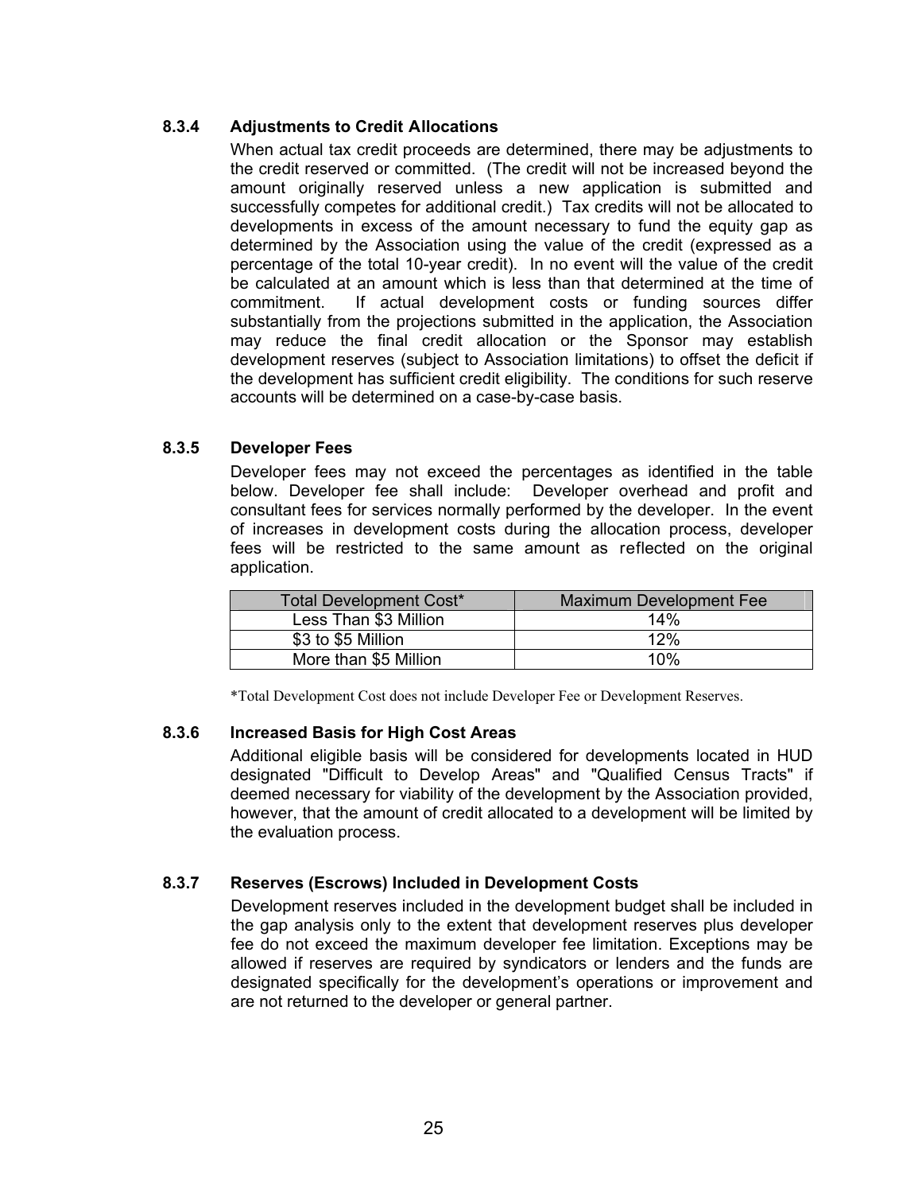### 8.3.4 Adjustments to Credit Allocations

When actual tax credit proceeds are determined, there may be adjustments to the credit reserved or committed. (The credit will not be increased beyond the amount originally reserved unless a new application is submitted and successfully competes for additional credit.) Tax credits will not be allocated to developments in excess of the amount necessary to fund the equity gap as determined by the Association using the value of the credit (expressed as a percentage of the total 10-year credit). In no event will the value of the credit be calculated at an amount which is less than that determined at the time of commitment. If actual development costs or funding sources differ substantially from the projections submitted in the application, the Association may reduce the final credit allocation or the Sponsor may establish development reserves (subject to Association limitations) to offset the deficit if the development has sufficient credit eligibility. The conditions for such reserve accounts will be determined on a case-by-case basis.

### 8.3.5 Developer Fees

Developer fees may not exceed the percentages as identified in the table below. Developer fee shall include: Developer overhead and profit and consultant fees for services normally performed by the developer. In the event of increases in development costs during the allocation process, developer fees will be restricted to the same amount as reflected on the original application.

| Total Development Cost* | Maximum Development Fee |
|---|---|
| Less Than $3 Million | 14% |
| $3 to $5 Million | 12% |
| More than $5 Million | 10% |

*Total Development Cost does not include Developer Fee or Development Reserves.

### 8.3.6 Increased Basis for High Cost Areas

Additional eligible basis will be considered for developments located in HUD designated "Difficult to Develop Areas" and "Qualified Census Tracts" if deemed necessary for viability of the development by the Association provided, however, that the amount of credit allocated to a development will be limited by the evaluation process.

### 8.3.7 Reserves (Escrows) Included in Development Costs

Development reserves included in the development budget shall be included in the gap analysis only to the extent that development reserves plus developer fee do not exceed the maximum developer fee limitation. Exceptions may be allowed if reserves are required by syndicators or lenders and the funds are designated specifically for the development's operations or improvement and are not returned to the developer or general partner.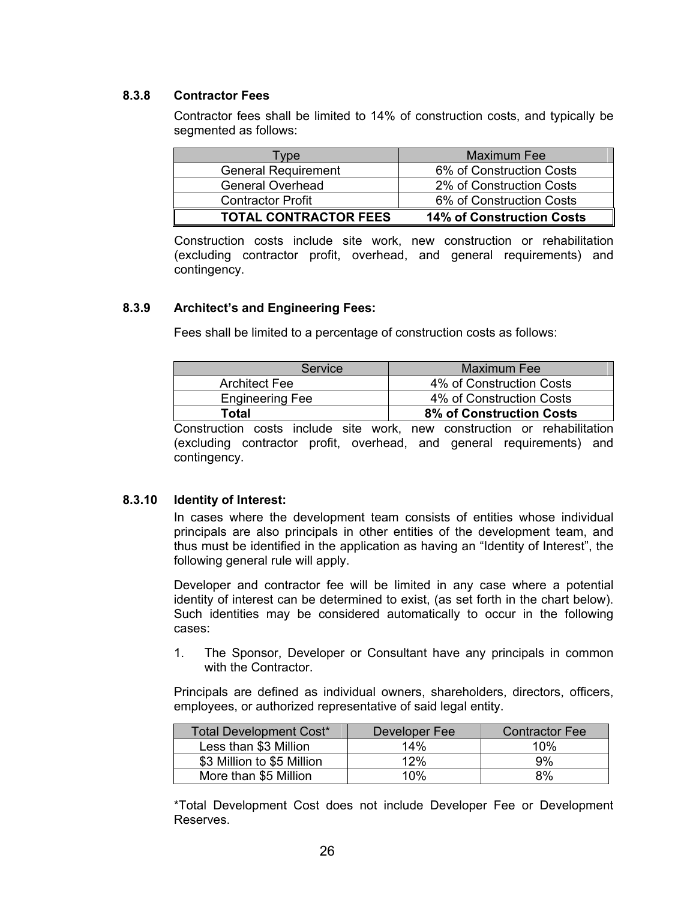#### 8.3.8 Contractor Fees

Contractor fees shall be limited to 14% of construction costs, and typically be segmented as follows:

| Type | Maximum Fee |
|---|---|
| General Requirement | 6% of Construction Costs |
| General Overhead | 2% of Construction Costs |
| Contractor Profit | 6% of Construction Costs |
| **TOTAL CONTRACTOR FEES** | **14% of Construction Costs** |

Construction costs include site work, new construction or rehabilitation (excluding contractor profit, overhead, and general requirements) and contingency.

#### 8.3.9 Architect's and Engineering Fees:

Fees shall be limited to a percentage of construction costs as follows:

| Service | Maximum Fee |
|---|---|
| Architect Fee | 4% of Construction Costs |
| Engineering Fee | 4% of Construction Costs |
| **Total** | **8% of Construction Costs** |

Construction costs include site work, new construction or rehabilitation (excluding contractor profit, overhead, and general requirements) and contingency.

#### 8.3.10 Identity of Interest:

In cases where the development team consists of entities whose individual principals are also principals in other entities of the development team, and thus must be identified in the application as having an "Identity of Interest", the following general rule will apply.

Developer and contractor fee will be limited in any case where a potential identity of interest can be determined to exist, (as set forth in the chart below). Such identities may be considered automatically to occur in the following cases:

1. The Sponsor, Developer or Consultant have any principals in common with the Contractor.

Principals are defined as individual owners, shareholders, directors, officers, employees, or authorized representative of said legal entity.

| Total Development Cost* | Developer Fee | Contractor Fee |
|---|---|---|
| Less than $3 Million | 14% | 10% |
| $3 Million to $5 Million | 12% | 9% |
| More than $5 Million | 10% | 8% |

*Total Development Cost does not include Developer Fee or Development Reserves.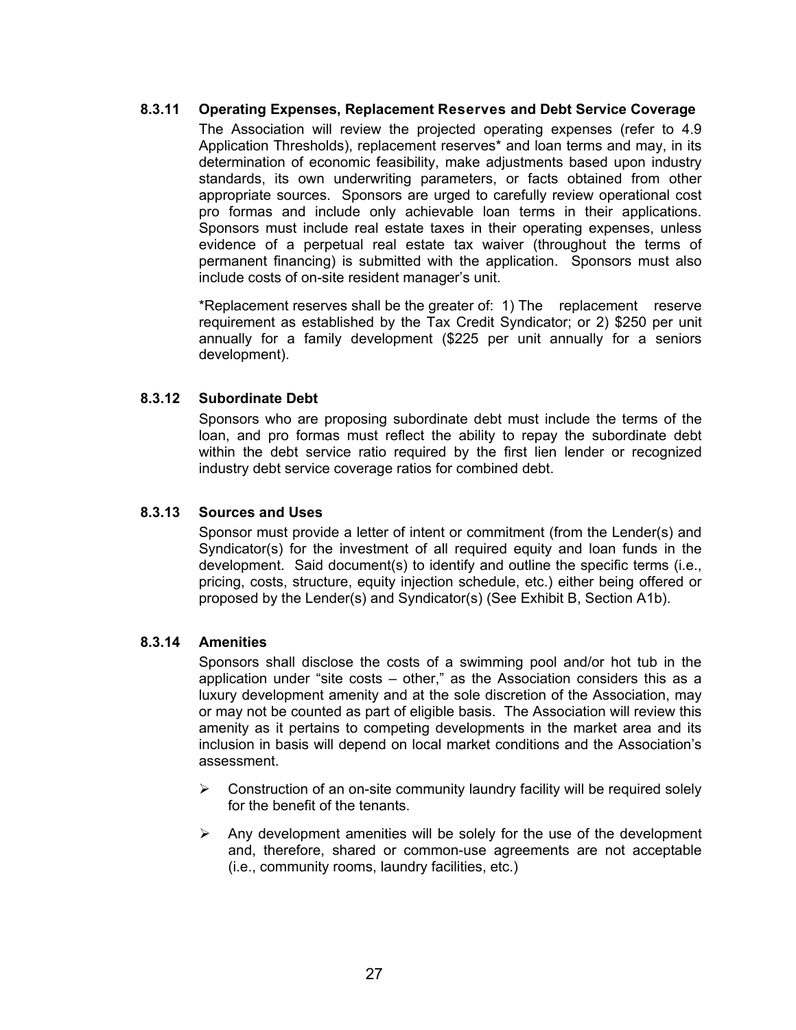### 8.3.11 Operating Expenses, Replacement Reserves and Debt Service Coverage

The Association will review the projected operating expenses (refer to 4.9 Application Thresholds), replacement reserves* and loan terms and may, in its determination of economic feasibility, make adjustments based upon industry standards, its own underwriting parameters, or facts obtained from other appropriate sources. Sponsors are urged to carefully review operational cost pro formas and include only achievable loan terms in their applications. Sponsors must include real estate taxes in their operating expenses, unless evidence of a perpetual real estate tax waiver (throughout the terms of permanent financing) is submitted with the application. Sponsors must also include costs of on-site resident manager's unit.

*Replacement reserves shall be the greater of: 1) The replacement reserve requirement as established by the Tax Credit Syndicator; or 2) $250 per unit annually for a family development ($225 per unit annually for a seniors development).

### 8.3.12 Subordinate Debt

Sponsors who are proposing subordinate debt must include the terms of the loan, and pro formas must reflect the ability to repay the subordinate debt within the debt service ratio required by the first lien lender or recognized industry debt service coverage ratios for combined debt.

### 8.3.13 Sources and Uses

Sponsor must provide a letter of intent or commitment (from the Lender(s) and Syndicator(s) for the investment of all required equity and loan funds in the development. Said document(s) to identify and outline the specific terms (i.e., pricing, costs, structure, equity injection schedule, etc.) either being offered or proposed by the Lender(s) and Syndicator(s) (See Exhibit B, Section A1b).

### 8.3.14 Amenities

Sponsors shall disclose the costs of a swimming pool and/or hot tub in the application under "site costs – other," as the Association considers this as a luxury development amenity and at the sole discretion of the Association, may or may not be counted as part of eligible basis. The Association will review this amenity as it pertains to competing developments in the market area and its inclusion in basis will depend on local market conditions and the Association's assessment.

- Construction of an on-site community laundry facility will be required solely for the benefit of the tenants.
- Any development amenities will be solely for the use of the development and, therefore, shared or common-use agreements are not acceptable (i.e., community rooms, laundry facilities, etc.)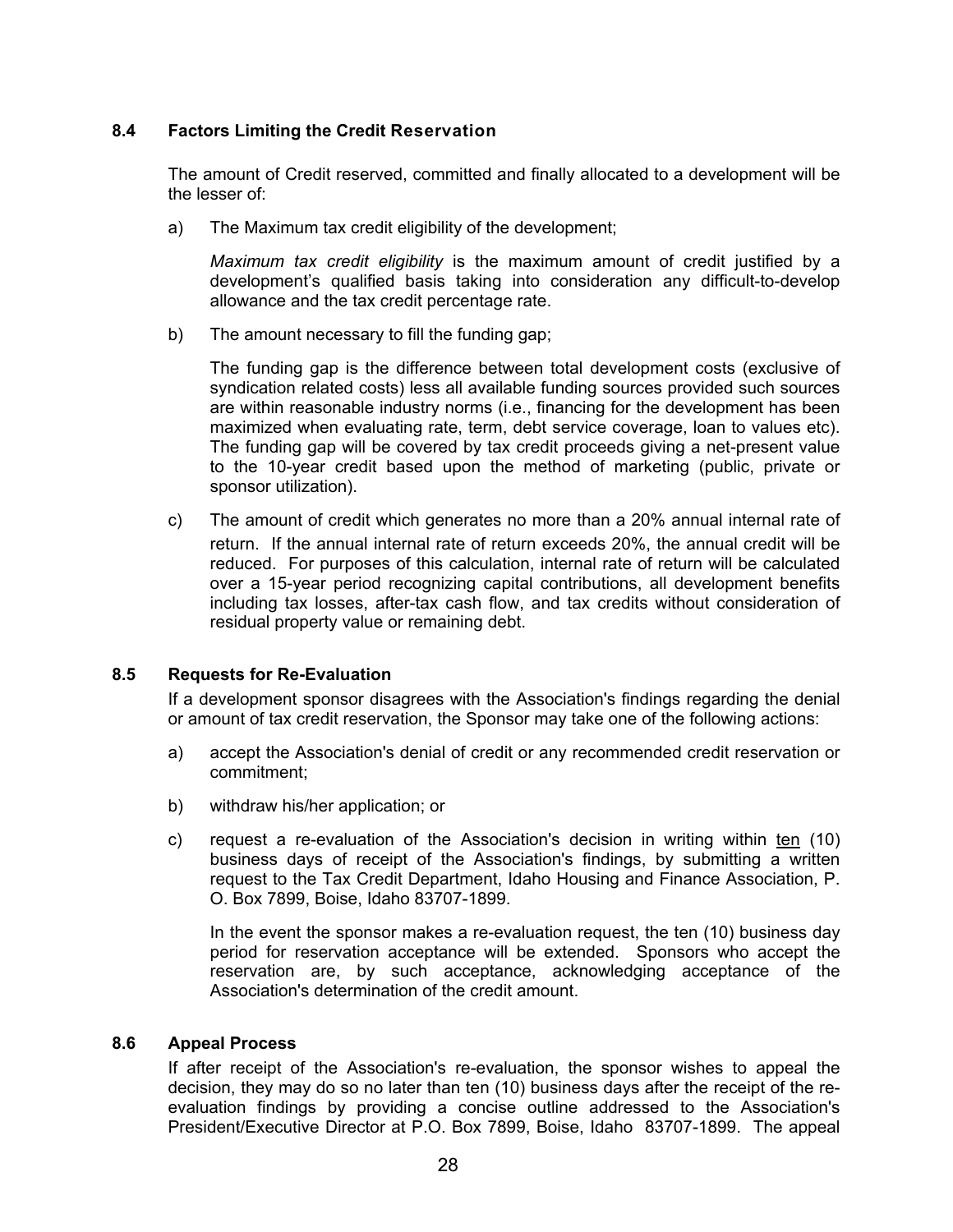### 8.4 Factors Limiting the Credit Reservation

The amount of Credit reserved, committed and finally allocated to a development will be the lesser of:

a) The Maximum tax credit eligibility of the development;

   *Maximum tax credit eligibility* is the maximum amount of credit justified by a development's qualified basis taking into consideration any difficult-to-develop allowance and the tax credit percentage rate.

b) The amount necessary to fill the funding gap;

   The funding gap is the difference between total development costs (exclusive of syndication related costs) less all available funding sources provided such sources are within reasonable industry norms (i.e., financing for the development has been maximized when evaluating rate, term, debt service coverage, loan to values etc). The funding gap will be covered by tax credit proceeds giving a net-present value to the 10-year credit based upon the method of marketing (public, private or sponsor utilization).

c) The amount of credit which generates no more than a 20% annual internal rate of return. If the annual internal rate of return exceeds 20%, the annual credit will be reduced. For purposes of this calculation, internal rate of return will be calculated over a 15-year period recognizing capital contributions, all development benefits including tax losses, after-tax cash flow, and tax credits without consideration of residual property value or remaining debt.

### 8.5 Requests for Re-Evaluation

If a development sponsor disagrees with the Association's findings regarding the denial or amount of tax credit reservation, the Sponsor may take one of the following actions:

a) accept the Association's denial of credit or any recommended credit reservation or commitment;

b) withdraw his/her application; or

c) request a re-evaluation of the Association's decision in writing within ten (10) business days of receipt of the Association's findings, by submitting a written request to the Tax Credit Department, Idaho Housing and Finance Association, P. O. Box 7899, Boise, Idaho 83707-1899.

   In the event the sponsor makes a re-evaluation request, the ten (10) business day period for reservation acceptance will be extended. Sponsors who accept the reservation are, by such acceptance, acknowledging acceptance of the Association's determination of the credit amount.

### 8.6 Appeal Process

If after receipt of the Association's re-evaluation, the sponsor wishes to appeal the decision, they may do so no later than ten (10) business days after the receipt of the re-evaluation findings by providing a concise outline addressed to the Association's President/Executive Director at P.O. Box 7899, Boise, Idaho 83707-1899. The appeal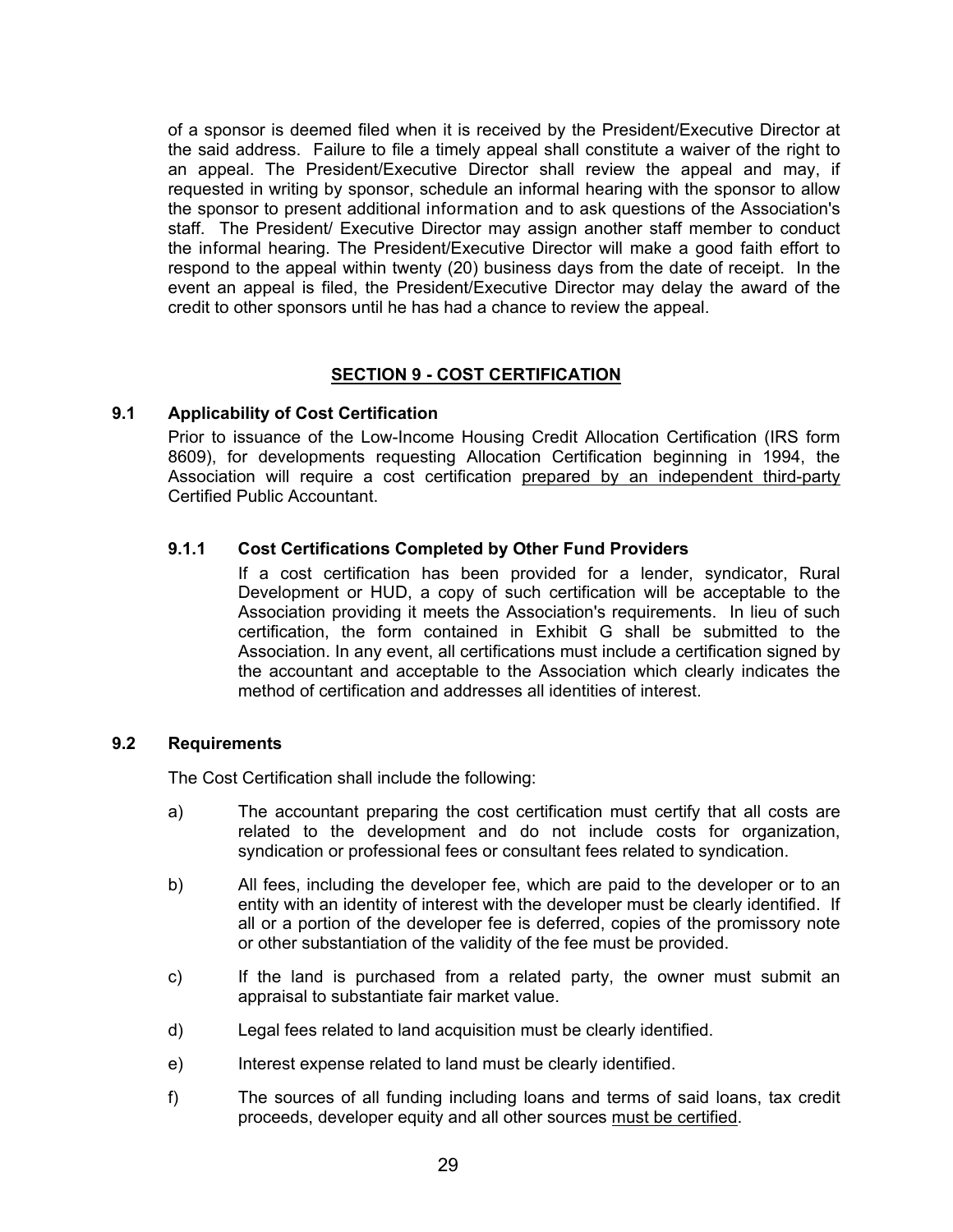of a sponsor is deemed filed when it is received by the President/Executive Director at the said address. Failure to file a timely appeal shall constitute a waiver of the right to an appeal. The President/Executive Director shall review the appeal and may, if requested in writing by sponsor, schedule an informal hearing with the sponsor to allow the sponsor to present additional information and to ask questions of the Association's staff. The President/ Executive Director may assign another staff member to conduct the informal hearing. The President/Executive Director will make a good faith effort to respond to the appeal within twenty (20) business days from the date of receipt. In the event an appeal is filed, the President/Executive Director may delay the award of the credit to other sponsors until he has had a chance to review the appeal.

## SECTION 9 - COST CERTIFICATION

### 9.1 Applicability of Cost Certification

Prior to issuance of the Low-Income Housing Credit Allocation Certification (IRS form 8609), for developments requesting Allocation Certification beginning in 1994, the Association will require a cost certification prepared by an independent third-party Certified Public Accountant.

#### 9.1.1 Cost Certifications Completed by Other Fund Providers

If a cost certification has been provided for a lender, syndicator, Rural Development or HUD, a copy of such certification will be acceptable to the Association providing it meets the Association's requirements. In lieu of such certification, the form contained in Exhibit G shall be submitted to the Association. In any event, all certifications must include a certification signed by the accountant and acceptable to the Association which clearly indicates the method of certification and addresses all identities of interest.

### 9.2 Requirements

The Cost Certification shall include the following:

a) The accountant preparing the cost certification must certify that all costs are related to the development and do not include costs for organization, syndication or professional fees or consultant fees related to syndication.

b) All fees, including the developer fee, which are paid to the developer or to an entity with an identity of interest with the developer must be clearly identified. If all or a portion of the developer fee is deferred, copies of the promissory note or other substantiation of the validity of the fee must be provided.

c) If the land is purchased from a related party, the owner must submit an appraisal to substantiate fair market value.

d) Legal fees related to land acquisition must be clearly identified.

e) Interest expense related to land must be clearly identified.

f) The sources of all funding including loans and terms of said loans, tax credit proceeds, developer equity and all other sources must be certified.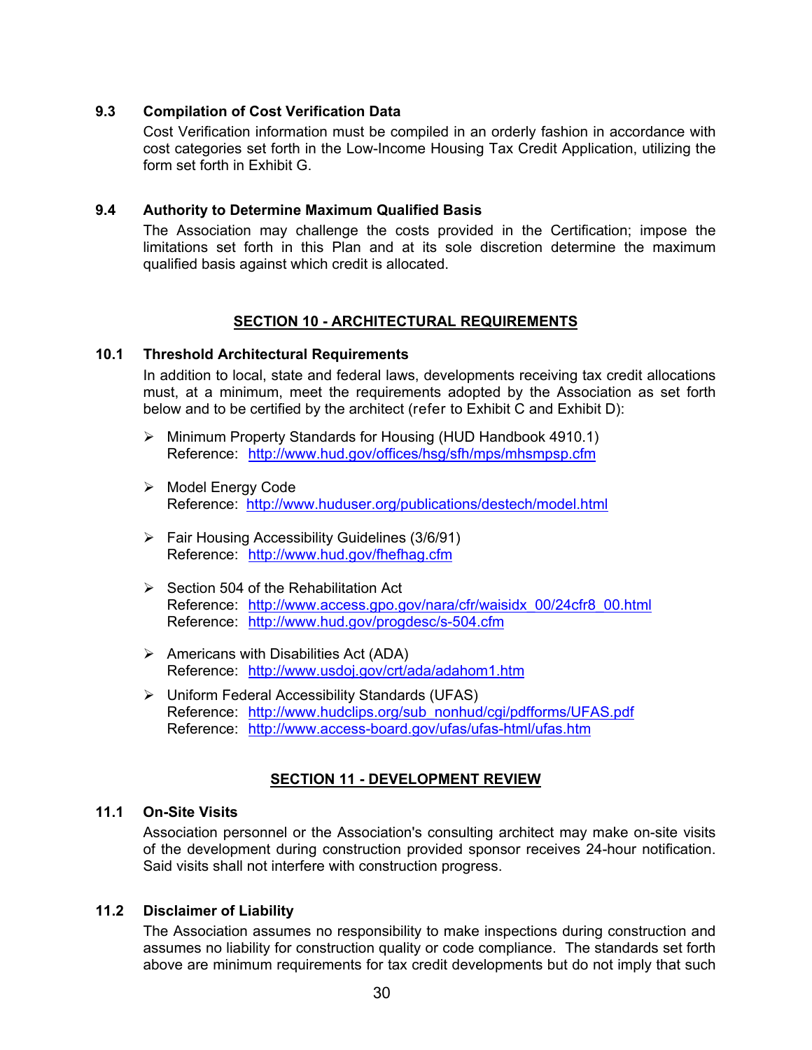### 9.3 Compilation of Cost Verification Data

Cost Verification information must be compiled in an orderly fashion in accordance with cost categories set forth in the Low-Income Housing Tax Credit Application, utilizing the form set forth in Exhibit G.

### 9.4 Authority to Determine Maximum Qualified Basis

The Association may challenge the costs provided in the Certification; impose the limitations set forth in this Plan and at its sole discretion determine the maximum qualified basis against which credit is allocated.

## SECTION 10 - ARCHITECTURAL REQUIREMENTS

### 10.1 Threshold Architectural Requirements

In addition to local, state and federal laws, developments receiving tax credit allocations must, at a minimum, meet the requirements adopted by the Association as set forth below and to be certified by the architect (refer to Exhibit C and Exhibit D):

- Minimum Property Standards for Housing (HUD Handbook 4910.1)
  Reference: http://www.hud.gov/offices/hsg/sfh/mps/mhsmpsp.cfm

- Model Energy Code
  Reference: http://www.huduser.org/publications/destech/model.html

- Fair Housing Accessibility Guidelines (3/6/91)
  Reference: http://www.hud.gov/fhefhag.cfm

- Section 504 of the Rehabilitation Act
  Reference: http://www.access.gpo.gov/nara/cfr/waisidx_00/24cfr8_00.html
  Reference: http://www.hud.gov/progdesc/s-504.cfm

- Americans with Disabilities Act (ADA)
  Reference: http://www.usdoj.gov/crt/ada/adahom1.htm

- Uniform Federal Accessibility Standards (UFAS)
  Reference: http://www.hudclips.org/sub_nonhud/cgi/pdfforms/UFAS.pdf
  Reference: http://www.access-board.gov/ufas/ufas-html/ufas.htm

## SECTION 11 - DEVELOPMENT REVIEW

### 11.1 On-Site Visits

Association personnel or the Association's consulting architect may make on-site visits of the development during construction provided sponsor receives 24-hour notification. Said visits shall not interfere with construction progress.

### 11.2 Disclaimer of Liability

The Association assumes no responsibility to make inspections during construction and assumes no liability for construction quality or code compliance. The standards set forth above are minimum requirements for tax credit developments but do not imply that such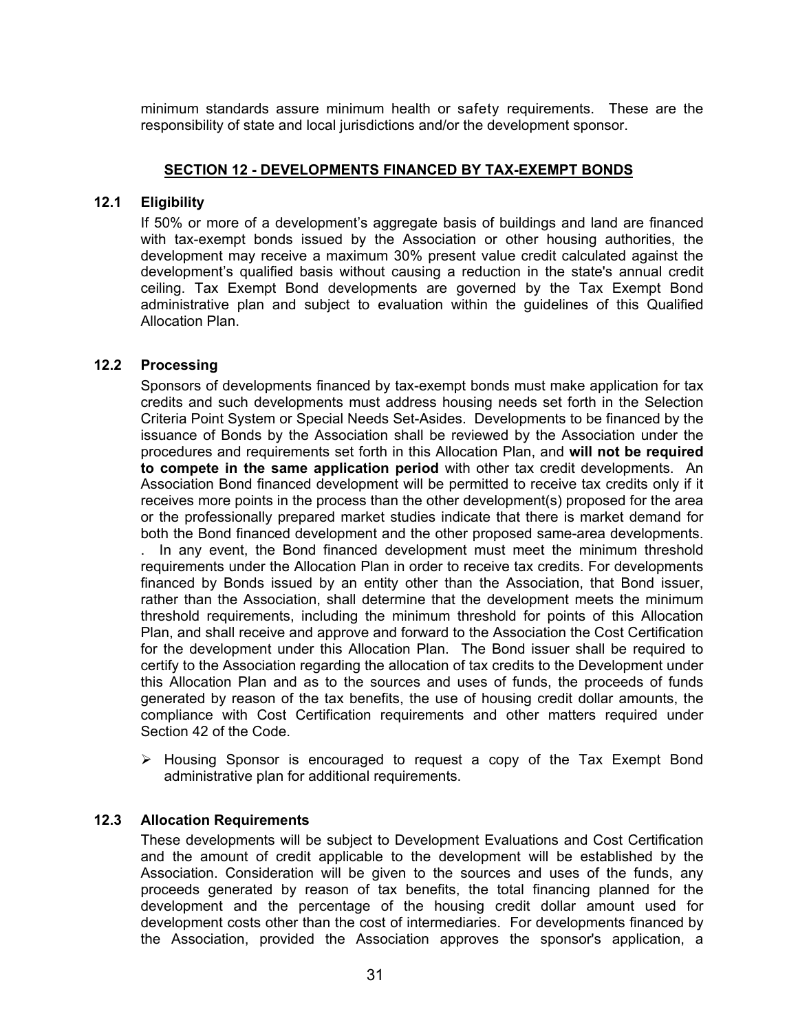minimum standards assure minimum health or safety requirements. These are the responsibility of state and local jurisdictions and/or the development sponsor.

## SECTION 12 - DEVELOPMENTS FINANCED BY TAX-EXEMPT BONDS

### 12.1 Eligibility

If 50% or more of a development's aggregate basis of buildings and land are financed with tax-exempt bonds issued by the Association or other housing authorities, the development may receive a maximum 30% present value credit calculated against the development's qualified basis without causing a reduction in the state's annual credit ceiling. Tax Exempt Bond developments are governed by the Tax Exempt Bond administrative plan and subject to evaluation within the guidelines of this Qualified Allocation Plan.

### 12.2 Processing

Sponsors of developments financed by tax-exempt bonds must make application for tax credits and such developments must address housing needs set forth in the Selection Criteria Point System or Special Needs Set-Asides. Developments to be financed by the issuance of Bonds by the Association shall be reviewed by the Association under the procedures and requirements set forth in this Allocation Plan, and **will not be required to compete in the same application period** with other tax credit developments. An Association Bond financed development will be permitted to receive tax credits only if it receives more points in the process than the other development(s) proposed for the area or the professionally prepared market studies indicate that there is market demand for both the Bond financed development and the other proposed same-area developments. . In any event, the Bond financed development must meet the minimum threshold requirements under the Allocation Plan in order to receive tax credits. For developments financed by Bonds issued by an entity other than the Association, that Bond issuer, rather than the Association, shall determine that the development meets the minimum threshold requirements, including the minimum threshold for points of this Allocation Plan, and shall receive and approve and forward to the Association the Cost Certification for the development under this Allocation Plan. The Bond issuer shall be required to certify to the Association regarding the allocation of tax credits to the Development under this Allocation Plan and as to the sources and uses of funds, the proceeds of funds generated by reason of the tax benefits, the use of housing credit dollar amounts, the compliance with Cost Certification requirements and other matters required under Section 42 of the Code.

- Housing Sponsor is encouraged to request a copy of the Tax Exempt Bond administrative plan for additional requirements.

### 12.3 Allocation Requirements

These developments will be subject to Development Evaluations and Cost Certification and the amount of credit applicable to the development will be established by the Association. Consideration will be given to the sources and uses of the funds, any proceeds generated by reason of tax benefits, the total financing planned for the development and the percentage of the housing credit dollar amount used for development costs other than the cost of intermediaries. For developments financed by the Association, provided the Association approves the sponsor's application, a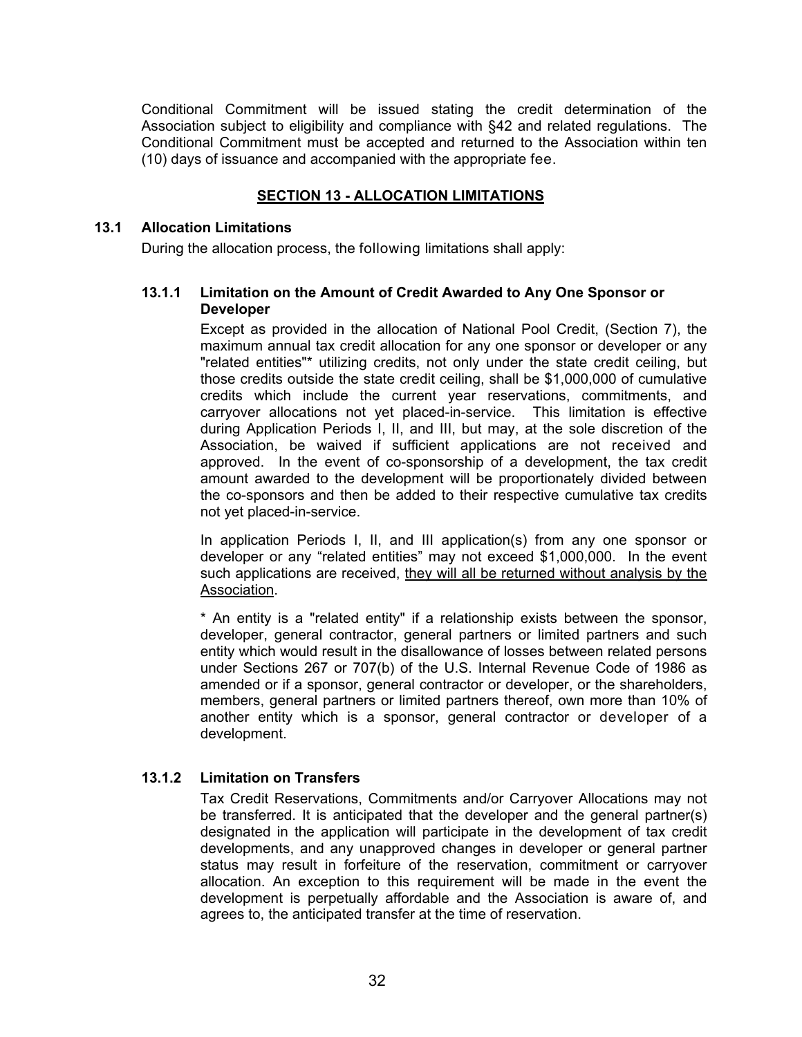Conditional Commitment will be issued stating the credit determination of the Association subject to eligibility and compliance with §42 and related regulations. The Conditional Commitment must be accepted and returned to the Association within ten (10) days of issuance and accompanied with the appropriate fee.

## SECTION 13 - ALLOCATION LIMITATIONS

### 13.1 Allocation Limitations

During the allocation process, the following limitations shall apply:

#### 13.1.1 Limitation on the Amount of Credit Awarded to Any One Sponsor or Developer

Except as provided in the allocation of National Pool Credit, (Section 7), the maximum annual tax credit allocation for any one sponsor or developer or any "related entities"* utilizing credits, not only under the state credit ceiling, but those credits outside the state credit ceiling, shall be $1,000,000 of cumulative credits which include the current year reservations, commitments, and carryover allocations not yet placed-in-service. This limitation is effective during Application Periods I, II, and III, but may, at the sole discretion of the Association, be waived if sufficient applications are not received and approved. In the event of co-sponsorship of a development, the tax credit amount awarded to the development will be proportionately divided between the co-sponsors and then be added to their respective cumulative tax credits not yet placed-in-service.

In application Periods I, II, and III application(s) from any one sponsor or developer or any "related entities" may not exceed $1,000,000. In the event such applications are received, <u>they will all be returned without analysis by the Association</u>.

* An entity is a "related entity" if a relationship exists between the sponsor, developer, general contractor, general partners or limited partners and such entity which would result in the disallowance of losses between related persons under Sections 267 or 707(b) of the U.S. Internal Revenue Code of 1986 as amended or if a sponsor, general contractor or developer, or the shareholders, members, general partners or limited partners thereof, own more than 10% of another entity which is a sponsor, general contractor or developer of a development.

#### 13.1.2 Limitation on Transfers

Tax Credit Reservations, Commitments and/or Carryover Allocations may not be transferred. It is anticipated that the developer and the general partner(s) designated in the application will participate in the development of tax credit developments, and any unapproved changes in developer or general partner status may result in forfeiture of the reservation, commitment or carryover allocation. An exception to this requirement will be made in the event the development is perpetually affordable and the Association is aware of, and agrees to, the anticipated transfer at the time of reservation.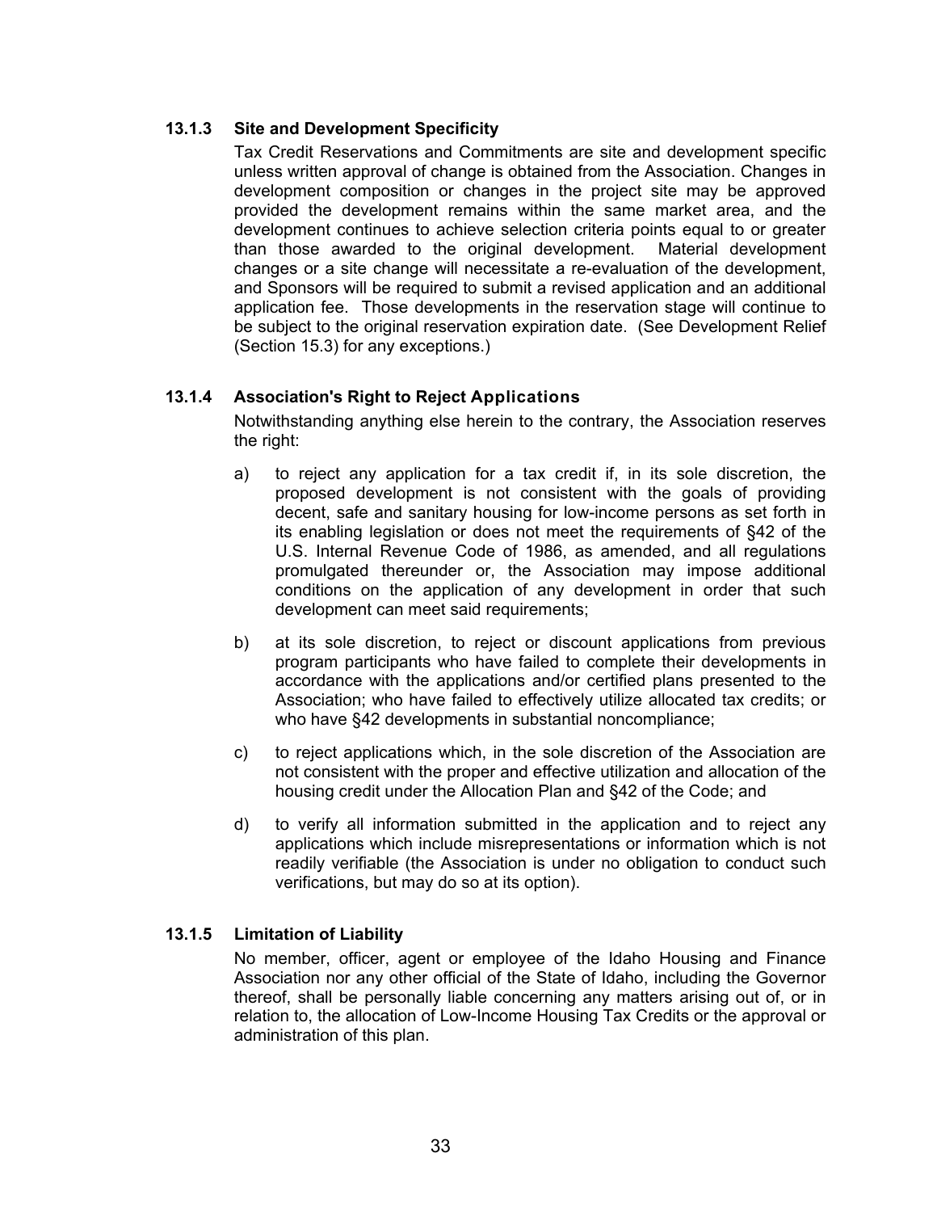### 13.1.3 Site and Development Specificity

Tax Credit Reservations and Commitments are site and development specific unless written approval of change is obtained from the Association. Changes in development composition or changes in the project site may be approved provided the development remains within the same market area, and the development continues to achieve selection criteria points equal to or greater than those awarded to the original development. Material development changes or a site change will necessitate a re-evaluation of the development, and Sponsors will be required to submit a revised application and an additional application fee. Those developments in the reservation stage will continue to be subject to the original reservation expiration date. (See Development Relief (Section 15.3) for any exceptions.)

### 13.1.4 Association's Right to Reject Applications

Notwithstanding anything else herein to the contrary, the Association reserves the right:

a) to reject any application for a tax credit if, in its sole discretion, the proposed development is not consistent with the goals of providing decent, safe and sanitary housing for low-income persons as set forth in its enabling legislation or does not meet the requirements of §42 of the U.S. Internal Revenue Code of 1986, as amended, and all regulations promulgated thereunder or, the Association may impose additional conditions on the application of any development in order that such development can meet said requirements;

b) at its sole discretion, to reject or discount applications from previous program participants who have failed to complete their developments in accordance with the applications and/or certified plans presented to the Association; who have failed to effectively utilize allocated tax credits; or who have §42 developments in substantial noncompliance;

c) to reject applications which, in the sole discretion of the Association are not consistent with the proper and effective utilization and allocation of the housing credit under the Allocation Plan and §42 of the Code; and

d) to verify all information submitted in the application and to reject any applications which include misrepresentations or information which is not readily verifiable (the Association is under no obligation to conduct such verifications, but may do so at its option).

### 13.1.5 Limitation of Liability

No member, officer, agent or employee of the Idaho Housing and Finance Association nor any other official of the State of Idaho, including the Governor thereof, shall be personally liable concerning any matters arising out of, or in relation to, the allocation of Low-Income Housing Tax Credits or the approval or administration of this plan.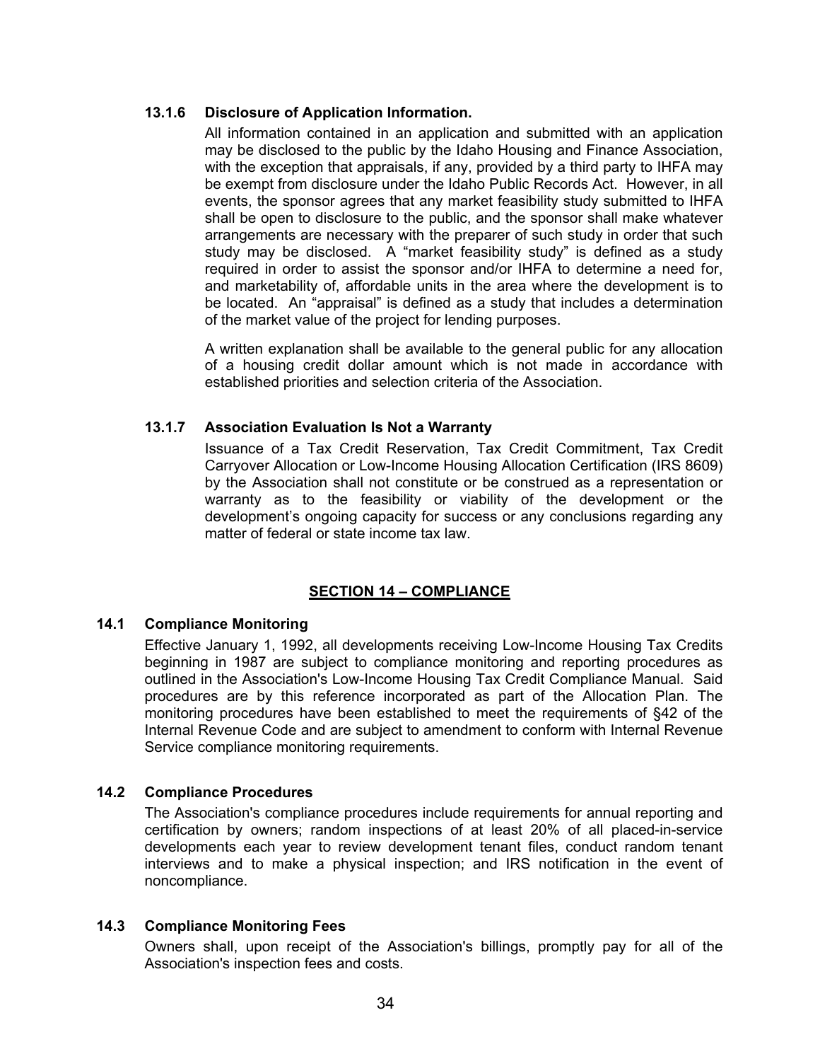#### 13.1.6 Disclosure of Application Information.

All information contained in an application and submitted with an application may be disclosed to the public by the Idaho Housing and Finance Association, with the exception that appraisals, if any, provided by a third party to IHFA may be exempt from disclosure under the Idaho Public Records Act. However, in all events, the sponsor agrees that any market feasibility study submitted to IHFA shall be open to disclosure to the public, and the sponsor shall make whatever arrangements are necessary with the preparer of such study in order that such study may be disclosed. A "market feasibility study" is defined as a study required in order to assist the sponsor and/or IHFA to determine a need for, and marketability of, affordable units in the area where the development is to be located. An "appraisal" is defined as a study that includes a determination of the market value of the project for lending purposes.

A written explanation shall be available to the general public for any allocation of a housing credit dollar amount which is not made in accordance with established priorities and selection criteria of the Association.

#### 13.1.7 Association Evaluation Is Not a Warranty

Issuance of a Tax Credit Reservation, Tax Credit Commitment, Tax Credit Carryover Allocation or Low-Income Housing Allocation Certification (IRS 8609) by the Association shall not constitute or be construed as a representation or warranty as to the feasibility or viability of the development or the development's ongoing capacity for success or any conclusions regarding any matter of federal or state income tax law.

## SECTION 14 – COMPLIANCE

### 14.1 Compliance Monitoring

Effective January 1, 1992, all developments receiving Low-Income Housing Tax Credits beginning in 1987 are subject to compliance monitoring and reporting procedures as outlined in the Association's Low-Income Housing Tax Credit Compliance Manual. Said procedures are by this reference incorporated as part of the Allocation Plan. The monitoring procedures have been established to meet the requirements of §42 of the Internal Revenue Code and are subject to amendment to conform with Internal Revenue Service compliance monitoring requirements.

### 14.2 Compliance Procedures

The Association's compliance procedures include requirements for annual reporting and certification by owners; random inspections of at least 20% of all placed-in-service developments each year to review development tenant files, conduct random tenant interviews and to make a physical inspection; and IRS notification in the event of noncompliance.

### 14.3 Compliance Monitoring Fees

Owners shall, upon receipt of the Association's billings, promptly pay for all of the Association's inspection fees and costs.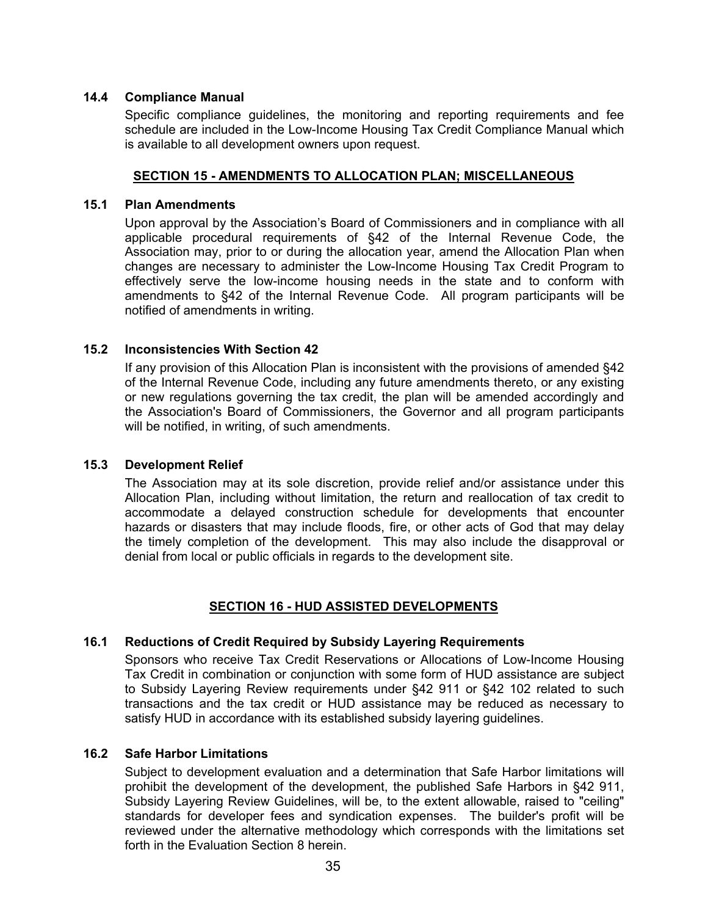### 14.4 Compliance Manual

Specific compliance guidelines, the monitoring and reporting requirements and fee schedule are included in the Low-Income Housing Tax Credit Compliance Manual which is available to all development owners upon request.

## SECTION 15 - AMENDMENTS TO ALLOCATION PLAN; MISCELLANEOUS

### 15.1 Plan Amendments

Upon approval by the Association's Board of Commissioners and in compliance with all applicable procedural requirements of §42 of the Internal Revenue Code, the Association may, prior to or during the allocation year, amend the Allocation Plan when changes are necessary to administer the Low-Income Housing Tax Credit Program to effectively serve the low-income housing needs in the state and to conform with amendments to §42 of the Internal Revenue Code. All program participants will be notified of amendments in writing.

### 15.2 Inconsistencies With Section 42

If any provision of this Allocation Plan is inconsistent with the provisions of amended §42 of the Internal Revenue Code, including any future amendments thereto, or any existing or new regulations governing the tax credit, the plan will be amended accordingly and the Association's Board of Commissioners, the Governor and all program participants will be notified, in writing, of such amendments.

### 15.3 Development Relief

The Association may at its sole discretion, provide relief and/or assistance under this Allocation Plan, including without limitation, the return and reallocation of tax credit to accommodate a delayed construction schedule for developments that encounter hazards or disasters that may include floods, fire, or other acts of God that may delay the timely completion of the development. This may also include the disapproval or denial from local or public officials in regards to the development site.

## SECTION 16 - HUD ASSISTED DEVELOPMENTS

### 16.1 Reductions of Credit Required by Subsidy Layering Requirements

Sponsors who receive Tax Credit Reservations or Allocations of Low-Income Housing Tax Credit in combination or conjunction with some form of HUD assistance are subject to Subsidy Layering Review requirements under §42 911 or §42 102 related to such transactions and the tax credit or HUD assistance may be reduced as necessary to satisfy HUD in accordance with its established subsidy layering guidelines.

### 16.2 Safe Harbor Limitations

Subject to development evaluation and a determination that Safe Harbor limitations will prohibit the development of the development, the published Safe Harbors in §42 911, Subsidy Layering Review Guidelines, will be, to the extent allowable, raised to "ceiling" standards for developer fees and syndication expenses. The builder's profit will be reviewed under the alternative methodology which corresponds with the limitations set forth in the Evaluation Section 8 herein.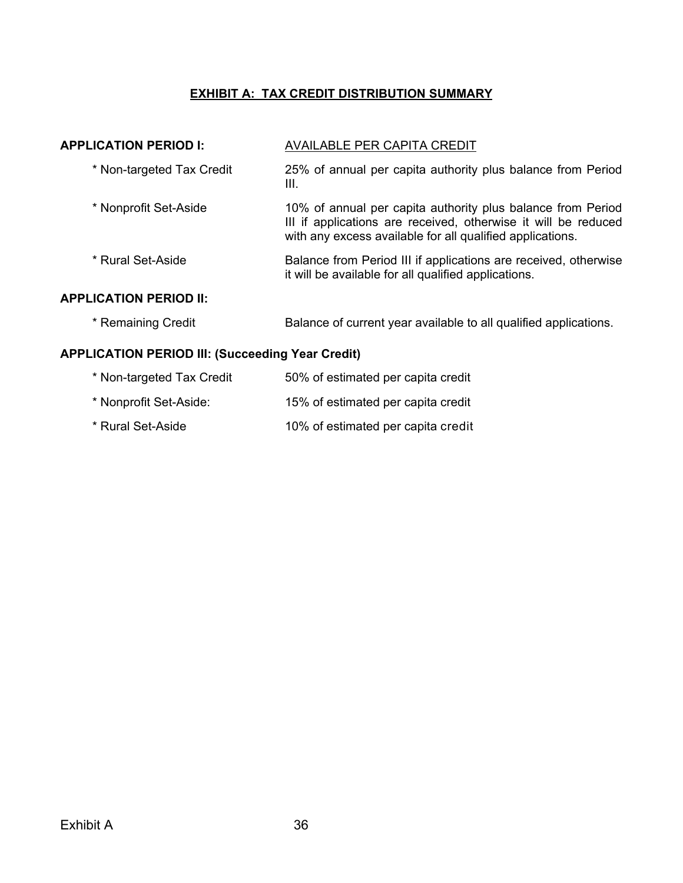## EXHIBIT A: TAX CREDIT DISTRIBUTION SUMMARY

| **APPLICATION PERIOD I:** | AVAILABLE PER CAPITA CREDIT |
| --- | --- |
| * Non-targeted Tax Credit | 25% of annual per capita authority plus balance from Period III. |
| * Nonprofit Set-Aside | 10% of annual per capita authority plus balance from Period III if applications are received, otherwise it will be reduced with any excess available for all qualified applications. |
| * Rural Set-Aside | Balance from Period III if applications are received, otherwise it will be available for all qualified applications. |

**APPLICATION PERIOD II:**

| | |
| --- | --- |
| * Remaining Credit | Balance of current year available to all qualified applications. |

**APPLICATION PERIOD III: (Succeeding Year Credit)**

| | |
| --- | --- |
| * Non-targeted Tax Credit | 50% of estimated per capita credit |
| * Nonprofit Set-Aside: | 15% of estimated per capita credit |
| * Rural Set-Aside | 10% of estimated per capita credit |

Exhibit A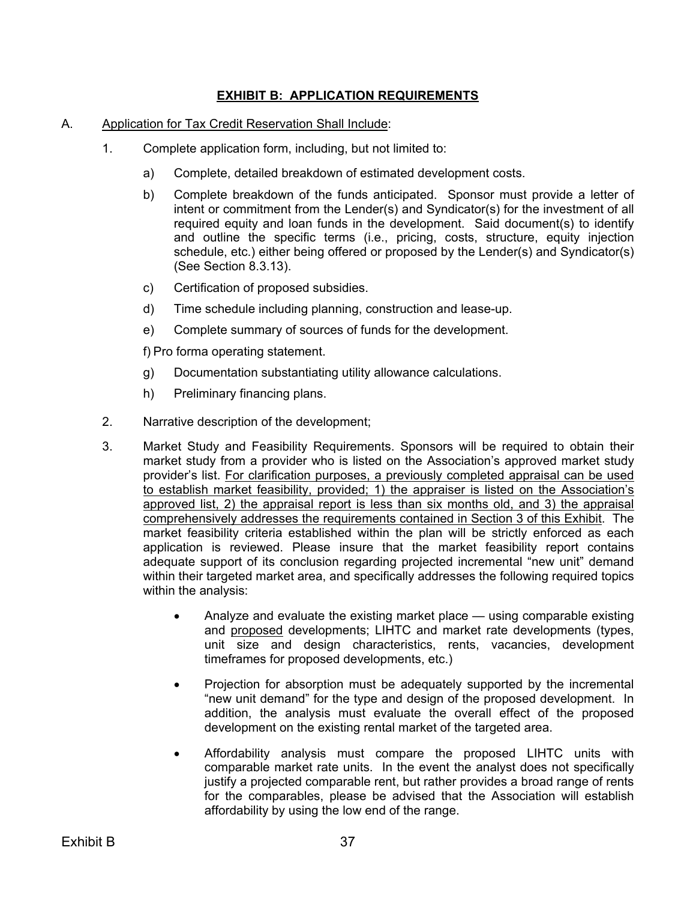## EXHIBIT B: APPLICATION REQUIREMENTS

A. Application for Tax Credit Reservation Shall Include:

1. Complete application form, including, but not limited to:

   a) Complete, detailed breakdown of estimated development costs.

   b) Complete breakdown of the funds anticipated. Sponsor must provide a letter of intent or commitment from the Lender(s) and Syndicator(s) for the investment of all required equity and loan funds in the development. Said document(s) to identify and outline the specific terms (i.e., pricing, costs, structure, equity injection schedule, etc.) either being offered or proposed by the Lender(s) and Syndicator(s) (See Section 8.3.13).

   c) Certification of proposed subsidies.

   d) Time schedule including planning, construction and lease-up.

   e) Complete summary of sources of funds for the development.

   f) Pro forma operating statement.

   g) Documentation substantiating utility allowance calculations.

   h) Preliminary financing plans.

2. Narrative description of the development;

3. Market Study and Feasibility Requirements. Sponsors will be required to obtain their market study from a provider who is listed on the Association's approved market study provider's list. For clarification purposes, a previously completed appraisal can be used to establish market feasibility, provided; 1) the appraiser is listed on the Association's approved list, 2) the appraisal report is less than six months old, and 3) the appraisal comprehensively addresses the requirements contained in Section 3 of this Exhibit. The market feasibility criteria established within the plan will be strictly enforced as each application is reviewed. Please insure that the market feasibility report contains adequate support of its conclusion regarding projected incremental "new unit" demand within their targeted market area, and specifically addresses the following required topics within the analysis:

   - Analyze and evaluate the existing market place — using comparable existing and proposed developments; LIHTC and market rate developments (types, unit size and design characteristics, rents, vacancies, development timeframes for proposed developments, etc.)

   - Projection for absorption must be adequately supported by the incremental "new unit demand" for the type and design of the proposed development. In addition, the analysis must evaluate the overall effect of the proposed development on the existing rental market of the targeted area.

   - Affordability analysis must compare the proposed LIHTC units with comparable market rate units. In the event the analyst does not specifically justify a projected comparable rent, but rather provides a broad range of rents for the comparables, please be advised that the Association will establish affordability by using the low end of the range.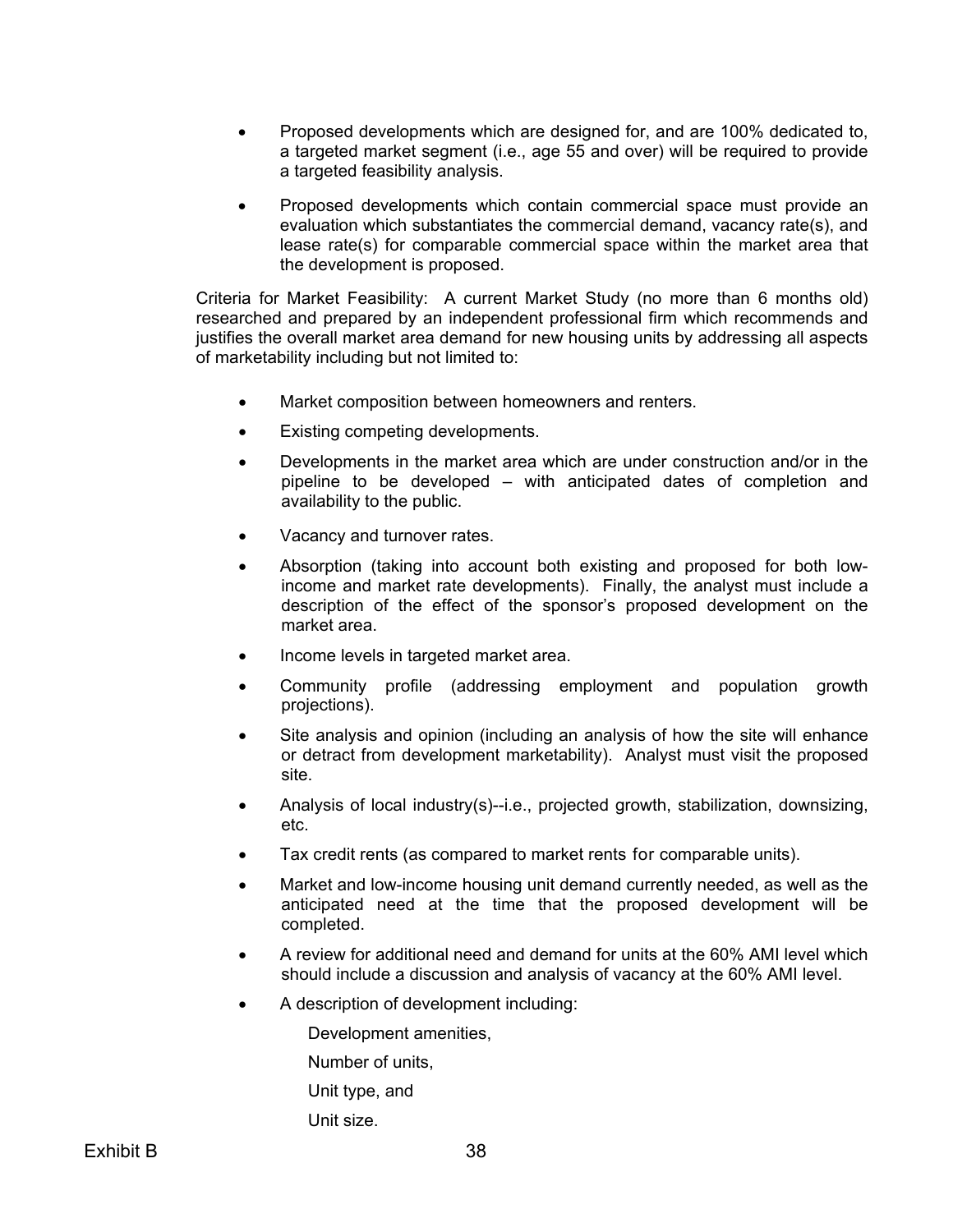- Proposed developments which are designed for, and are 100% dedicated to, a targeted market segment (i.e., age 55 and over) will be required to provide a targeted feasibility analysis.

- Proposed developments which contain commercial space must provide an evaluation which substantiates the commercial demand, vacancy rate(s), and lease rate(s) for comparable commercial space within the market area that the development is proposed.

Criteria for Market Feasibility: A current Market Study (no more than 6 months old) researched and prepared by an independent professional firm which recommends and justifies the overall market area demand for new housing units by addressing all aspects of marketability including but not limited to:

- Market composition between homeowners and renters.

- Existing competing developments.

- Developments in the market area which are under construction and/or in the pipeline to be developed – with anticipated dates of completion and availability to the public.

- Vacancy and turnover rates.

- Absorption (taking into account both existing and proposed for both low-income and market rate developments). Finally, the analyst must include a description of the effect of the sponsor's proposed development on the market area.

- Income levels in targeted market area.

- Community profile (addressing employment and population growth projections).

- Site analysis and opinion (including an analysis of how the site will enhance or detract from development marketability). Analyst must visit the proposed site.

- Analysis of local industry(s)--i.e., projected growth, stabilization, downsizing, etc.

- Tax credit rents (as compared to market rents for comparable units).

- Market and low-income housing unit demand currently needed, as well as the anticipated need at the time that the proposed development will be completed.

- A review for additional need and demand for units at the 60% AMI level which should include a discussion and analysis of vacancy at the 60% AMI level.

- A description of development including:

  Development amenities,

  Number of units,

  Unit type, and

  Unit size.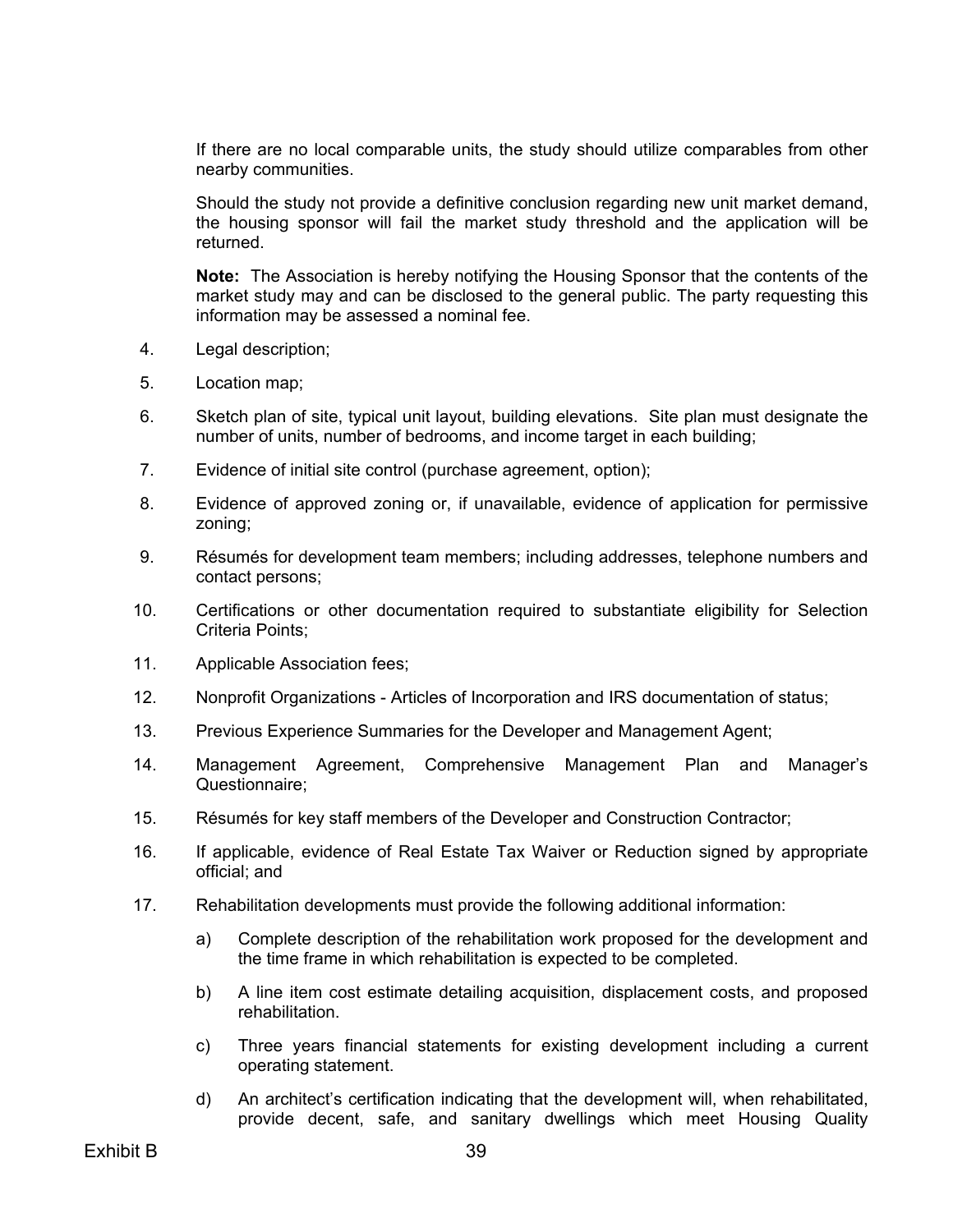If there are no local comparable units, the study should utilize comparables from other nearby communities.

Should the study not provide a definitive conclusion regarding new unit market demand, the housing sponsor will fail the market study threshold and the application will be returned.

**Note:** The Association is hereby notifying the Housing Sponsor that the contents of the market study may and can be disclosed to the general public. The party requesting this information may be assessed a nominal fee.

4. Legal description;
5. Location map;
6. Sketch plan of site, typical unit layout, building elevations. Site plan must designate the number of units, number of bedrooms, and income target in each building;
7. Evidence of initial site control (purchase agreement, option);
8. Evidence of approved zoning or, if unavailable, evidence of application for permissive zoning;
9. Résumés for development team members; including addresses, telephone numbers and contact persons;
10. Certifications or other documentation required to substantiate eligibility for Selection Criteria Points;
11. Applicable Association fees;
12. Nonprofit Organizations - Articles of Incorporation and IRS documentation of status;
13. Previous Experience Summaries for the Developer and Management Agent;
14. Management Agreement, Comprehensive Management Plan and Manager's Questionnaire;
15. Résumés for key staff members of the Developer and Construction Contractor;
16. If applicable, evidence of Real Estate Tax Waiver or Reduction signed by appropriate official; and
17. Rehabilitation developments must provide the following additional information:
    a) Complete description of the rehabilitation work proposed for the development and the time frame in which rehabilitation is expected to be completed.
    b) A line item cost estimate detailing acquisition, displacement costs, and proposed rehabilitation.
    c) Three years financial statements for existing development including a current operating statement.
    d) An architect's certification indicating that the development will, when rehabilitated, provide decent, safe, and sanitary dwellings which meet Housing Quality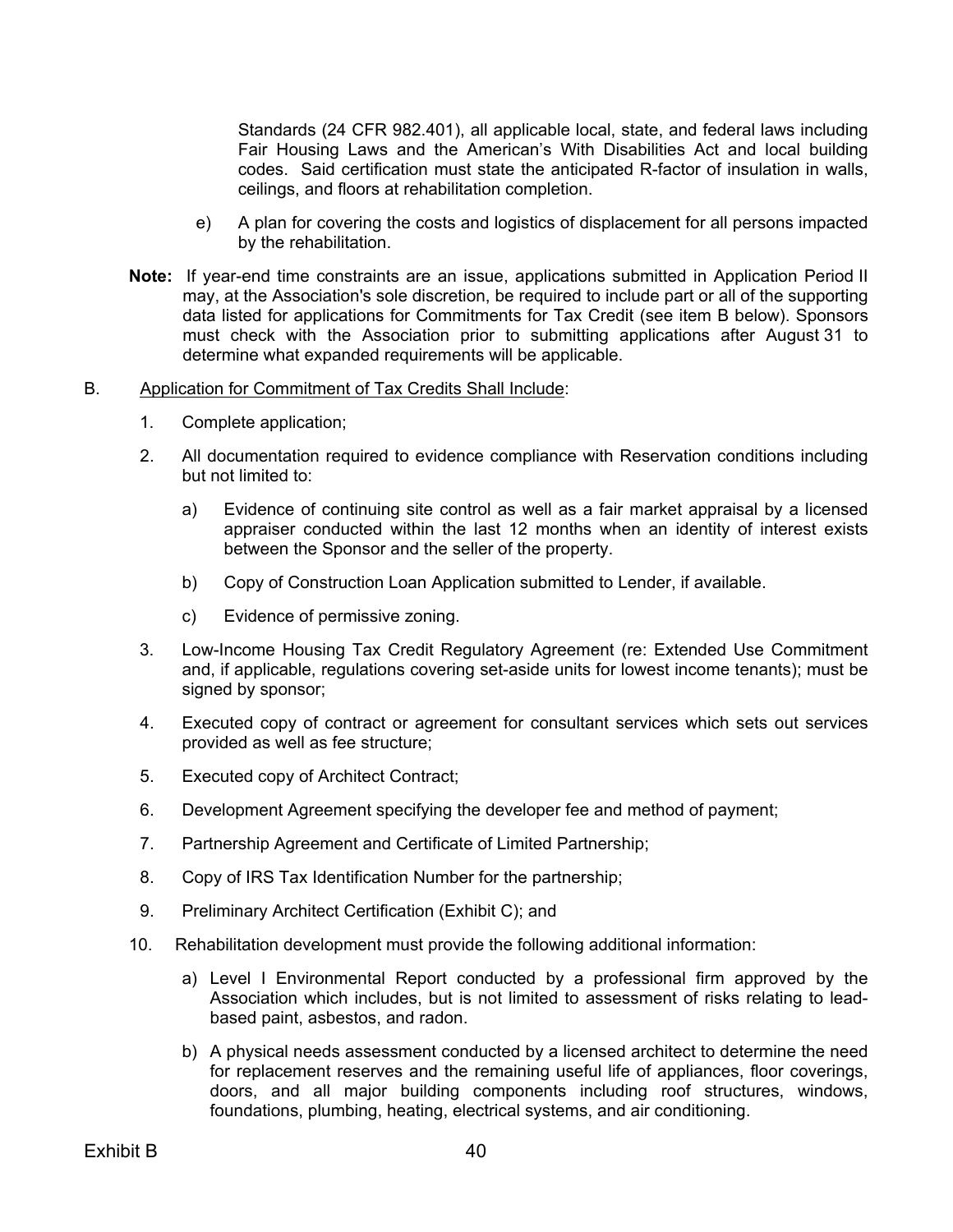Standards (24 CFR 982.401), all applicable local, state, and federal laws including Fair Housing Laws and the American's With Disabilities Act and local building codes. Said certification must state the anticipated R-factor of insulation in walls, ceilings, and floors at rehabilitation completion.

e) A plan for covering the costs and logistics of displacement for all persons impacted by the rehabilitation.

**Note:** If year-end time constraints are an issue, applications submitted in Application Period II may, at the Association's sole discretion, be required to include part or all of the supporting data listed for applications for Commitments for Tax Credit (see item B below). Sponsors must check with the Association prior to submitting applications after August 31 to determine what expanded requirements will be applicable.

B. <u>Application for Commitment of Tax Credits Shall Include</u>:

1. Complete application;
2. All documentation required to evidence compliance with Reservation conditions including but not limited to:
   - a) Evidence of continuing site control as well as a fair market appraisal by a licensed appraiser conducted within the last 12 months when an identity of interest exists between the Sponsor and the seller of the property.
   - b) Copy of Construction Loan Application submitted to Lender, if available.
   - c) Evidence of permissive zoning.
3. Low-Income Housing Tax Credit Regulatory Agreement (re: Extended Use Commitment and, if applicable, regulations covering set-aside units for lowest income tenants); must be signed by sponsor;
4. Executed copy of contract or agreement for consultant services which sets out services provided as well as fee structure;
5. Executed copy of Architect Contract;
6. Development Agreement specifying the developer fee and method of payment;
7. Partnership Agreement and Certificate of Limited Partnership;
8. Copy of IRS Tax Identification Number for the partnership;
9. Preliminary Architect Certification (Exhibit C); and
10. Rehabilitation development must provide the following additional information:
    - a) Level I Environmental Report conducted by a professional firm approved by the Association which includes, but is not limited to assessment of risks relating to lead-based paint, asbestos, and radon.
    - b) A physical needs assessment conducted by a licensed architect to determine the need for replacement reserves and the remaining useful life of appliances, floor coverings, doors, and all major building components including roof structures, windows, foundations, plumbing, heating, electrical systems, and air conditioning.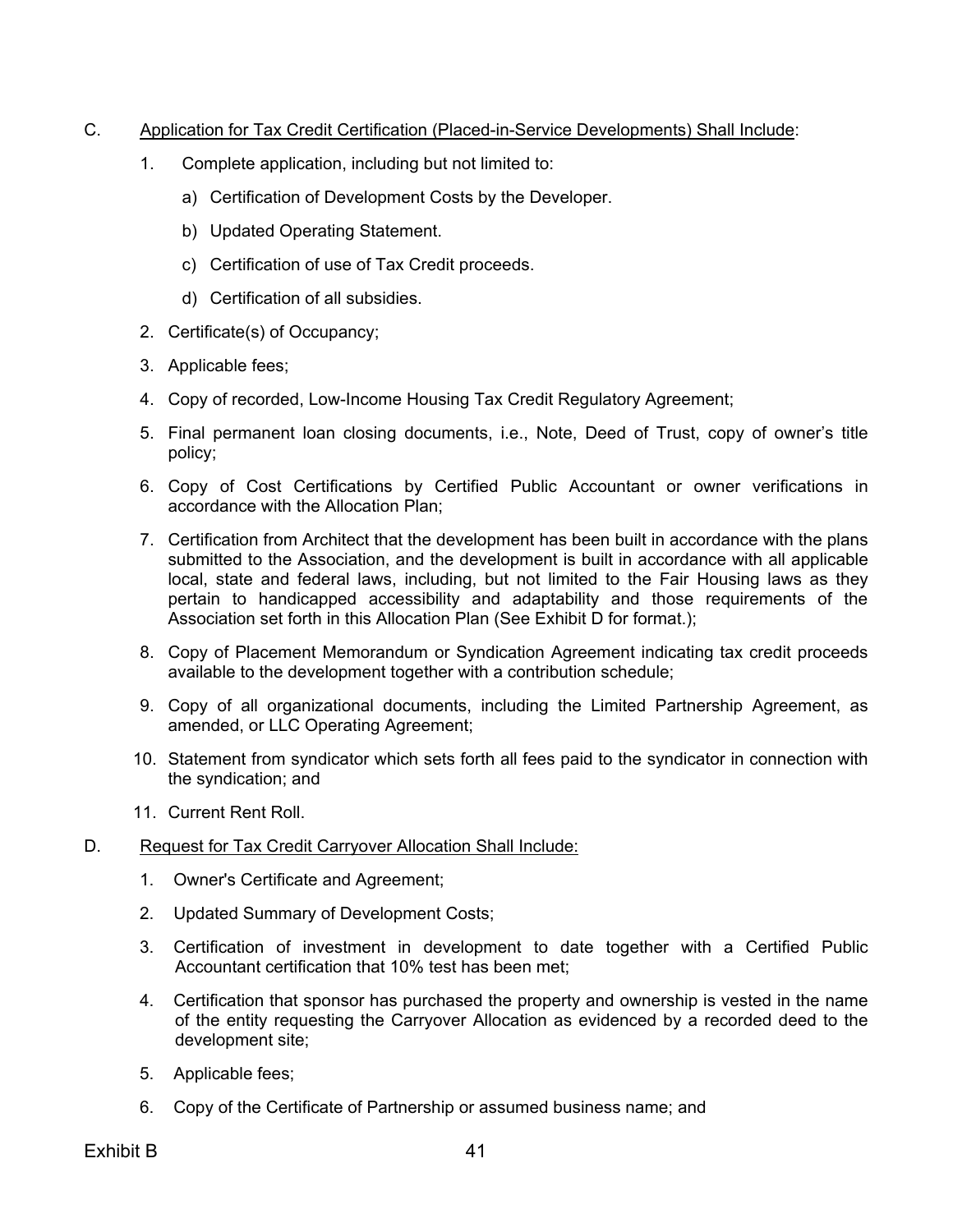C. <u>Application for Tax Credit Certification (Placed-in-Service Developments) Shall Include</u>:

1. Complete application, including but not limited to:

   a) Certification of Development Costs by the Developer.

   b) Updated Operating Statement.

   c) Certification of use of Tax Credit proceeds.

   d) Certification of all subsidies.

2. Certificate(s) of Occupancy;

3. Applicable fees;

4. Copy of recorded, Low-Income Housing Tax Credit Regulatory Agreement;

5. Final permanent loan closing documents, i.e., Note, Deed of Trust, copy of owner's title policy;

6. Copy of Cost Certifications by Certified Public Accountant or owner verifications in accordance with the Allocation Plan;

7. Certification from Architect that the development has been built in accordance with the plans submitted to the Association, and the development is built in accordance with all applicable local, state and federal laws, including, but not limited to the Fair Housing laws as they pertain to handicapped accessibility and adaptability and those requirements of the Association set forth in this Allocation Plan (See Exhibit D for format.);

8. Copy of Placement Memorandum or Syndication Agreement indicating tax credit proceeds available to the development together with a contribution schedule;

9. Copy of all organizational documents, including the Limited Partnership Agreement, as amended, or LLC Operating Agreement;

10. Statement from syndicator which sets forth all fees paid to the syndicator in connection with the syndication; and

11. Current Rent Roll.

D. <u>Request for Tax Credit Carryover Allocation Shall Include:</u>

1. Owner's Certificate and Agreement;

2. Updated Summary of Development Costs;

3. Certification of investment in development to date together with a Certified Public Accountant certification that 10% test has been met;

4. Certification that sponsor has purchased the property and ownership is vested in the name of the entity requesting the Carryover Allocation as evidenced by a recorded deed to the development site;

5. Applicable fees;

6. Copy of the Certificate of Partnership or assumed business name; and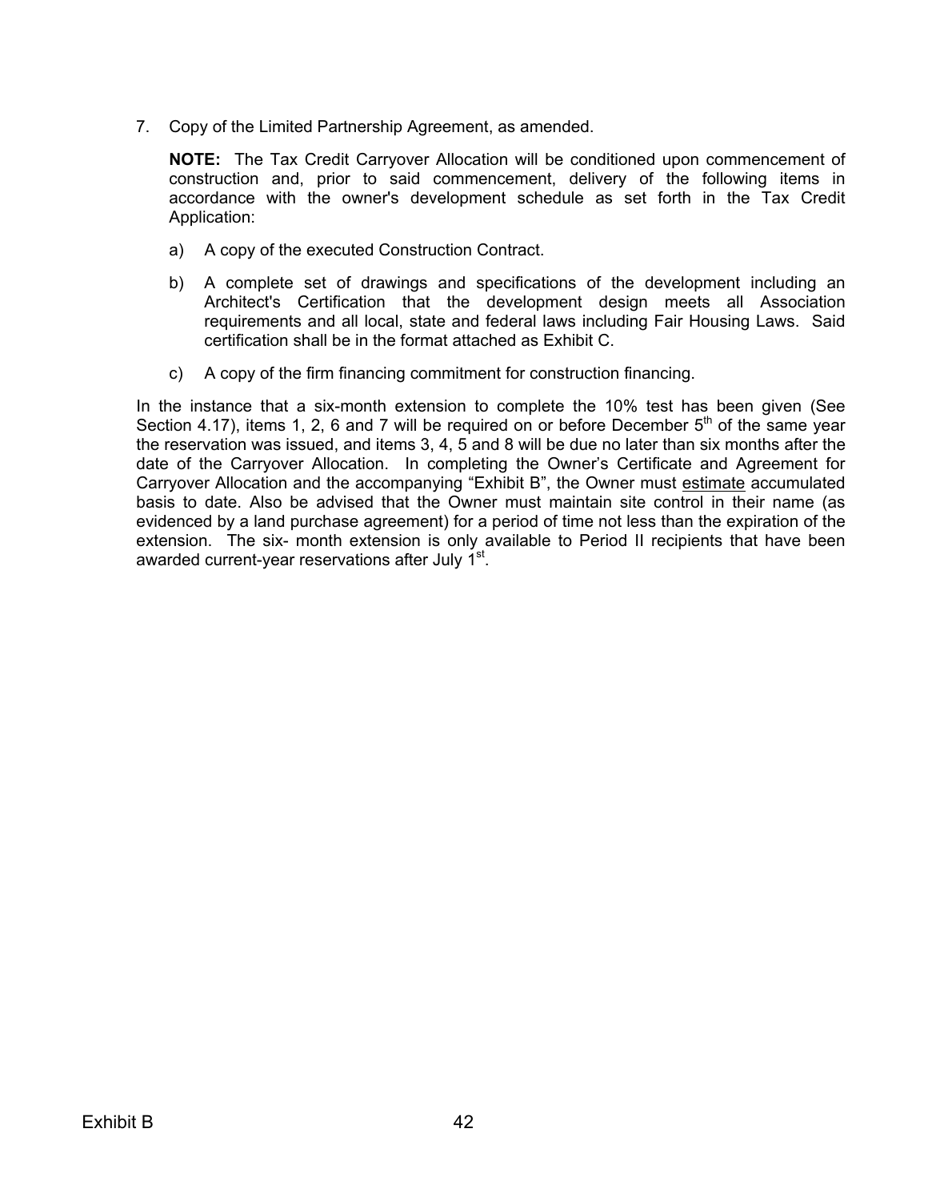7. Copy of the Limited Partnership Agreement, as amended.

   **NOTE:** The Tax Credit Carryover Allocation will be conditioned upon commencement of construction and, prior to said commencement, delivery of the following items in accordance with the owner's development schedule as set forth in the Tax Credit Application:

   a) A copy of the executed Construction Contract.

   b) A complete set of drawings and specifications of the development including an Architect's Certification that the development design meets all Association requirements and all local, state and federal laws including Fair Housing Laws. Said certification shall be in the format attached as Exhibit C.

   c) A copy of the firm financing commitment for construction financing.

In the instance that a six-month extension to complete the 10% test has been given (See Section 4.17), items 1, 2, 6 and 7 will be required on or before December 5th of the same year the reservation was issued, and items 3, 4, 5 and 8 will be due no later than six months after the date of the Carryover Allocation. In completing the Owner's Certificate and Agreement for Carryover Allocation and the accompanying "Exhibit B", the Owner must estimate accumulated basis to date. Also be advised that the Owner must maintain site control in their name (as evidenced by a land purchase agreement) for a period of time not less than the expiration of the extension. The six- month extension is only available to Period II recipients that have been awarded current-year reservations after July 1st.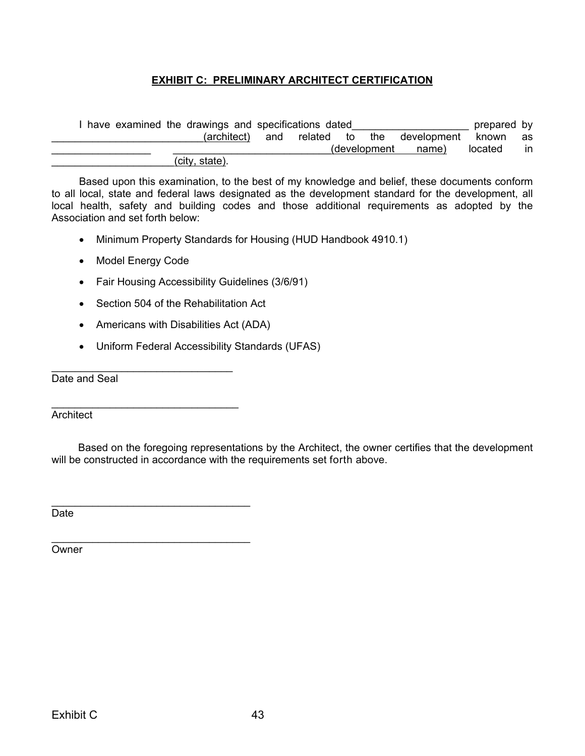**EXHIBIT C: PRELIMINARY ARCHITECT CERTIFICATION**

I have examined the drawings and specifications dated____________________ prepared by __________________________(architect) and related to the development known as _________________ ___________________________(development name) located in _____________________(city, state).

Based upon this examination, to the best of my knowledge and belief, these documents conform to all local, state and federal laws designated as the development standard for the development, all local health, safety and building codes and those additional requirements as adopted by the Association and set forth below:

- Minimum Property Standards for Housing (HUD Handbook 4910.1)
- Model Energy Code
- Fair Housing Accessibility Guidelines (3/6/91)
- Section 504 of the Rehabilitation Act
- Americans with Disabilities Act (ADA)
- Uniform Federal Accessibility Standards (UFAS)

_______________________________
Date and Seal

________________________________
Architect

Based on the foregoing representations by the Architect, the owner certifies that the development will be constructed in accordance with the requirements set forth above.

__________________________________
Date

__________________________________
Owner

Exhibit C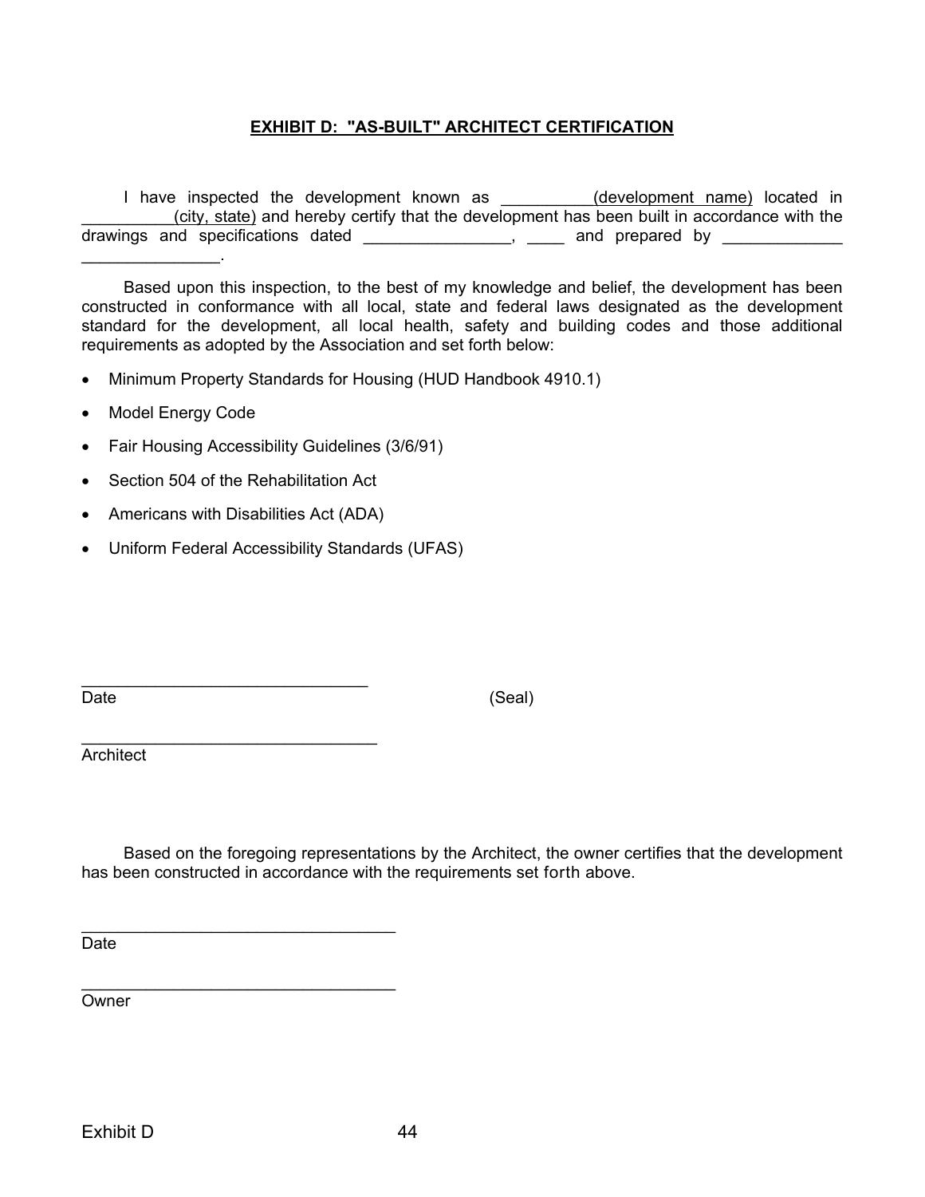# EXHIBIT D: "AS-BUILT" ARCHITECT CERTIFICATION

I have inspected the development known as __________(development name) located in __________(city, state) and hereby certify that the development has been built in accordance with the drawings and specifications dated ________________, ____ and prepared by _____________ _______________.

Based upon this inspection, to the best of my knowledge and belief, the development has been constructed in conformance with all local, state and federal laws designated as the development standard for the development, all local health, safety and building codes and those additional requirements as adopted by the Association and set forth below:

- Minimum Property Standards for Housing (HUD Handbook 4910.1)
- Model Energy Code
- Fair Housing Accessibility Guidelines (3/6/91)
- Section 504 of the Rehabilitation Act
- Americans with Disabilities Act (ADA)
- Uniform Federal Accessibility Standards (UFAS)

_______________________________
Date (Seal)

________________________________
Architect

Based on the foregoing representations by the Architect, the owner certifies that the development has been constructed in accordance with the requirements set forth above.

__________________________________
Date

__________________________________
Owner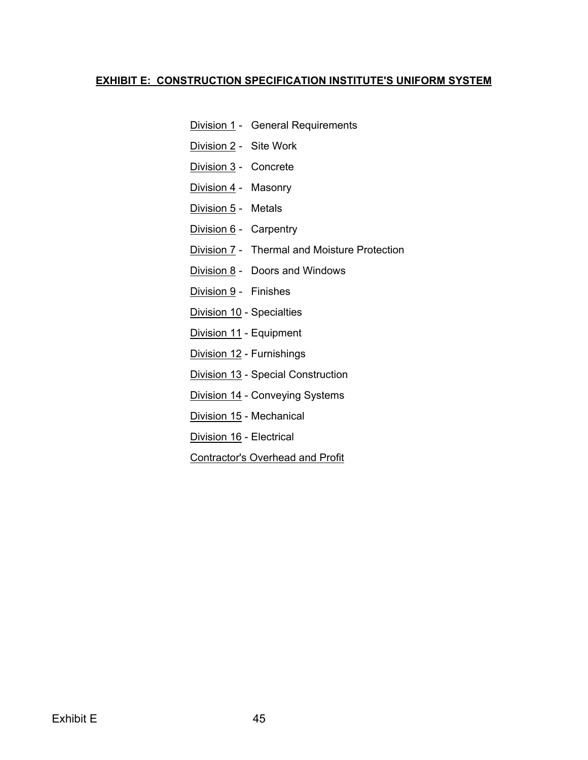## EXHIBIT E: CONSTRUCTION SPECIFICATION INSTITUTE'S UNIFORM SYSTEM

Division 1 - General Requirements

Division 2 - Site Work

Division 3 - Concrete

Division 4 - Masonry

Division 5 - Metals

Division 6 - Carpentry

Division 7 - Thermal and Moisture Protection

Division 8 - Doors and Windows

Division 9 - Finishes

Division 10 - Specialties

Division 11 - Equipment

Division 12 - Furnishings

Division 13 - Special Construction

Division 14 - Conveying Systems

Division 15 - Mechanical

Division 16 - Electrical

Contractor's Overhead and Profit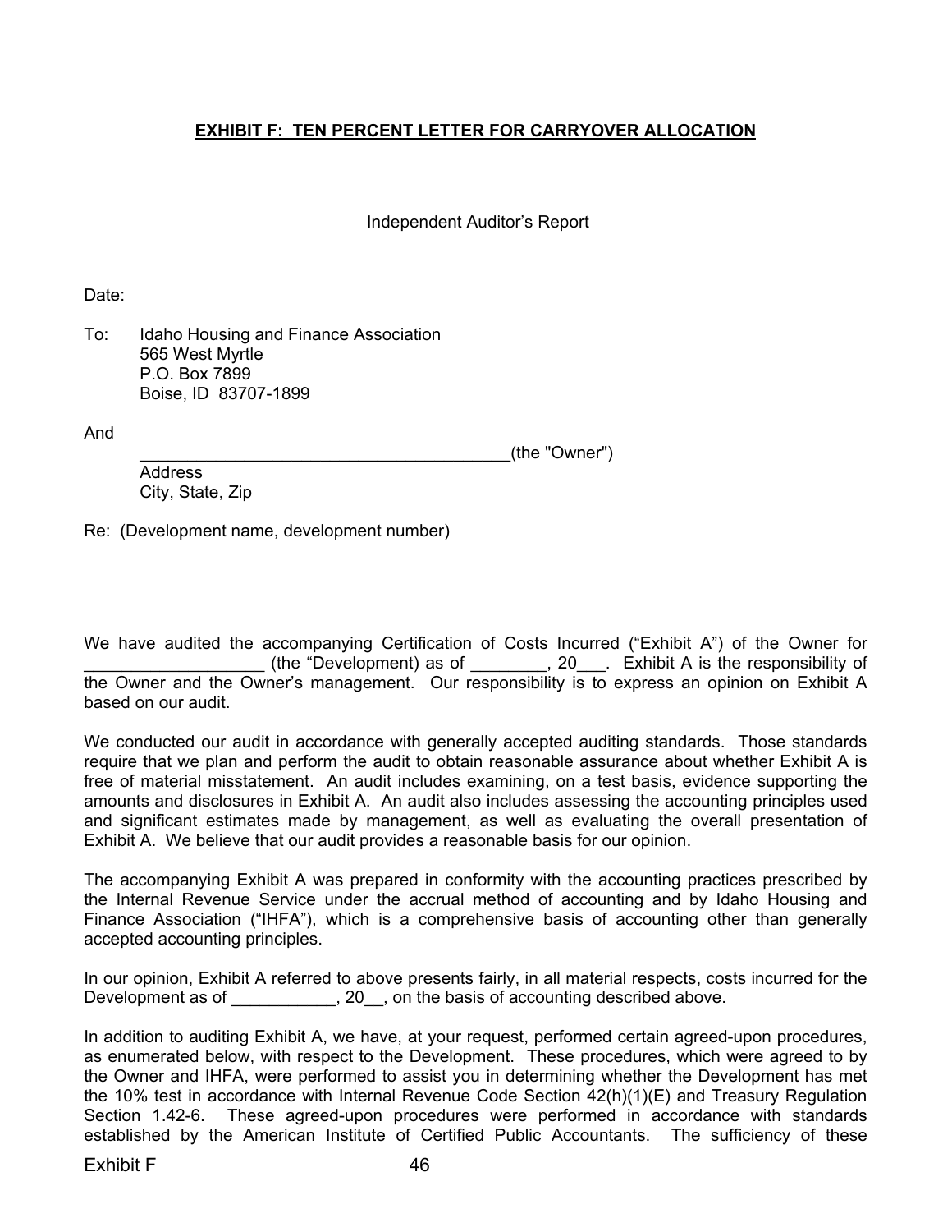**EXHIBIT F: TEN PERCENT LETTER FOR CARRYOVER ALLOCATION**

Independent Auditor's Report

Date:

To: Idaho Housing and Finance Association
565 West Myrtle
P.O. Box 7899
Boise, ID 83707-1899

And
________________________________________(the "Owner")
Address
City, State, Zip

Re: (Development name, development number)

We have audited the accompanying Certification of Costs Incurred ("Exhibit A") of the Owner for ___________________ (the "Development) as of ________, 20___. Exhibit A is the responsibility of the Owner and the Owner's management. Our responsibility is to express an opinion on Exhibit A based on our audit.

We conducted our audit in accordance with generally accepted auditing standards. Those standards require that we plan and perform the audit to obtain reasonable assurance about whether Exhibit A is free of material misstatement. An audit includes examining, on a test basis, evidence supporting the amounts and disclosures in Exhibit A. An audit also includes assessing the accounting principles used and significant estimates made by management, as well as evaluating the overall presentation of Exhibit A. We believe that our audit provides a reasonable basis for our opinion.

The accompanying Exhibit A was prepared in conformity with the accounting practices prescribed by the Internal Revenue Service under the accrual method of accounting and by Idaho Housing and Finance Association ("IHFA"), which is a comprehensive basis of accounting other than generally accepted accounting principles.

In our opinion, Exhibit A referred to above presents fairly, in all material respects, costs incurred for the Development as of ___________, 20__, on the basis of accounting described above.

In addition to auditing Exhibit A, we have, at your request, performed certain agreed-upon procedures, as enumerated below, with respect to the Development. These procedures, which were agreed to by the Owner and IHFA, were performed to assist you in determining whether the Development has met the 10% test in accordance with Internal Revenue Code Section 42(h)(1)(E) and Treasury Regulation Section 1.42-6. These agreed-upon procedures were performed in accordance with standards established by the American Institute of Certified Public Accountants. The sufficiency of these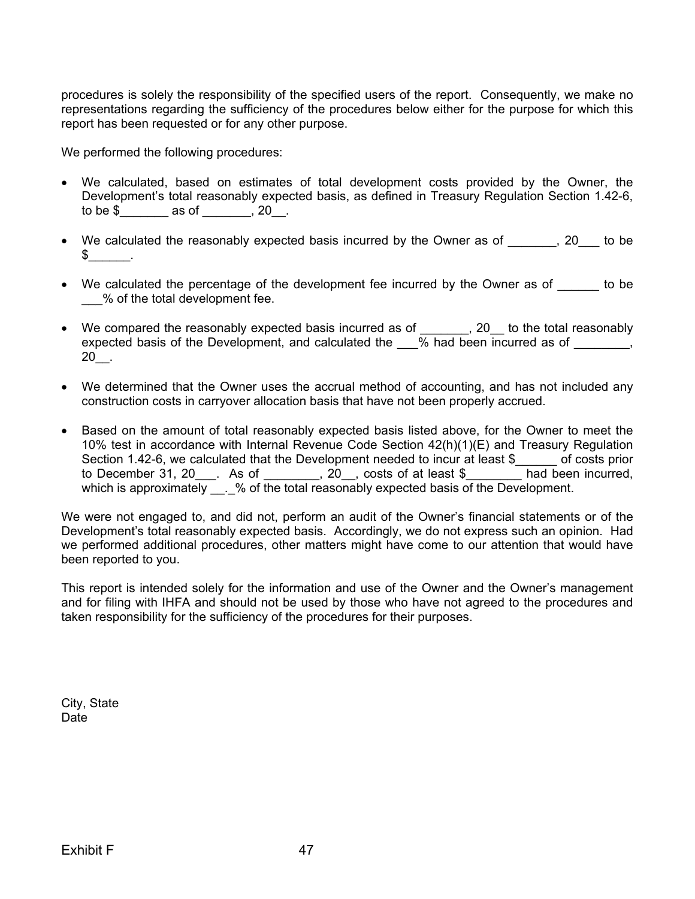procedures is solely the responsibility of the specified users of the report. Consequently, we make no representations regarding the sufficiency of the procedures below either for the purpose for which this report has been requested or for any other purpose.

We performed the following procedures:

- We calculated, based on estimates of total development costs provided by the Owner, the Development's total reasonably expected basis, as defined in Treasury Regulation Section 1.42-6, to be $_______ as of _______, 20__.

- We calculated the reasonably expected basis incurred by the Owner as of _______, 20___ to be $______.

- We calculated the percentage of the development fee incurred by the Owner as of ______ to be ___% of the total development fee.

- We compared the reasonably expected basis incurred as of _______, 20__ to the total reasonably expected basis of the Development, and calculated the ___% had been incurred as of ________, 20__.

- We determined that the Owner uses the accrual method of accounting, and has not included any construction costs in carryover allocation basis that have not been properly accrued.

- Based on the amount of total reasonably expected basis listed above, for the Owner to meet the 10% test in accordance with Internal Revenue Code Section 42(h)(1)(E) and Treasury Regulation Section 1.42-6, we calculated that the Development needed to incur at least $______ of costs prior to December 31, 20___. As of ________, 20__, costs of at least $________ had been incurred, which is approximately __._% of the total reasonably expected basis of the Development.

We were not engaged to, and did not, perform an audit of the Owner's financial statements or of the Development's total reasonably expected basis. Accordingly, we do not express such an opinion. Had we performed additional procedures, other matters might have come to our attention that would have been reported to you.

This report is intended solely for the information and use of the Owner and the Owner's management and for filing with IHFA and should not be used by those who have not agreed to the procedures and taken responsibility for the sufficiency of the procedures for their purposes.

City, State
Date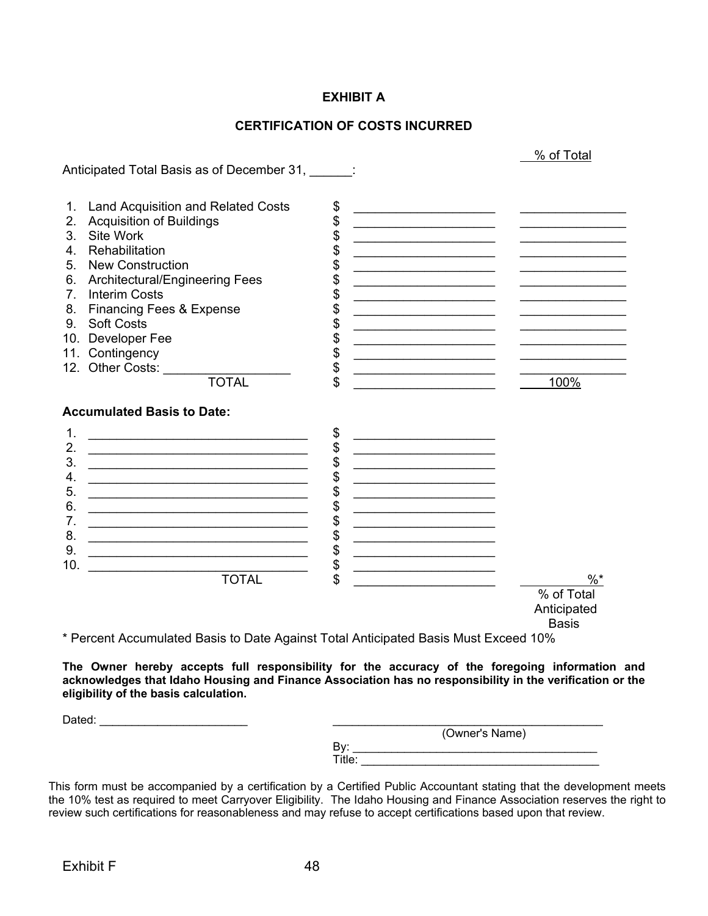# EXHIBIT A

## CERTIFICATION OF COSTS INCURRED

Anticipated Total Basis as of December 31, ______:

| | | $ | % of Total |
|---|---|---|---|
| 1. | Land Acquisition and Related Costs | $ ____________________ | _______________ |
| 2. | Acquisition of Buildings | $ ____________________ | _______________ |
| 3. | Site Work | $ ____________________ | _______________ |
| 4. | Rehabilitation | $ ____________________ | _______________ |
| 5. | New Construction | $ ____________________ | _______________ |
| 6. | Architectural/Engineering Fees | $ ____________________ | _______________ |
| 7. | Interim Costs | $ ____________________ | _______________ |
| 8. | Financing Fees & Expense | $ ____________________ | _______________ |
| 9. | Soft Costs | $ ____________________ | _______________ |
| 10. | Developer Fee | $ ____________________ | _______________ |
| 11. | Contingency | $ ____________________ | _______________ |
| 12. | Other Costs: __________________ | $ ____________________ | _______________ |
| | TOTAL | $ ____________________ | 100% |

**Accumulated Basis to Date:**

| | | $ | |
|---|---|---|---|
| 1. | ________________________________ | $ ____________________ | |
| 2. | ________________________________ | $ ____________________ | |
| 3. | ________________________________ | $ ____________________ | |
| 4. | ________________________________ | $ ____________________ | |
| 5. | ________________________________ | $ ____________________ | |
| 6. | ________________________________ | $ ____________________ | |
| 7. | ________________________________ | $ ____________________ | |
| 8. | ________________________________ | $ ____________________ | |
| 9. | ________________________________ | $ ____________________ | |
| 10. | ________________________________ | $ ____________________ | |
| | TOTAL | $ ____________________ | ________%* % of Total Anticipated Basis |

* Percent Accumulated Basis to Date Against Total Anticipated Basis Must Exceed 10%

**The Owner hereby accepts full responsibility for the accuracy of the foregoing information and acknowledges that Idaho Housing and Finance Association has no responsibility in the verification or the eligibility of the basis calculation.**

Dated: _______________________

___________________________________________
(Owner's Name)

By: _______________________________________

Title: _____________________________________

This form must be accompanied by a certification by a Certified Public Accountant stating that the development meets the 10% test as required to meet Carryover Eligibility. The Idaho Housing and Finance Association reserves the right to review such certifications for reasonableness and may refuse to accept certifications based upon that review.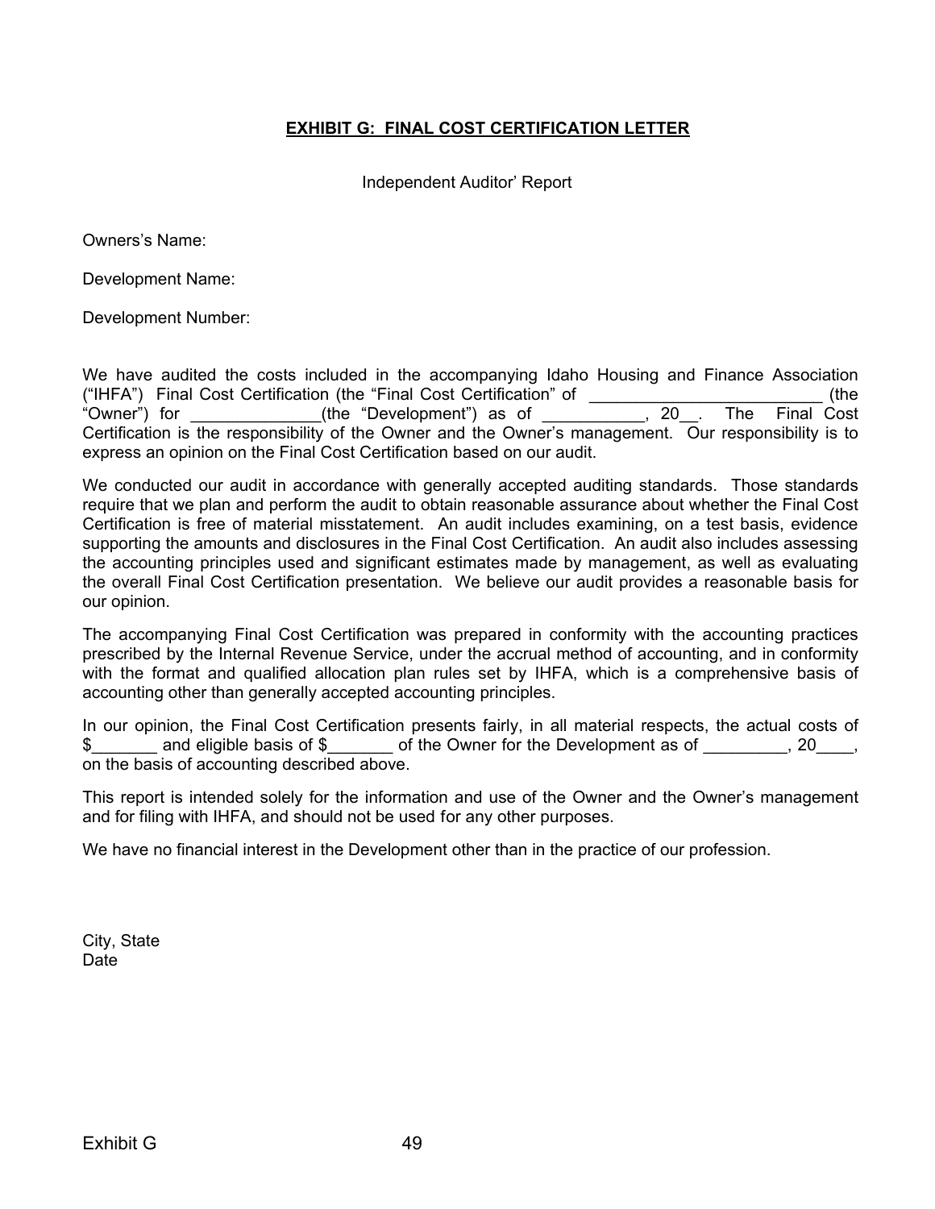## **EXHIBIT G: FINAL COST CERTIFICATION LETTER**

Independent Auditor' Report

Owners's Name:

Development Name:

Development Number:

We have audited the costs included in the accompanying Idaho Housing and Finance Association ("IHFA") Final Cost Certification (the "Final Cost Certification" of _________________________ (the "Owner") for ______________(the "Development") as of ___________, 20__. The Final Cost Certification is the responsibility of the Owner and the Owner's management. Our responsibility is to express an opinion on the Final Cost Certification based on our audit.

We conducted our audit in accordance with generally accepted auditing standards. Those standards require that we plan and perform the audit to obtain reasonable assurance about whether the Final Cost Certification is free of material misstatement. An audit includes examining, on a test basis, evidence supporting the amounts and disclosures in the Final Cost Certification. An audit also includes assessing the accounting principles used and significant estimates made by management, as well as evaluating the overall Final Cost Certification presentation. We believe our audit provides a reasonable basis for our opinion.

The accompanying Final Cost Certification was prepared in conformity with the accounting practices prescribed by the Internal Revenue Service, under the accrual method of accounting, and in conformity with the format and qualified allocation plan rules set by IHFA, which is a comprehensive basis of accounting other than generally accepted accounting principles.

In our opinion, the Final Cost Certification presents fairly, in all material respects, the actual costs of $_______ and eligible basis of $_______ of the Owner for the Development as of _________, 20____, on the basis of accounting described above.

This report is intended solely for the information and use of the Owner and the Owner's management and for filing with IHFA, and should not be used for any other purposes.

We have no financial interest in the Development other than in the practice of our profession.

City, State
Date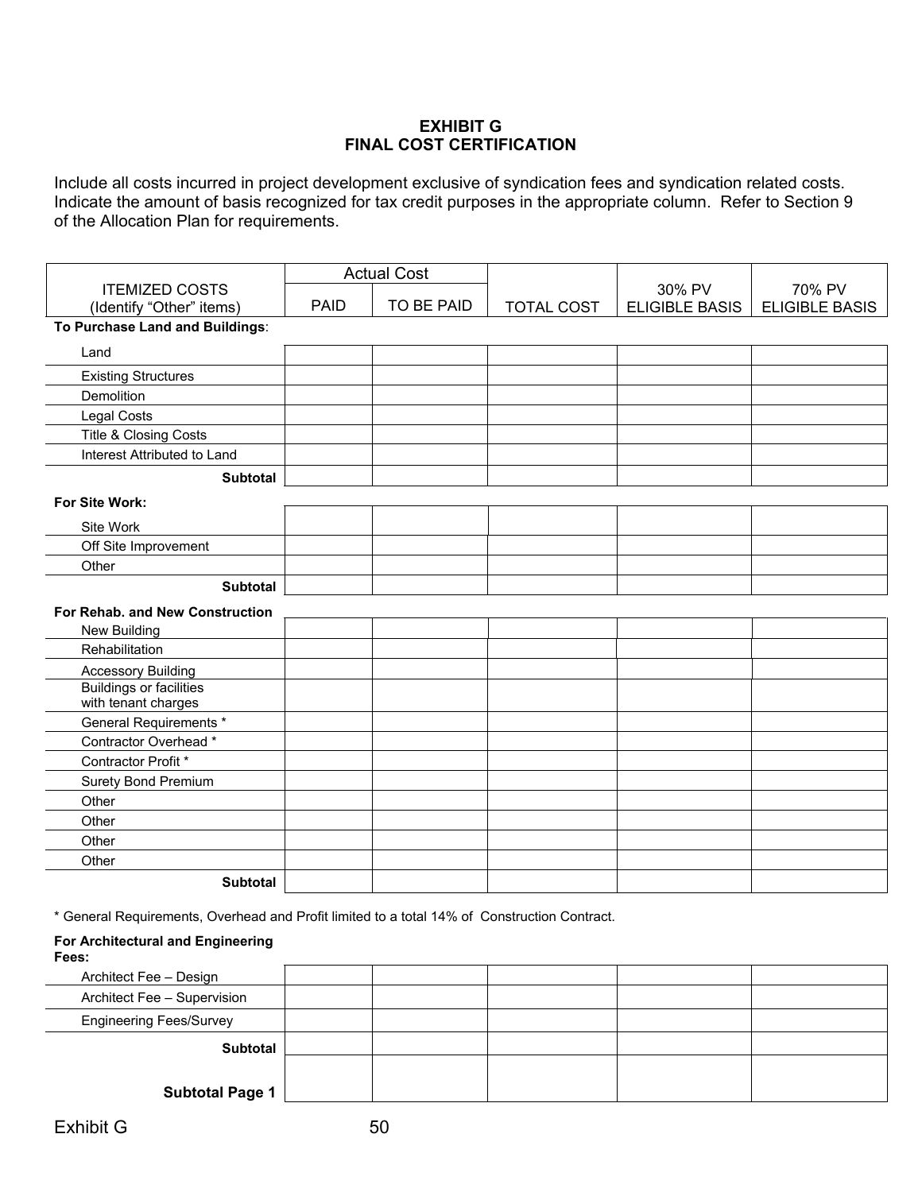# EXHIBIT G
## FINAL COST CERTIFICATION

Include all costs incurred in project development exclusive of syndication fees and syndication related costs. Indicate the amount of basis recognized for tax credit purposes in the appropriate column. Refer to Section 9 of the Allocation Plan for requirements.

| ITEMIZED COSTS (Identify "Other" items) | Actual Cost | | TOTAL COST | 30% PV ELIGIBLE BASIS | 70% PV ELIGIBLE BASIS |
|---|---|---|---|---|---|
| | PAID | TO BE PAID | | | |
| **To Purchase Land and Buildings**: | | | | | |
| Land | | | | | |
| Existing Structures | | | | | |
| Demolition | | | | | |
| Legal Costs | | | | | |
| Title & Closing Costs | | | | | |
| Interest Attributed to Land | | | | | |
| **Subtotal** | | | | | |
| **For Site Work:** | | | | | |
| Site Work | | | | | |
| Off Site Improvement | | | | | |
| Other | | | | | |
| **Subtotal** | | | | | |
| **For Rehab. and New Construction** | | | | | |
| New Building | | | | | |
| Rehabilitation | | | | | |
| Accessory Building | | | | | |
| Buildings or facilities with tenant charges | | | | | |
| General Requirements * | | | | | |
| Contractor Overhead * | | | | | |
| Contractor Profit * | | | | | |
| Surety Bond Premium | | | | | |
| Other | | | | | |
| Other | | | | | |
| Other | | | | | |
| Other | | | | | |
| **Subtotal** | | | | | |

* General Requirements, Overhead and Profit limited to a total 14% of Construction Contract.

| **For Architectural and Engineering Fees:** | | | | | |
|---|---|---|---|---|---|
| Architect Fee – Design | | | | | |
| Architect Fee – Supervision | | | | | |
| Engineering Fees/Survey | | | | | |
| **Subtotal** | | | | | |
| **Subtotal Page 1** | | | | | |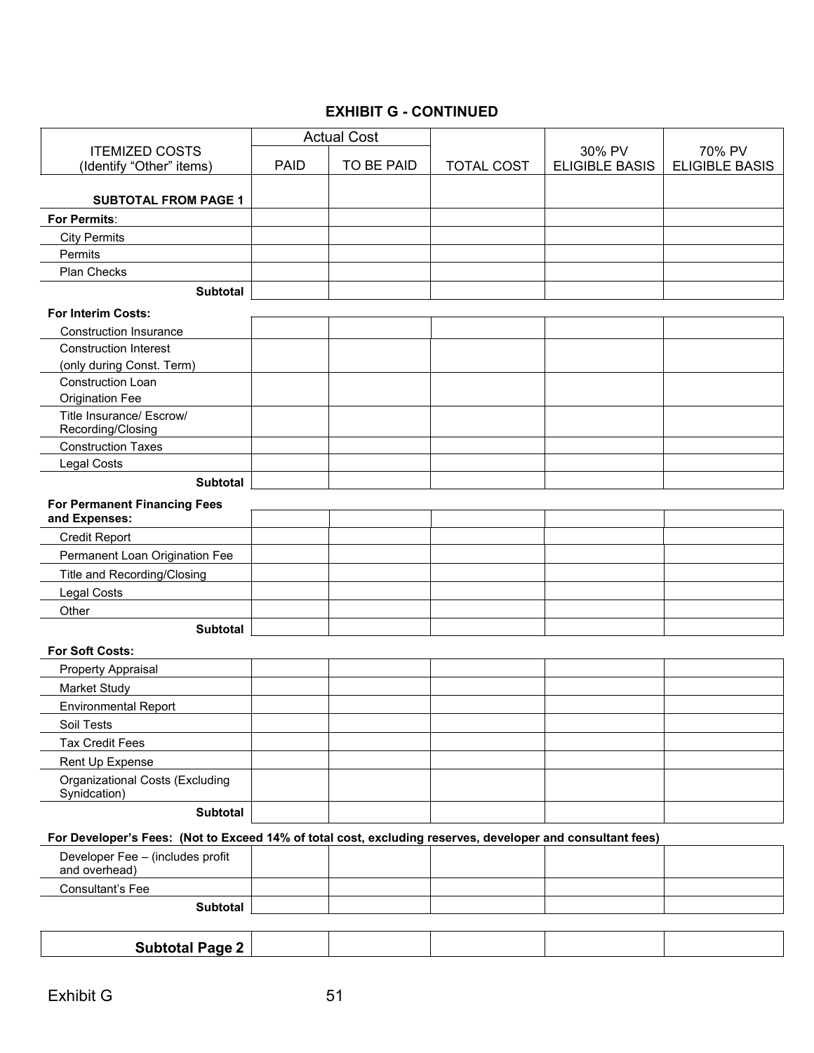## EXHIBIT G - CONTINUED

| ITEMIZED COSTS (Identify "Other" items) | Actual Cost | | TOTAL COST | 30% PV ELIGIBLE BASIS | 70% PV ELIGIBLE BASIS |
|---|---|---|---|---|---|
| | PAID | TO BE PAID | | | |
| **SUBTOTAL FROM PAGE 1** | | | | | |
| **For Permits**: | | | | | |
| City Permits | | | | | |
| Permits | | | | | |
| Plan Checks | | | | | |
| **Subtotal** | | | | | |
| **For Interim Costs:** | | | | | |
| Construction Insurance | | | | | |
| Construction Interest (only during Const. Term) | | | | | |
| Construction Loan Origination Fee | | | | | |
| Title Insurance/ Escrow/ Recording/Closing | | | | | |
| Construction Taxes | | | | | |
| Legal Costs | | | | | |
| **Subtotal** | | | | | |
| **For Permanent Financing Fees and Expenses:** | | | | | |
| Credit Report | | | | | |
| Permanent Loan Origination Fee | | | | | |
| Title and Recording/Closing | | | | | |
| Legal Costs | | | | | |
| Other | | | | | |
| **Subtotal** | | | | | |
| **For Soft Costs:** | | | | | |
| Property Appraisal | | | | | |
| Market Study | | | | | |
| Environmental Report | | | | | |
| Soil Tests | | | | | |
| Tax Credit Fees | | | | | |
| Rent Up Expense | | | | | |
| Organizational Costs (Excluding Synidcation) | | | | | |
| **Subtotal** | | | | | |
| **For Developer's Fees: (Not to Exceed 14% of total cost, excluding reserves, developer and consultant fees)** | | | | | |
| Developer Fee – (includes profit and overhead) | | | | | |
| Consultant's Fee | | | | | |
| **Subtotal** | | | | | |
| **Subtotal Page 2** | | | | | |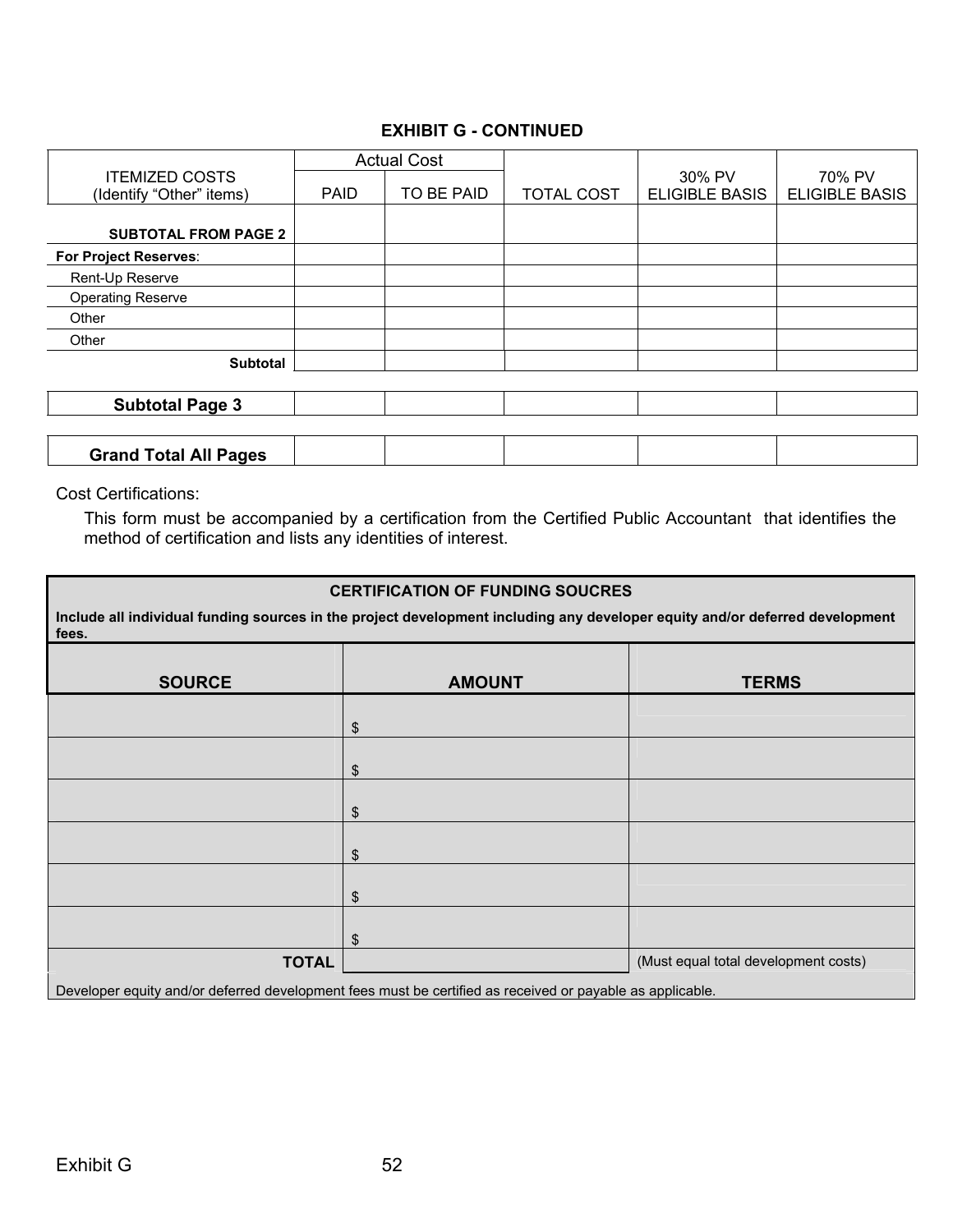### EXHIBIT G - CONTINUED

| ITEMIZED COSTS (Identify "Other" items) | Actual Cost | | TOTAL COST | 30% PV ELIGIBLE BASIS | 70% PV ELIGIBLE BASIS |
|---|---|---|---|---|---|
| | PAID | TO BE PAID | | | |
| **SUBTOTAL FROM PAGE 2** | | | | | |
| **For Project Reserves**: | | | | | |
| Rent-Up Reserve | | | | | |
| Operating Reserve | | | | | |
| Other | | | | | |
| Other | | | | | |
| **Subtotal** | | | | | |
| **Subtotal Page 3** | | | | | |
| **Grand Total All Pages** | | | | | |

Cost Certifications:

This form must be accompanied by a certification from the Certified Public Accountant that identifies the method of certification and lists any identities of interest.

**CERTIFICATION OF FUNDING SOUCRES**

**Include all individual funding sources in the project development including any developer equity and/or deferred development fees.**

| SOURCE | AMOUNT | TERMS |
|---|---|---|
| | $ | |
| | $ | |
| | $ | |
| | $ | |
| | $ | |
| | $ | |
| **TOTAL** | | (Must equal total development costs) |

Developer equity and/or deferred development fees must be certified as received or payable as applicable.